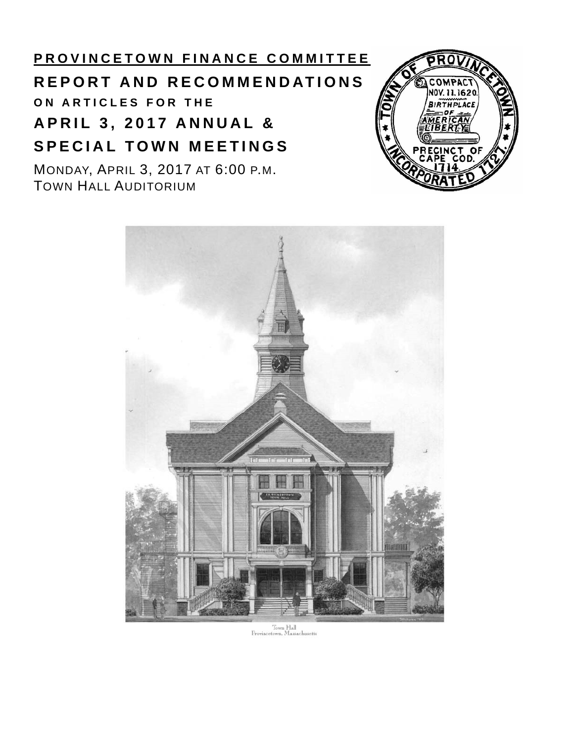# PROVINCETOWN FINANCE COMMITTEE

## REPORT AND RECOMMENDATIONS

### ON ARTICLES FOR THE

## APRIL 3, 2017 ANNUAL & SPECIAL TOWN MEETINGS

MONDAY, APRIL 3, 2017 AT 6:00 P.M.
TOWN HALL AUDITORIUM

Town Hall
Provincetown, Massachusetts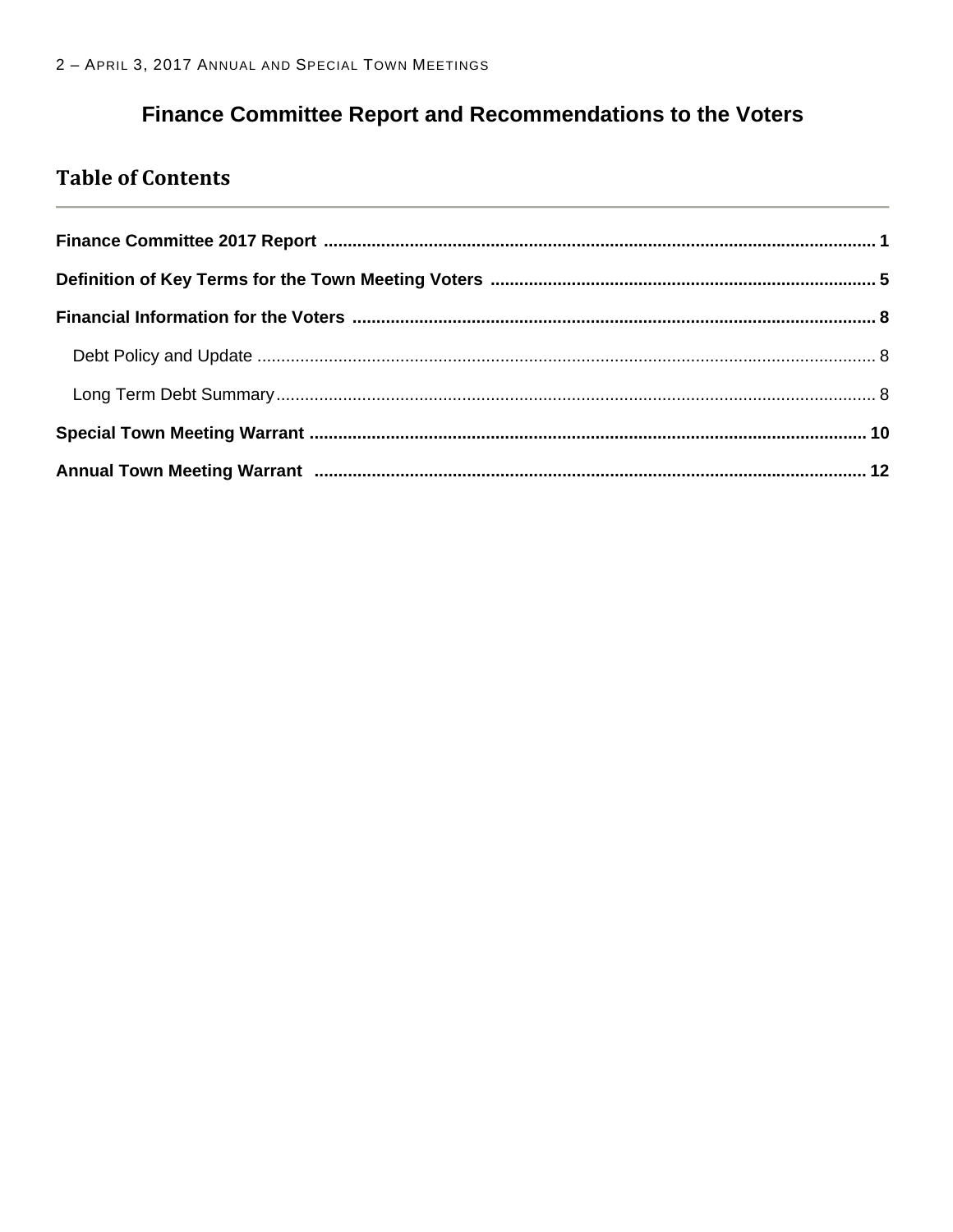# Finance Committee Report and Recommendations to the Voters

## Table of Contents

**Finance Committee 2017 Report** .................................................................................................................. **1**

**Definition of Key Terms for the Town Meeting Voters** ................................................................................. **5**

**Financial Information for the Voters** ............................................................................................................. **8**

Debt Policy and Update ................................................................................................................................. 8

Long Term Debt Summary ............................................................................................................................. 8

**Special Town Meeting Warrant** .................................................................................................................... **10**

**Annual Town Meeting Warrant** .................................................................................................................. **12**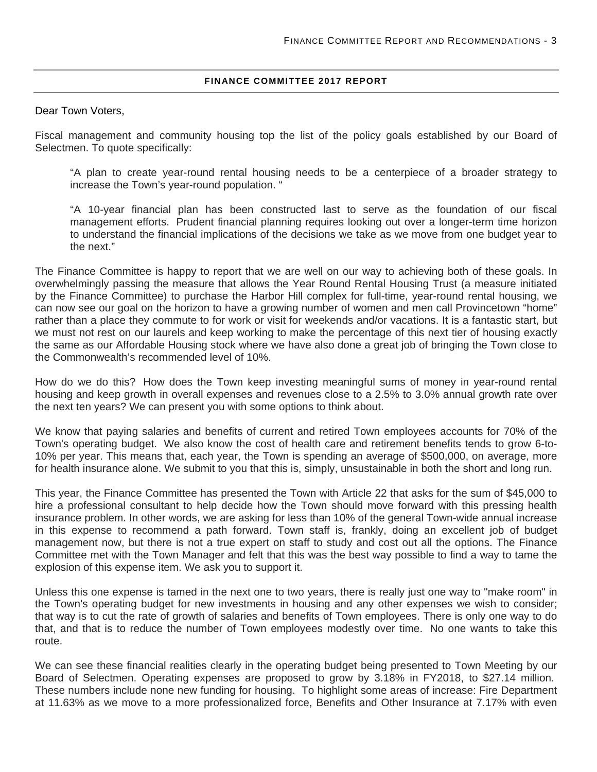## FINANCE COMMITTEE 2017 REPORT

Dear Town Voters,

Fiscal management and community housing top the list of the policy goals established by our Board of Selectmen. To quote specifically:

> "A plan to create year-round rental housing needs to be a centerpiece of a broader strategy to increase the Town's year-round population. "
>
> "A 10-year financial plan has been constructed last to serve as the foundation of our fiscal management efforts. Prudent financial planning requires looking out over a longer-term time horizon to understand the financial implications of the decisions we take as we move from one budget year to the next."

The Finance Committee is happy to report that we are well on our way to achieving both of these goals. In overwhelmingly passing the measure that allows the Year Round Rental Housing Trust (a measure initiated by the Finance Committee) to purchase the Harbor Hill complex for full-time, year-round rental housing, we can now see our goal on the horizon to have a growing number of women and men call Provincetown "home" rather than a place they commute to for work or visit for weekends and/or vacations. It is a fantastic start, but we must not rest on our laurels and keep working to make the percentage of this next tier of housing exactly the same as our Affordable Housing stock where we have also done a great job of bringing the Town close to the Commonwealth's recommended level of 10%.

How do we do this? How does the Town keep investing meaningful sums of money in year-round rental housing and keep growth in overall expenses and revenues close to a 2.5% to 3.0% annual growth rate over the next ten years? We can present you with some options to think about.

We know that paying salaries and benefits of current and retired Town employees accounts for 70% of the Town's operating budget. We also know the cost of health care and retirement benefits tends to grow 6-to-10% per year. This means that, each year, the Town is spending an average of $500,000, on average, more for health insurance alone. We submit to you that this is, simply, unsustainable in both the short and long run.

This year, the Finance Committee has presented the Town with Article 22 that asks for the sum of $45,000 to hire a professional consultant to help decide how the Town should move forward with this pressing health insurance problem. In other words, we are asking for less than 10% of the general Town-wide annual increase in this expense to recommend a path forward. Town staff is, frankly, doing an excellent job of budget management now, but there is not a true expert on staff to study and cost out all the options. The Finance Committee met with the Town Manager and felt that this was the best way possible to find a way to tame the explosion of this expense item. We ask you to support it.

Unless this one expense is tamed in the next one to two years, there is really just one way to "make room" in the Town's operating budget for new investments in housing and any other expenses we wish to consider; that way is to cut the rate of growth of salaries and benefits of Town employees. There is only one way to do that, and that is to reduce the number of Town employees modestly over time. No one wants to take this route.

We can see these financial realities clearly in the operating budget being presented to Town Meeting by our Board of Selectmen. Operating expenses are proposed to grow by 3.18% in FY2018, to $27.14 million. These numbers include none new funding for housing. To highlight some areas of increase: Fire Department at 11.63% as we move to a more professionalized force, Benefits and Other Insurance at 7.17% with even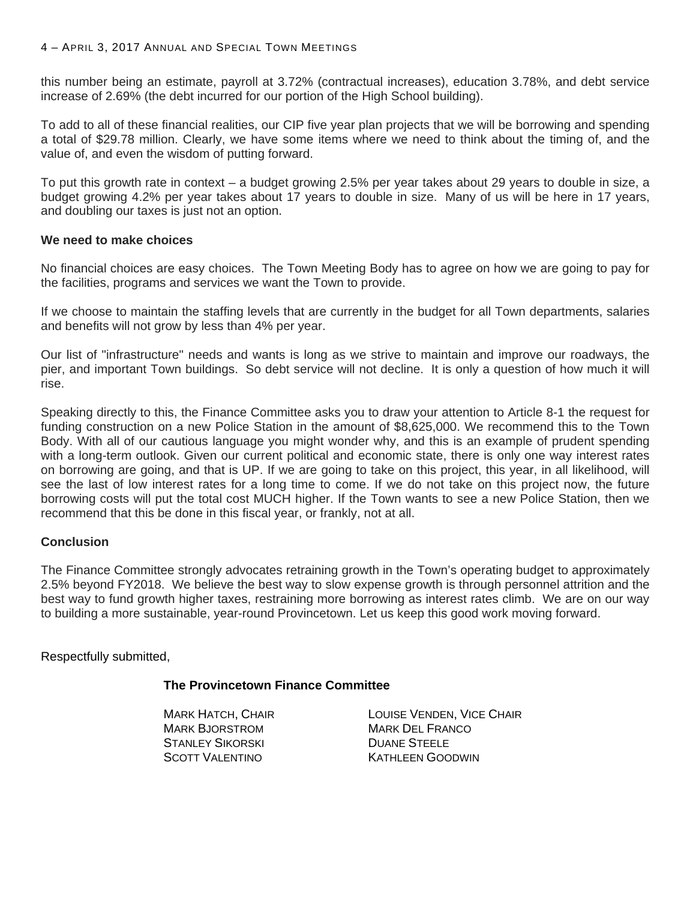this number being an estimate, payroll at 3.72% (contractual increases), education 3.78%, and debt service increase of 2.69% (the debt incurred for our portion of the High School building).

To add to all of these financial realities, our CIP five year plan projects that we will be borrowing and spending a total of $29.78 million. Clearly, we have some items where we need to think about the timing of, and the value of, and even the wisdom of putting forward.

To put this growth rate in context – a budget growing 2.5% per year takes about 29 years to double in size, a budget growing 4.2% per year takes about 17 years to double in size. Many of us will be here in 17 years, and doubling our taxes is just not an option.

**We need to make choices**

No financial choices are easy choices. The Town Meeting Body has to agree on how we are going to pay for the facilities, programs and services we want the Town to provide.

If we choose to maintain the staffing levels that are currently in the budget for all Town departments, salaries and benefits will not grow by less than 4% per year.

Our list of "infrastructure" needs and wants is long as we strive to maintain and improve our roadways, the pier, and important Town buildings. So debt service will not decline. It is only a question of how much it will rise.

Speaking directly to this, the Finance Committee asks you to draw your attention to Article 8-1 the request for funding construction on a new Police Station in the amount of $8,625,000. We recommend this to the Town Body. With all of our cautious language you might wonder why, and this is an example of prudent spending with a long-term outlook. Given our current political and economic state, there is only one way interest rates on borrowing are going, and that is UP. If we are going to take on this project, this year, in all likelihood, will see the last of low interest rates for a long time to come. If we do not take on this project now, the future borrowing costs will put the total cost MUCH higher. If the Town wants to see a new Police Station, then we recommend that this be done in this fiscal year, or frankly, not at all.

**Conclusion**

The Finance Committee strongly advocates retraining growth in the Town's operating budget to approximately 2.5% beyond FY2018. We believe the best way to slow expense growth is through personnel attrition and the best way to fund growth higher taxes, restraining more borrowing as interest rates climb. We are on our way to building a more sustainable, year-round Provincetown. Let us keep this good work moving forward.

Respectfully submitted,

**The Provincetown Finance Committee**

| | |
|---|---|
| Mark Hatch, Chair | Louise Venden, Vice Chair |
| Mark Bjorstrom | Mark Del Franco |
| Stanley Sikorski | Duane Steele |
| Scott Valentino | Kathleen Goodwin |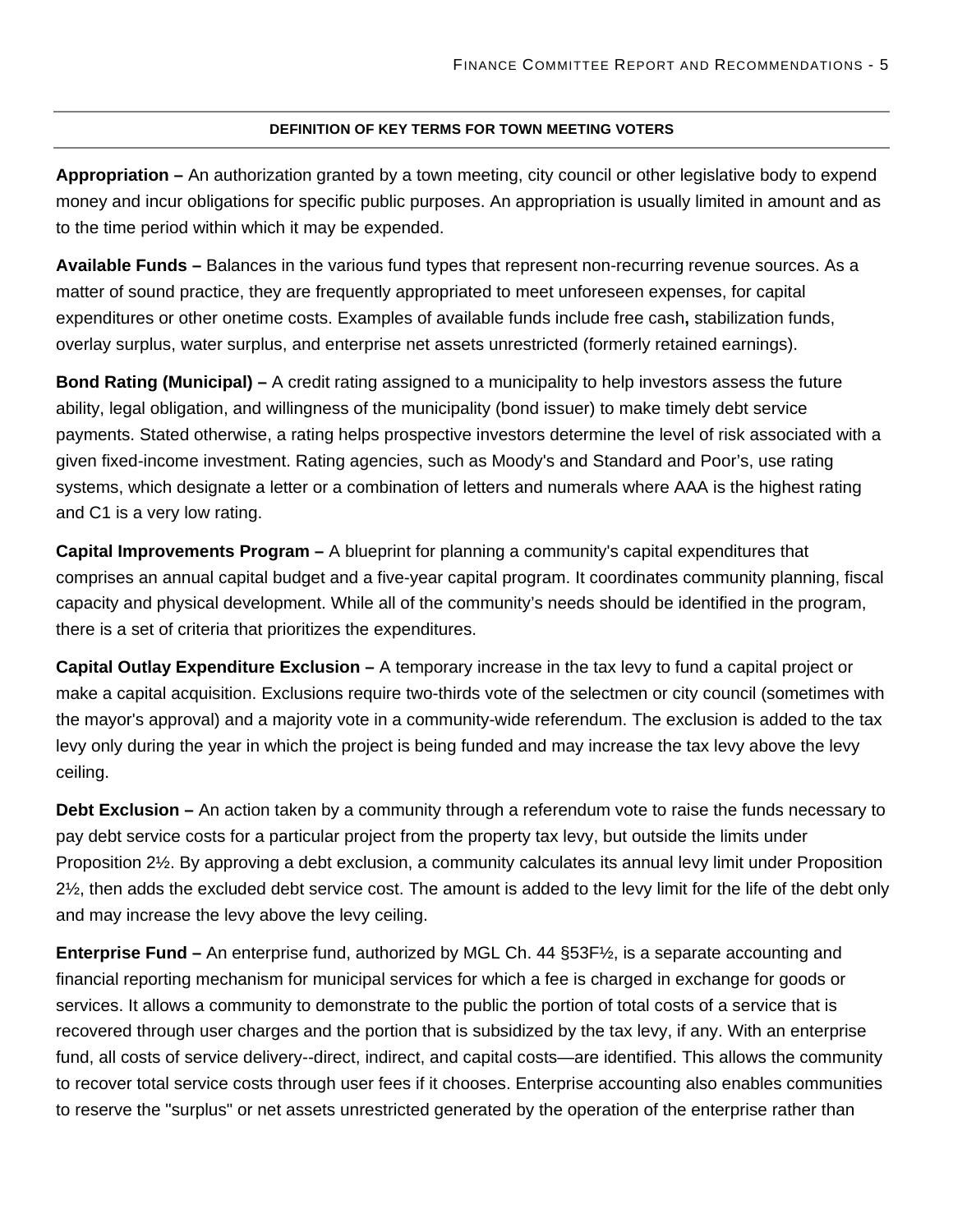## DEFINITION OF KEY TERMS FOR TOWN MEETING VOTERS

**Appropriation –** An authorization granted by a town meeting, city council or other legislative body to expend money and incur obligations for specific public purposes. An appropriation is usually limited in amount and as to the time period within which it may be expended.

**Available Funds –** Balances in the various fund types that represent non-recurring revenue sources. As a matter of sound practice, they are frequently appropriated to meet unforeseen expenses, for capital expenditures or other onetime costs. Examples of available funds include free cash**,** stabilization funds, overlay surplus, water surplus, and enterprise net assets unrestricted (formerly retained earnings).

**Bond Rating (Municipal) –** A credit rating assigned to a municipality to help investors assess the future ability, legal obligation, and willingness of the municipality (bond issuer) to make timely debt service payments. Stated otherwise, a rating helps prospective investors determine the level of risk associated with a given fixed-income investment. Rating agencies, such as Moody's and Standard and Poor's, use rating systems, which designate a letter or a combination of letters and numerals where AAA is the highest rating and C1 is a very low rating.

**Capital Improvements Program –** A blueprint for planning a community's capital expenditures that comprises an annual capital budget and a five-year capital program. It coordinates community planning, fiscal capacity and physical development. While all of the community's needs should be identified in the program, there is a set of criteria that prioritizes the expenditures.

**Capital Outlay Expenditure Exclusion –** A temporary increase in the tax levy to fund a capital project or make a capital acquisition. Exclusions require two-thirds vote of the selectmen or city council (sometimes with the mayor's approval) and a majority vote in a community-wide referendum. The exclusion is added to the tax levy only during the year in which the project is being funded and may increase the tax levy above the levy ceiling.

**Debt Exclusion –** An action taken by a community through a referendum vote to raise the funds necessary to pay debt service costs for a particular project from the property tax levy, but outside the limits under Proposition 2½. By approving a debt exclusion, a community calculates its annual levy limit under Proposition 2½, then adds the excluded debt service cost. The amount is added to the levy limit for the life of the debt only and may increase the levy above the levy ceiling.

**Enterprise Fund –** An enterprise fund, authorized by MGL Ch. 44 §53F½, is a separate accounting and financial reporting mechanism for municipal services for which a fee is charged in exchange for goods or services. It allows a community to demonstrate to the public the portion of total costs of a service that is recovered through user charges and the portion that is subsidized by the tax levy, if any. With an enterprise fund, all costs of service delivery--direct, indirect, and capital costs—are identified. This allows the community to recover total service costs through user fees if it chooses. Enterprise accounting also enables communities to reserve the "surplus" or net assets unrestricted generated by the operation of the enterprise rather than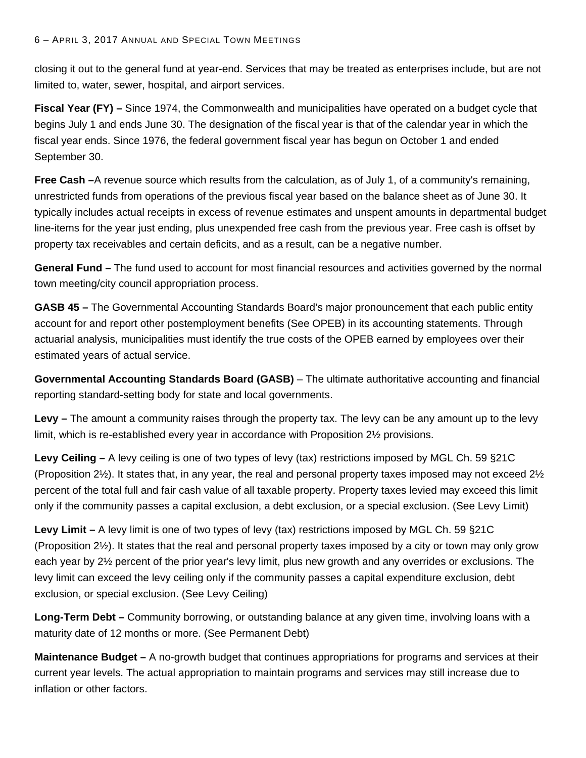closing it out to the general fund at year-end. Services that may be treated as enterprises include, but are not limited to, water, sewer, hospital, and airport services.

**Fiscal Year (FY) –** Since 1974, the Commonwealth and municipalities have operated on a budget cycle that begins July 1 and ends June 30. The designation of the fiscal year is that of the calendar year in which the fiscal year ends. Since 1976, the federal government fiscal year has begun on October 1 and ended September 30.

**Free Cash –**A revenue source which results from the calculation, as of July 1, of a community's remaining, unrestricted funds from operations of the previous fiscal year based on the balance sheet as of June 30. It typically includes actual receipts in excess of revenue estimates and unspent amounts in departmental budget line-items for the year just ending, plus unexpended free cash from the previous year. Free cash is offset by property tax receivables and certain deficits, and as a result, can be a negative number.

**General Fund –** The fund used to account for most financial resources and activities governed by the normal town meeting/city council appropriation process.

**GASB 45 –** The Governmental Accounting Standards Board's major pronouncement that each public entity account for and report other postemployment benefits (See OPEB) in its accounting statements. Through actuarial analysis, municipalities must identify the true costs of the OPEB earned by employees over their estimated years of actual service.

**Governmental Accounting Standards Board (GASB)** – The ultimate authoritative accounting and financial reporting standard-setting body for state and local governments.

**Levy –** The amount a community raises through the property tax. The levy can be any amount up to the levy limit, which is re-established every year in accordance with Proposition 2½ provisions.

**Levy Ceiling –** A levy ceiling is one of two types of levy (tax) restrictions imposed by MGL Ch. 59 §21C (Proposition 2½). It states that, in any year, the real and personal property taxes imposed may not exceed 2½ percent of the total full and fair cash value of all taxable property. Property taxes levied may exceed this limit only if the community passes a capital exclusion, a debt exclusion, or a special exclusion. (See Levy Limit)

**Levy Limit –** A levy limit is one of two types of levy (tax) restrictions imposed by MGL Ch. 59 §21C (Proposition 2½). It states that the real and personal property taxes imposed by a city or town may only grow each year by 2½ percent of the prior year's levy limit, plus new growth and any overrides or exclusions. The levy limit can exceed the levy ceiling only if the community passes a capital expenditure exclusion, debt exclusion, or special exclusion. (See Levy Ceiling)

**Long-Term Debt –** Community borrowing, or outstanding balance at any given time, involving loans with a maturity date of 12 months or more. (See Permanent Debt)

**Maintenance Budget –** A no-growth budget that continues appropriations for programs and services at their current year levels. The actual appropriation to maintain programs and services may still increase due to inflation or other factors.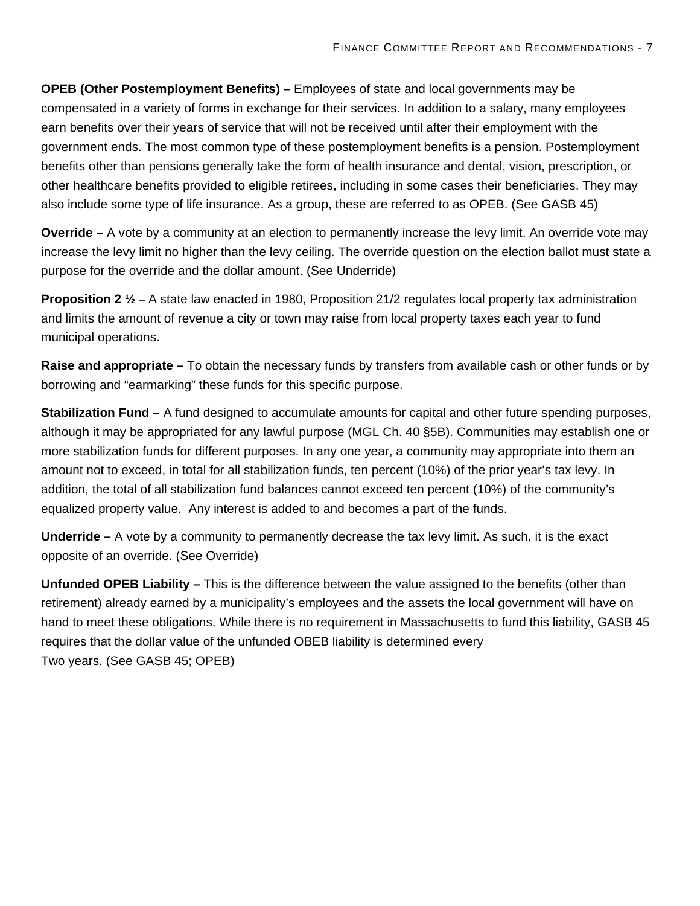**OPEB (Other Postemployment Benefits) –** Employees of state and local governments may be compensated in a variety of forms in exchange for their services. In addition to a salary, many employees earn benefits over their years of service that will not be received until after their employment with the government ends. The most common type of these postemployment benefits is a pension. Postemployment benefits other than pensions generally take the form of health insurance and dental, vision, prescription, or other healthcare benefits provided to eligible retirees, including in some cases their beneficiaries. They may also include some type of life insurance. As a group, these are referred to as OPEB. (See GASB 45)

**Override –** A vote by a community at an election to permanently increase the levy limit. An override vote may increase the levy limit no higher than the levy ceiling. The override question on the election ballot must state a purpose for the override and the dollar amount. (See Underride)

**Proposition 2 ½** – A state law enacted in 1980, Proposition 21/2 regulates local property tax administration and limits the amount of revenue a city or town may raise from local property taxes each year to fund municipal operations.

**Raise and appropriate –** To obtain the necessary funds by transfers from available cash or other funds or by borrowing and "earmarking" these funds for this specific purpose.

**Stabilization Fund –** A fund designed to accumulate amounts for capital and other future spending purposes, although it may be appropriated for any lawful purpose (MGL Ch. 40 §5B). Communities may establish one or more stabilization funds for different purposes. In any one year, a community may appropriate into them an amount not to exceed, in total for all stabilization funds, ten percent (10%) of the prior year's tax levy. In addition, the total of all stabilization fund balances cannot exceed ten percent (10%) of the community's equalized property value. Any interest is added to and becomes a part of the funds.

**Underride –** A vote by a community to permanently decrease the tax levy limit. As such, it is the exact opposite of an override. (See Override)

**Unfunded OPEB Liability –** This is the difference between the value assigned to the benefits (other than retirement) already earned by a municipality's employees and the assets the local government will have on hand to meet these obligations. While there is no requirement in Massachusetts to fund this liability, GASB 45 requires that the dollar value of the unfunded OBEB liability is determined every
Two years. (See GASB 45; OPEB)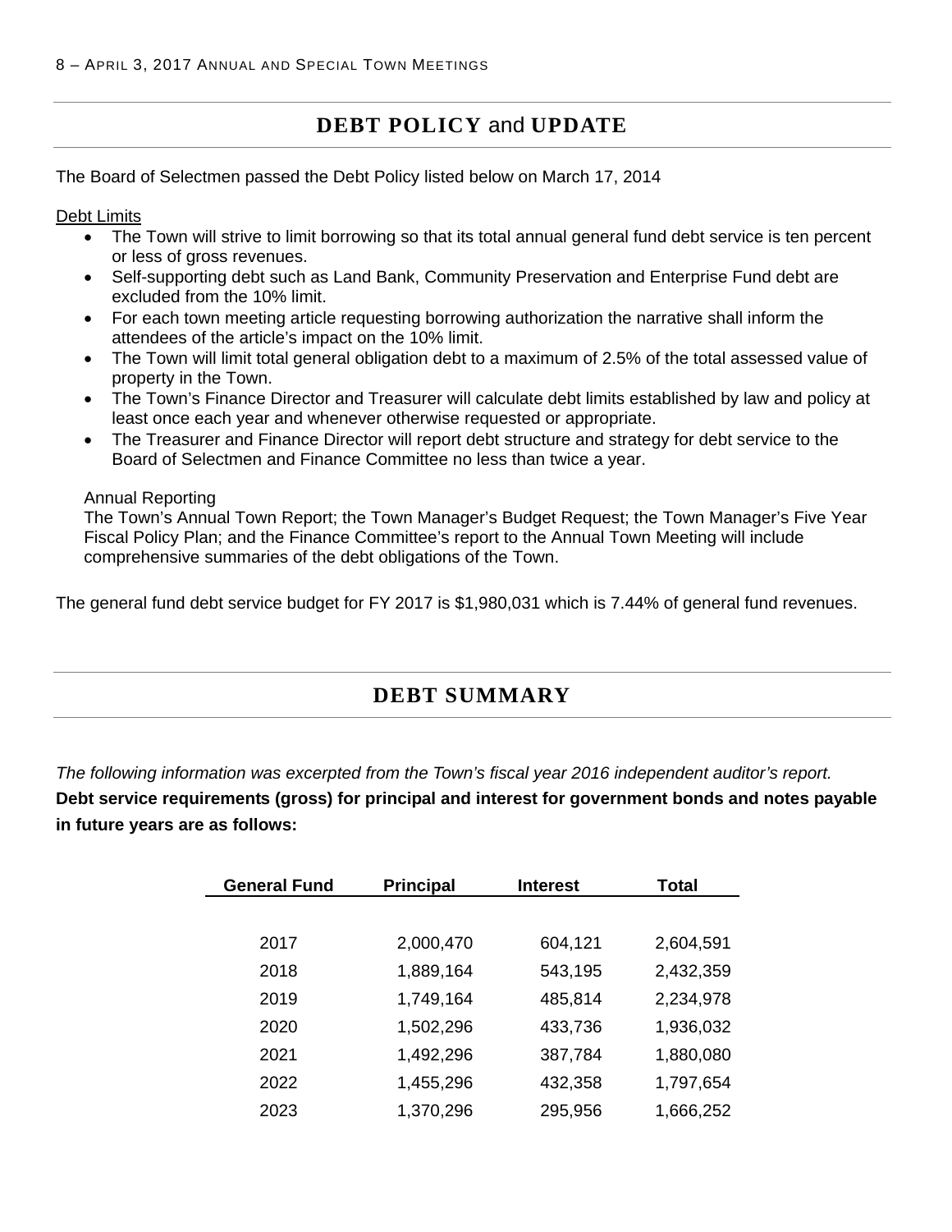## **DEBT POLICY** and **UPDATE**

The Board of Selectmen passed the Debt Policy listed below on March 17, 2014

Debt Limits

- The Town will strive to limit borrowing so that its total annual general fund debt service is ten percent or less of gross revenues.
- Self-supporting debt such as Land Bank, Community Preservation and Enterprise Fund debt are excluded from the 10% limit.
- For each town meeting article requesting borrowing authorization the narrative shall inform the attendees of the article's impact on the 10% limit.
- The Town will limit total general obligation debt to a maximum of 2.5% of the total assessed value of property in the Town.
- The Town's Finance Director and Treasurer will calculate debt limits established by law and policy at least once each year and whenever otherwise requested or appropriate.
- The Treasurer and Finance Director will report debt structure and strategy for debt service to the Board of Selectmen and Finance Committee no less than twice a year.

Annual Reporting

The Town's Annual Town Report; the Town Manager's Budget Request; the Town Manager's Five Year Fiscal Policy Plan; and the Finance Committee's report to the Annual Town Meeting will include comprehensive summaries of the debt obligations of the Town.

The general fund debt service budget for FY 2017 is $1,980,031 which is 7.44% of general fund revenues.

## **DEBT SUMMARY**

*The following information was excerpted from the Town's fiscal year 2016 independent auditor's report.*

**Debt service requirements (gross) for principal and interest for government bonds and notes payable in future years are as follows:**

| General Fund | Principal | Interest | Total |
|---|---|---|---|
| 2017 | 2,000,470 | 604,121 | 2,604,591 |
| 2018 | 1,889,164 | 543,195 | 2,432,359 |
| 2019 | 1,749,164 | 485,814 | 2,234,978 |
| 2020 | 1,502,296 | 433,736 | 1,936,032 |
| 2021 | 1,492,296 | 387,784 | 1,880,080 |
| 2022 | 1,455,296 | 432,358 | 1,797,654 |
| 2023 | 1,370,296 | 295,956 | 1,666,252 |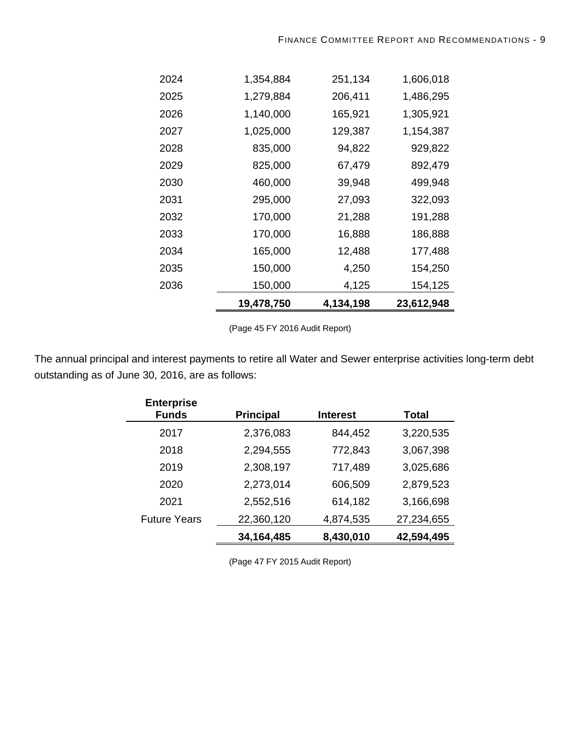| | | | |
|---|---|---|---|
| 2024 | 1,354,884 | 251,134 | 1,606,018 |
| 2025 | 1,279,884 | 206,411 | 1,486,295 |
| 2026 | 1,140,000 | 165,921 | 1,305,921 |
| 2027 | 1,025,000 | 129,387 | 1,154,387 |
| 2028 | 835,000 | 94,822 | 929,822 |
| 2029 | 825,000 | 67,479 | 892,479 |
| 2030 | 460,000 | 39,948 | 499,948 |
| 2031 | 295,000 | 27,093 | 322,093 |
| 2032 | 170,000 | 21,288 | 191,288 |
| 2033 | 170,000 | 16,888 | 186,888 |
| 2034 | 165,000 | 12,488 | 177,488 |
| 2035 | 150,000 | 4,250 | 154,250 |
| 2036 | 150,000 | 4,125 | 154,125 |
| | **19,478,750** | **4,134,198** | **23,612,948** |

(Page 45 FY 2016 Audit Report)

The annual principal and interest payments to retire all Water and Sewer enterprise activities long-term debt outstanding as of June 30, 2016, are as follows:

| Enterprise Funds | Principal | Interest | Total |
|---|---|---|---|
| 2017 | 2,376,083 | 844,452 | 3,220,535 |
| 2018 | 2,294,555 | 772,843 | 3,067,398 |
| 2019 | 2,308,197 | 717,489 | 3,025,686 |
| 2020 | 2,273,014 | 606,509 | 2,879,523 |
| 2021 | 2,552,516 | 614,182 | 3,166,698 |
| Future Years | 22,360,120 | 4,874,535 | 27,234,655 |
| | **34,164,485** | **8,430,010** | **42,594,495** |

(Page 47 FY 2015 Audit Report)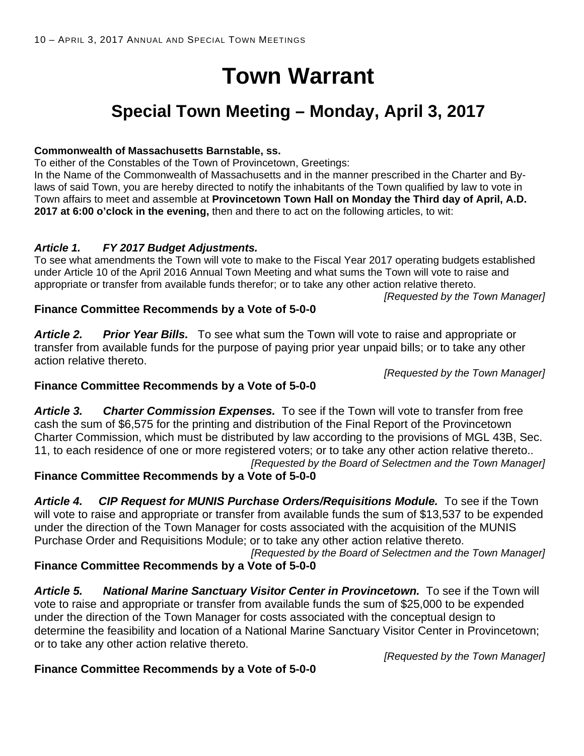# Town Warrant

## Special Town Meeting – Monday, April 3, 2017

**Commonwealth of Massachusetts Barnstable, ss.**
To either of the Constables of the Town of Provincetown, Greetings:
In the Name of the Commonwealth of Massachusetts and in the manner prescribed in the Charter and By-laws of said Town, you are hereby directed to notify the inhabitants of the Town qualified by law to vote in Town affairs to meet and assemble at **Provincetown Town Hall on Monday the Third day of April, A.D. 2017 at 6:00 o'clock in the evening,** then and there to act on the following articles, to wit:

***Article 1. FY 2017 Budget Adjustments.***
To see what amendments the Town will vote to make to the Fiscal Year 2017 operating budgets established under Article 10 of the April 2016 Annual Town Meeting and what sums the Town will vote to raise and appropriate or transfer from available funds therefor; or to take any other action relative thereto.

*[Requested by the Town Manager]*

**Finance Committee Recommends by a Vote of 5-0-0**

***Article 2. Prior Year Bills.*** To see what sum the Town will vote to raise and appropriate or transfer from available funds for the purpose of paying prior year unpaid bills; or to take any other action relative thereto.

*[Requested by the Town Manager]*

**Finance Committee Recommends by a Vote of 5-0-0**

***Article 3. Charter Commission Expenses.*** To see if the Town will vote to transfer from free cash the sum of $6,575 for the printing and distribution of the Final Report of the Provincetown Charter Commission, which must be distributed by law according to the provisions of MGL 43B, Sec. 11, to each residence of one or more registered voters; or to take any other action relative thereto..

*[Requested by the Board of Selectmen and the Town Manager]*

**Finance Committee Recommends by a Vote of 5-0-0**

***Article 4. CIP Request for MUNIS Purchase Orders/Requisitions Module.*** To see if the Town will vote to raise and appropriate or transfer from available funds the sum of $13,537 to be expended under the direction of the Town Manager for costs associated with the acquisition of the MUNIS Purchase Order and Requisitions Module; or to take any other action relative thereto.

*[Requested by the Board of Selectmen and the Town Manager]*

**Finance Committee Recommends by a Vote of 5-0-0**

***Article 5. National Marine Sanctuary Visitor Center in Provincetown.*** To see if the Town will vote to raise and appropriate or transfer from available funds the sum of $25,000 to be expended under the direction of the Town Manager for costs associated with the conceptual design to determine the feasibility and location of a National Marine Sanctuary Visitor Center in Provincetown; or to take any other action relative thereto.

*[Requested by the Town Manager]*

**Finance Committee Recommends by a Vote of 5-0-0**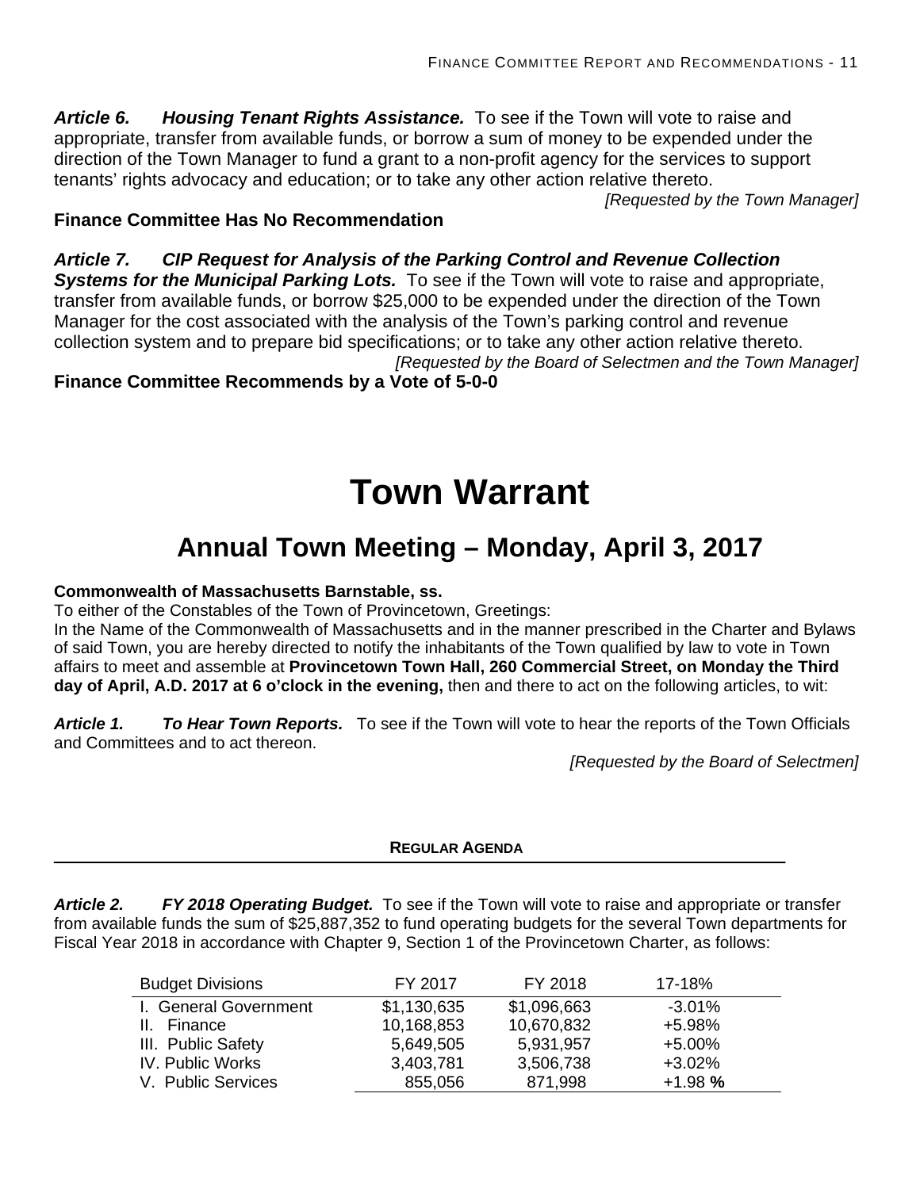***Article 6. Housing Tenant Rights Assistance.*** To see if the Town will vote to raise and appropriate, transfer from available funds, or borrow a sum of money to be expended under the direction of the Town Manager to fund a grant to a non-profit agency for the services to support tenants' rights advocacy and education; or to take any other action relative thereto.

*[Requested by the Town Manager]*

**Finance Committee Has No Recommendation**

***Article 7. CIP Request for Analysis of the Parking Control and Revenue Collection Systems for the Municipal Parking Lots.*** To see if the Town will vote to raise and appropriate, transfer from available funds, or borrow $25,000 to be expended under the direction of the Town Manager for the cost associated with the analysis of the Town's parking control and revenue collection system and to prepare bid specifications; or to take any other action relative thereto.

*[Requested by the Board of Selectmen and the Town Manager]*

**Finance Committee Recommends by a Vote of 5-0-0**

# Town Warrant

## Annual Town Meeting – Monday, April 3, 2017

**Commonwealth of Massachusetts Barnstable, ss.**

To either of the Constables of the Town of Provincetown, Greetings:

In the Name of the Commonwealth of Massachusetts and in the manner prescribed in the Charter and Bylaws of said Town, you are hereby directed to notify the inhabitants of the Town qualified by law to vote in Town affairs to meet and assemble at **Provincetown Town Hall, 260 Commercial Street, on Monday the Third day of April, A.D. 2017 at 6 o'clock in the evening,** then and there to act on the following articles, to wit:

***Article 1. To Hear Town Reports.*** To see if the Town will vote to hear the reports of the Town Officials and Committees and to act thereon.

*[Requested by the Board of Selectmen]*

**REGULAR AGENDA**

***Article 2. FY 2018 Operating Budget.*** To see if the Town will vote to raise and appropriate or transfer from available funds the sum of $25,887,352 to fund operating budgets for the several Town departments for Fiscal Year 2018 in accordance with Chapter 9, Section 1 of the Provincetown Charter, as follows:

| Budget Divisions | FY 2017 | FY 2018 | 17-18% |
|---|---|---|---|
| I. General Government | $1,130,635 | $1,096,663 | -3.01% |
| II. Finance | 10,168,853 | 10,670,832 | +5.98% |
| III. Public Safety | 5,649,505 | 5,931,957 | +5.00% |
| IV. Public Works | 3,403,781 | 3,506,738 | +3.02% |
| V. Public Services | 855,056 | 871,998 | +1.98 % |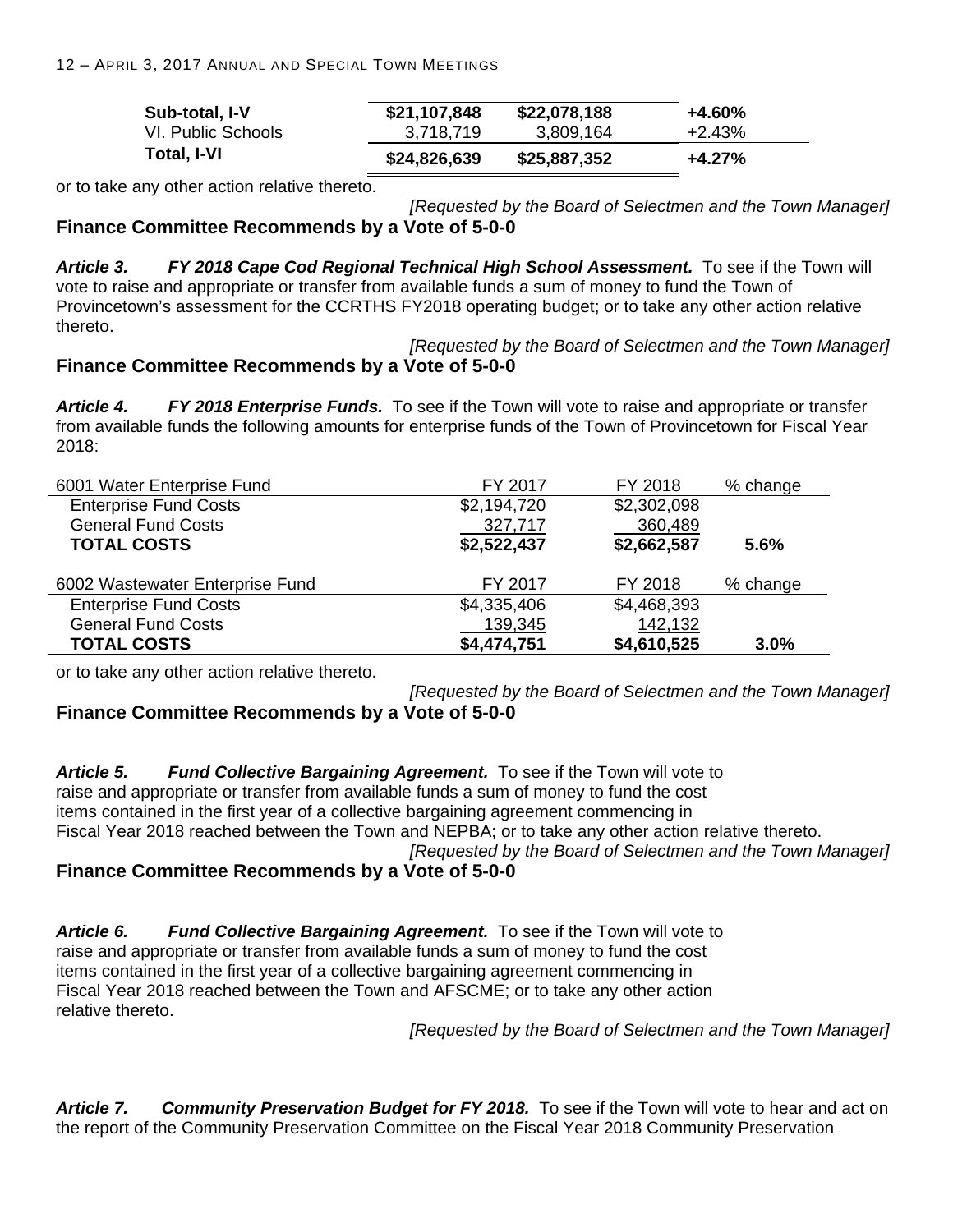| | | | |
|---|---|---|---|
| **Sub-total, I-V** | **$21,107,848** | **$22,078,188** | **+4.60%** |
| VI. Public Schools | 3,718,719 | 3,809,164 | +2.43% |
| **Total, I-VI** | **$24,826,639** | **$25,887,352** | **+4.27%** |

or to take any other action relative thereto.

*[Requested by the Board of Selectmen and the Town Manager]*

**Finance Committee Recommends by a Vote of 5-0-0**

***Article 3. FY 2018 Cape Cod Regional Technical High School Assessment.*** To see if the Town will vote to raise and appropriate or transfer from available funds a sum of money to fund the Town of Provincetown's assessment for the CCRTHS FY2018 operating budget; or to take any other action relative thereto.

*[Requested by the Board of Selectmen and the Town Manager]*

**Finance Committee Recommends by a Vote of 5-0-0**

***Article 4. FY 2018 Enterprise Funds.*** To see if the Town will vote to raise and appropriate or transfer from available funds the following amounts for enterprise funds of the Town of Provincetown for Fiscal Year 2018:

| 6001 Water Enterprise Fund | FY 2017 | FY 2018 | % change |
|---|---|---|---|
| Enterprise Fund Costs | $2,194,720 | $2,302,098 | |
| General Fund Costs | 327,717 | 360,489 | |
| **TOTAL COSTS** | **$2,522,437** | **$2,662,587** | **5.6%** |

| 6002 Wastewater Enterprise Fund | FY 2017 | FY 2018 | % change |
|---|---|---|---|
| Enterprise Fund Costs | $4,335,406 | $4,468,393 | |
| General Fund Costs | 139,345 | 142,132 | |
| **TOTAL COSTS** | **$4,474,751** | **$4,610,525** | **3.0%** |

or to take any other action relative thereto.

*[Requested by the Board of Selectmen and the Town Manager]*

**Finance Committee Recommends by a Vote of 5-0-0**

***Article 5. Fund Collective Bargaining Agreement.*** To see if the Town will vote to raise and appropriate or transfer from available funds a sum of money to fund the cost items contained in the first year of a collective bargaining agreement commencing in Fiscal Year 2018 reached between the Town and NEPBA; or to take any other action relative thereto.

*[Requested by the Board of Selectmen and the Town Manager]*

**Finance Committee Recommends by a Vote of 5-0-0**

***Article 6. Fund Collective Bargaining Agreement.*** To see if the Town will vote to raise and appropriate or transfer from available funds a sum of money to fund the cost items contained in the first year of a collective bargaining agreement commencing in Fiscal Year 2018 reached between the Town and AFSCME; or to take any other action relative thereto.

*[Requested by the Board of Selectmen and the Town Manager]*

***Article 7. Community Preservation Budget for FY 2018.*** To see if the Town will vote to hear and act on the report of the Community Preservation Committee on the Fiscal Year 2018 Community Preservation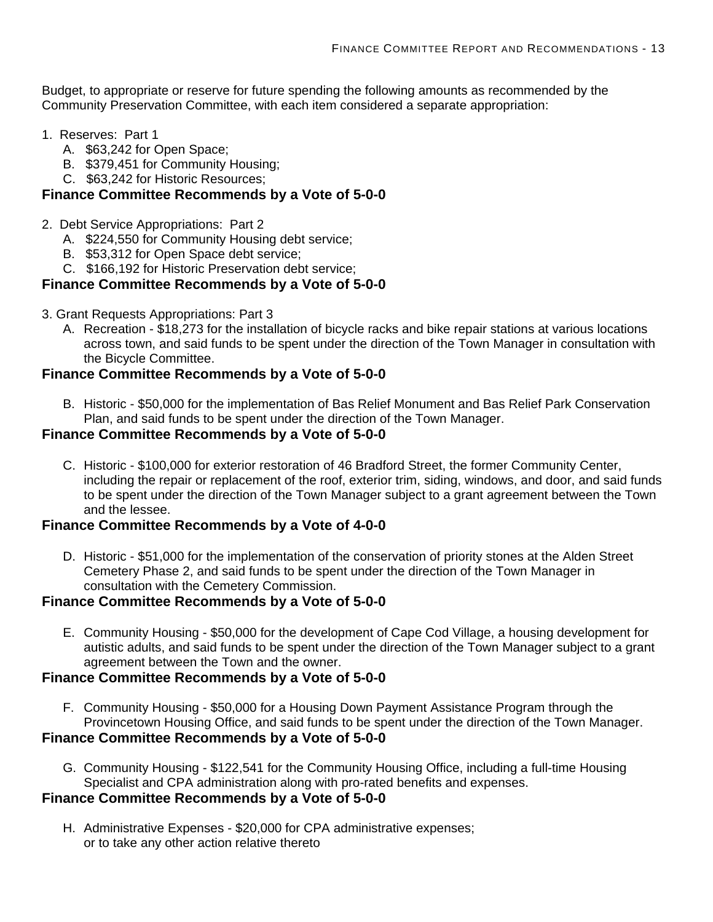Budget, to appropriate or reserve for future spending the following amounts as recommended by the Community Preservation Committee, with each item considered a separate appropriation:

1. Reserves: Part 1
   - A. $63,242 for Open Space;
   - B. $379,451 for Community Housing;
   - C. $63,242 for Historic Resources;

**Finance Committee Recommends by a Vote of 5-0-0**

2. Debt Service Appropriations: Part 2
   - A. $224,550 for Community Housing debt service;
   - B. $53,312 for Open Space debt service;
   - C. $166,192 for Historic Preservation debt service;

**Finance Committee Recommends by a Vote of 5-0-0**

3. Grant Requests Appropriations: Part 3
   - A. Recreation - $18,273 for the installation of bicycle racks and bike repair stations at various locations across town, and said funds to be spent under the direction of the Town Manager in consultation with the Bicycle Committee.

**Finance Committee Recommends by a Vote of 5-0-0**

   - B. Historic - $50,000 for the implementation of Bas Relief Monument and Bas Relief Park Conservation Plan, and said funds to be spent under the direction of the Town Manager.

**Finance Committee Recommends by a Vote of 5-0-0**

   - C. Historic - $100,000 for exterior restoration of 46 Bradford Street, the former Community Center, including the repair or replacement of the roof, exterior trim, siding, windows, and door, and said funds to be spent under the direction of the Town Manager subject to a grant agreement between the Town and the lessee.

**Finance Committee Recommends by a Vote of 4-0-0**

   - D. Historic - $51,000 for the implementation of the conservation of priority stones at the Alden Street Cemetery Phase 2, and said funds to be spent under the direction of the Town Manager in consultation with the Cemetery Commission.

**Finance Committee Recommends by a Vote of 5-0-0**

   - E. Community Housing - $50,000 for the development of Cape Cod Village, a housing development for autistic adults, and said funds to be spent under the direction of the Town Manager subject to a grant agreement between the Town and the owner.

**Finance Committee Recommends by a Vote of 5-0-0**

   - F. Community Housing - $50,000 for a Housing Down Payment Assistance Program through the Provincetown Housing Office, and said funds to be spent under the direction of the Town Manager.

**Finance Committee Recommends by a Vote of 5-0-0**

   - G. Community Housing - $122,541 for the Community Housing Office, including a full-time Housing Specialist and CPA administration along with pro-rated benefits and expenses.

**Finance Committee Recommends by a Vote of 5-0-0**

   - H. Administrative Expenses - $20,000 for CPA administrative expenses; or to take any other action relative thereto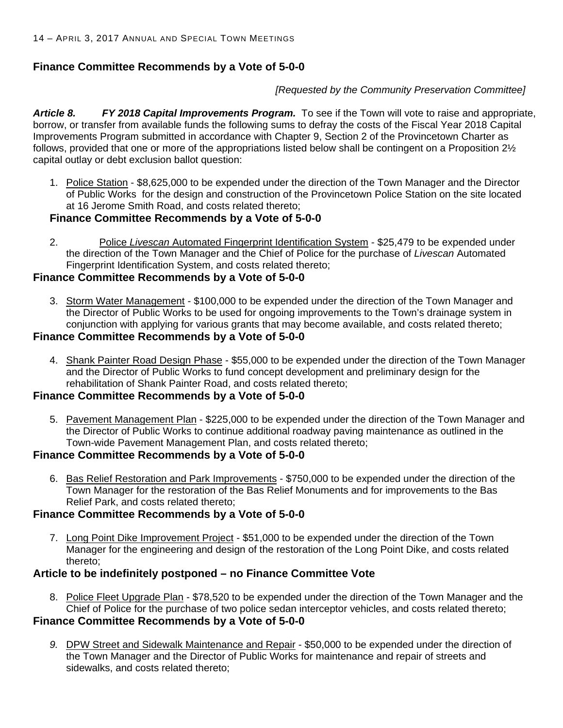**Finance Committee Recommends by a Vote of 5-0-0**

*[Requested by the Community Preservation Committee]*

***Article 8. FY 2018 Capital Improvements Program.*** To see if the Town will vote to raise and appropriate, borrow, or transfer from available funds the following sums to defray the costs of the Fiscal Year 2018 Capital Improvements Program submitted in accordance with Chapter 9, Section 2 of the Provincetown Charter as follows, provided that one or more of the appropriations listed below shall be contingent on a Proposition 2½ capital outlay or debt exclusion ballot question:

1. Police Station - $8,625,000 to be expended under the direction of the Town Manager and the Director of Public Works for the design and construction of the Provincetown Police Station on the site located at 16 Jerome Smith Road, and costs related thereto;

**Finance Committee Recommends by a Vote of 5-0-0**

2. Police *Livescan* Automated Fingerprint Identification System - $25,479 to be expended under the direction of the Town Manager and the Chief of Police for the purchase of *Livescan* Automated Fingerprint Identification System, and costs related thereto;

**Finance Committee Recommends by a Vote of 5-0-0**

3. Storm Water Management - $100,000 to be expended under the direction of the Town Manager and the Director of Public Works to be used for ongoing improvements to the Town's drainage system in conjunction with applying for various grants that may become available, and costs related thereto;

**Finance Committee Recommends by a Vote of 5-0-0**

4. Shank Painter Road Design Phase - $55,000 to be expended under the direction of the Town Manager and the Director of Public Works to fund concept development and preliminary design for the rehabilitation of Shank Painter Road, and costs related thereto;

**Finance Committee Recommends by a Vote of 5-0-0**

5. Pavement Management Plan - $225,000 to be expended under the direction of the Town Manager and the Director of Public Works to continue additional roadway paving maintenance as outlined in the Town-wide Pavement Management Plan, and costs related thereto;

**Finance Committee Recommends by a Vote of 5-0-0**

6. Bas Relief Restoration and Park Improvements - $750,000 to be expended under the direction of the Town Manager for the restoration of the Bas Relief Monuments and for improvements to the Bas Relief Park, and costs related thereto;

**Finance Committee Recommends by a Vote of 5-0-0**

7. Long Point Dike Improvement Project - $51,000 to be expended under the direction of the Town Manager for the engineering and design of the restoration of the Long Point Dike, and costs related thereto;

**Article to be indefinitely postponed – no Finance Committee Vote**

8. Police Fleet Upgrade Plan - $78,520 to be expended under the direction of the Town Manager and the Chief of Police for the purchase of two police sedan interceptor vehicles, and costs related thereto;

**Finance Committee Recommends by a Vote of 5-0-0**

9. DPW Street and Sidewalk Maintenance and Repair - $50,000 to be expended under the direction of the Town Manager and the Director of Public Works for maintenance and repair of streets and sidewalks, and costs related thereto;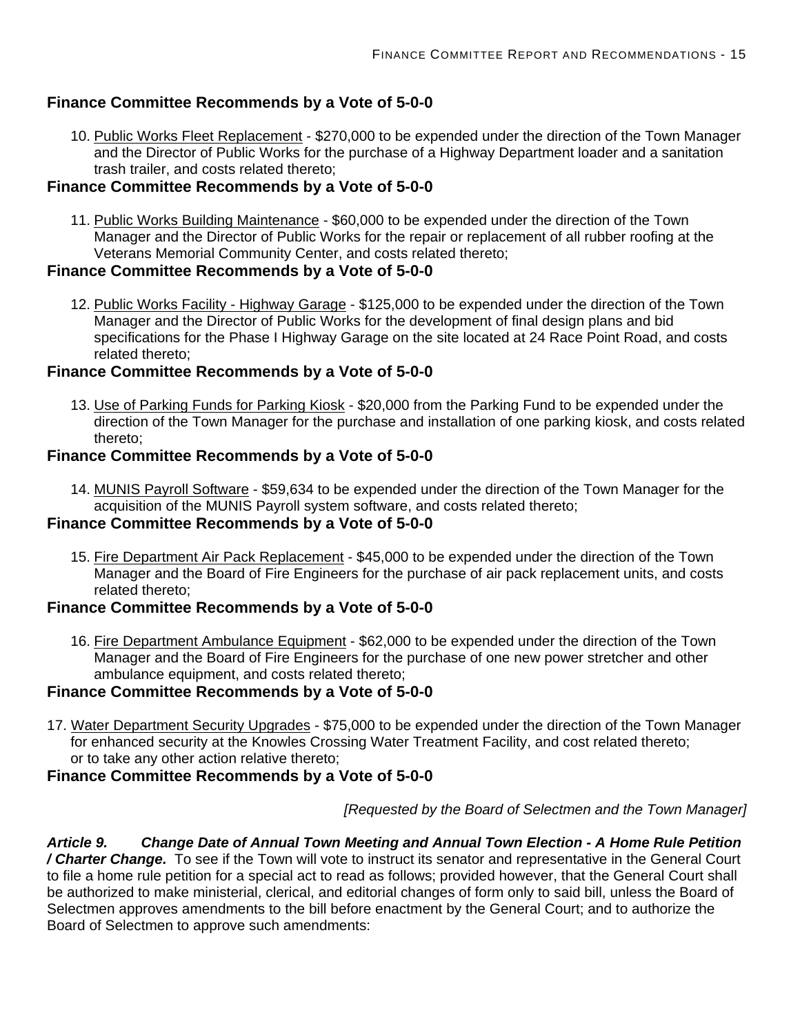**Finance Committee Recommends by a Vote of 5-0-0**

10. Public Works Fleet Replacement - $270,000 to be expended under the direction of the Town Manager and the Director of Public Works for the purchase of a Highway Department loader and a sanitation trash trailer, and costs related thereto;

**Finance Committee Recommends by a Vote of 5-0-0**

11. Public Works Building Maintenance - $60,000 to be expended under the direction of the Town Manager and the Director of Public Works for the repair or replacement of all rubber roofing at the Veterans Memorial Community Center, and costs related thereto;

**Finance Committee Recommends by a Vote of 5-0-0**

12. Public Works Facility - Highway Garage - $125,000 to be expended under the direction of the Town Manager and the Director of Public Works for the development of final design plans and bid specifications for the Phase I Highway Garage on the site located at 24 Race Point Road, and costs related thereto;

**Finance Committee Recommends by a Vote of 5-0-0**

13. Use of Parking Funds for Parking Kiosk - $20,000 from the Parking Fund to be expended under the direction of the Town Manager for the purchase and installation of one parking kiosk, and costs related thereto;

**Finance Committee Recommends by a Vote of 5-0-0**

14. MUNIS Payroll Software - $59,634 to be expended under the direction of the Town Manager for the acquisition of the MUNIS Payroll system software, and costs related thereto;

**Finance Committee Recommends by a Vote of 5-0-0**

15. Fire Department Air Pack Replacement - $45,000 to be expended under the direction of the Town Manager and the Board of Fire Engineers for the purchase of air pack replacement units, and costs related thereto;

**Finance Committee Recommends by a Vote of 5-0-0**

16. Fire Department Ambulance Equipment - $62,000 to be expended under the direction of the Town Manager and the Board of Fire Engineers for the purchase of one new power stretcher and other ambulance equipment, and costs related thereto;

**Finance Committee Recommends by a Vote of 5-0-0**

17. Water Department Security Upgrades - $75,000 to be expended under the direction of the Town Manager for enhanced security at the Knowles Crossing Water Treatment Facility, and cost related thereto; or to take any other action relative thereto;

**Finance Committee Recommends by a Vote of 5-0-0**

*[Requested by the Board of Selectmen and the Town Manager]*

***Article 9. Change Date of Annual Town Meeting and Annual Town Election - A Home Rule Petition / Charter Change.*** To see if the Town will vote to instruct its senator and representative in the General Court to file a home rule petition for a special act to read as follows; provided however, that the General Court shall be authorized to make ministerial, clerical, and editorial changes of form only to said bill, unless the Board of Selectmen approves amendments to the bill before enactment by the General Court; and to authorize the Board of Selectmen to approve such amendments: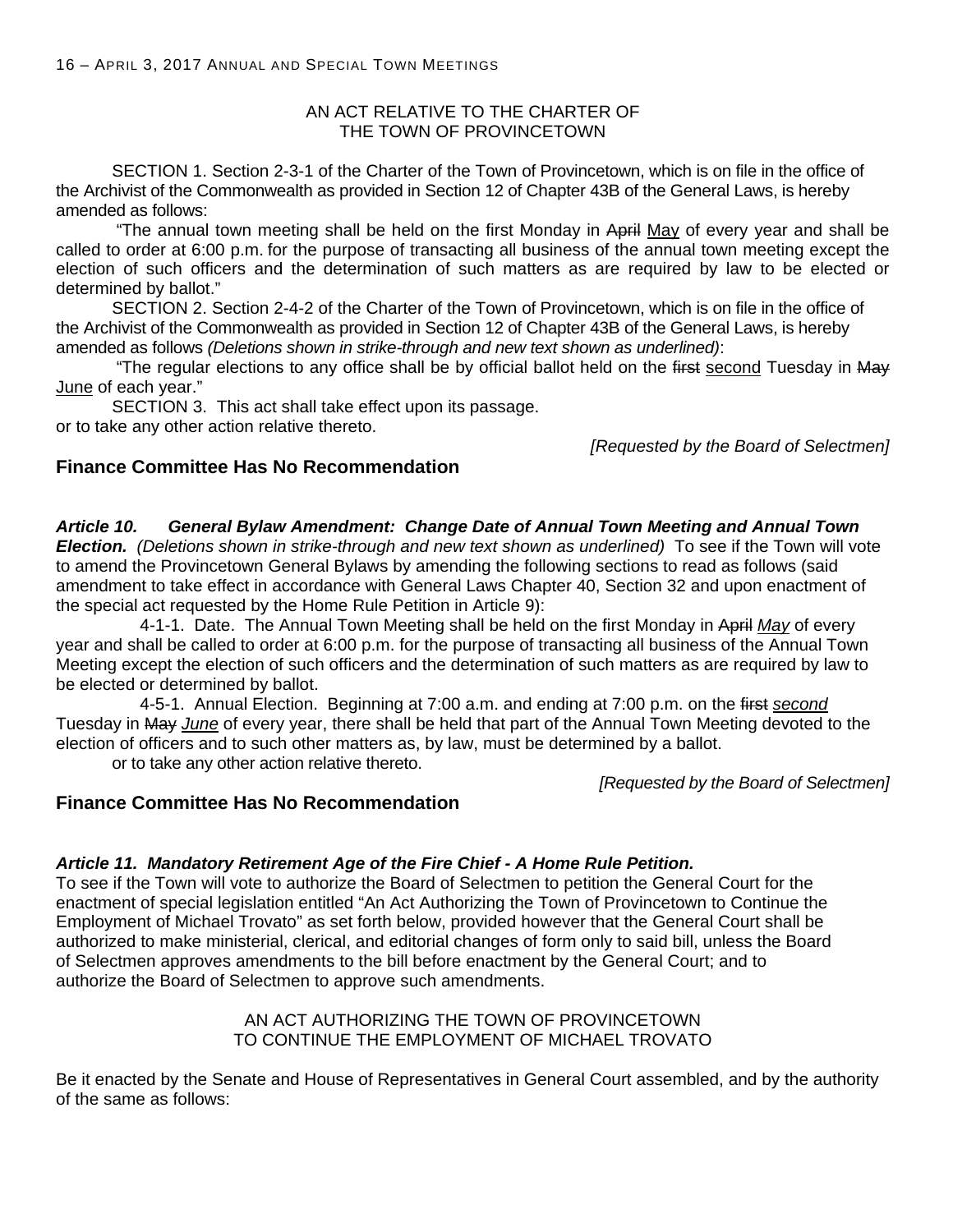AN ACT RELATIVE TO THE CHARTER OF
THE TOWN OF PROVINCETOWN

SECTION 1. Section 2-3-1 of the Charter of the Town of Provincetown, which is on file in the office of the Archivist of the Commonwealth as provided in Section 12 of Chapter 43B of the General Laws, is hereby amended as follows:

"The annual town meeting shall be held on the first Monday in ~~April~~ <u>May</u> of every year and shall be called to order at 6:00 p.m. for the purpose of transacting all business of the annual town meeting except the election of such officers and the determination of such matters as are required by law to be elected or determined by ballot."

SECTION 2. Section 2-4-2 of the Charter of the Town of Provincetown, which is on file in the office of the Archivist of the Commonwealth as provided in Section 12 of Chapter 43B of the General Laws, is hereby amended as follows *(Deletions shown in strike-through and new text shown as underlined)*:

"The regular elections to any office shall be by official ballot held on the ~~first~~ <u>second</u> Tuesday in ~~May~~ <u>June</u> of each year."

SECTION 3. This act shall take effect upon its passage.

or to take any other action relative thereto.

*[Requested by the Board of Selectmen]*

**Finance Committee Has No Recommendation**

***Article 10. General Bylaw Amendment: Change Date of Annual Town Meeting and Annual Town Election.*** *(Deletions shown in strike-through and new text shown as underlined)* To see if the Town will vote to amend the Provincetown General Bylaws by amending the following sections to read as follows (said amendment to take effect in accordance with General Laws Chapter 40, Section 32 and upon enactment of the special act requested by the Home Rule Petition in Article 9):

4-1-1. Date. The Annual Town Meeting shall be held on the first Monday in ~~April~~ <u>*May*</u> of every year and shall be called to order at 6:00 p.m. for the purpose of transacting all business of the Annual Town Meeting except the election of such officers and the determination of such matters as are required by law to be elected or determined by ballot.

4-5-1. Annual Election. Beginning at 7:00 a.m. and ending at 7:00 p.m. on the ~~first~~ <u>*second*</u> Tuesday in ~~May~~ <u>*June*</u> of every year, there shall be held that part of the Annual Town Meeting devoted to the election of officers and to such other matters as, by law, must be determined by a ballot.

or to take any other action relative thereto.

*[Requested by the Board of Selectmen]*

**Finance Committee Has No Recommendation**

***Article 11. Mandatory Retirement Age of the Fire Chief - A Home Rule Petition.***

To see if the Town will vote to authorize the Board of Selectmen to petition the General Court for the enactment of special legislation entitled "An Act Authorizing the Town of Provincetown to Continue the Employment of Michael Trovato" as set forth below, provided however that the General Court shall be authorized to make ministerial, clerical, and editorial changes of form only to said bill, unless the Board of Selectmen approves amendments to the bill before enactment by the General Court; and to authorize the Board of Selectmen to approve such amendments.

AN ACT AUTHORIZING THE TOWN OF PROVINCETOWN
TO CONTINUE THE EMPLOYMENT OF MICHAEL TROVATO

Be it enacted by the Senate and House of Representatives in General Court assembled, and by the authority of the same as follows: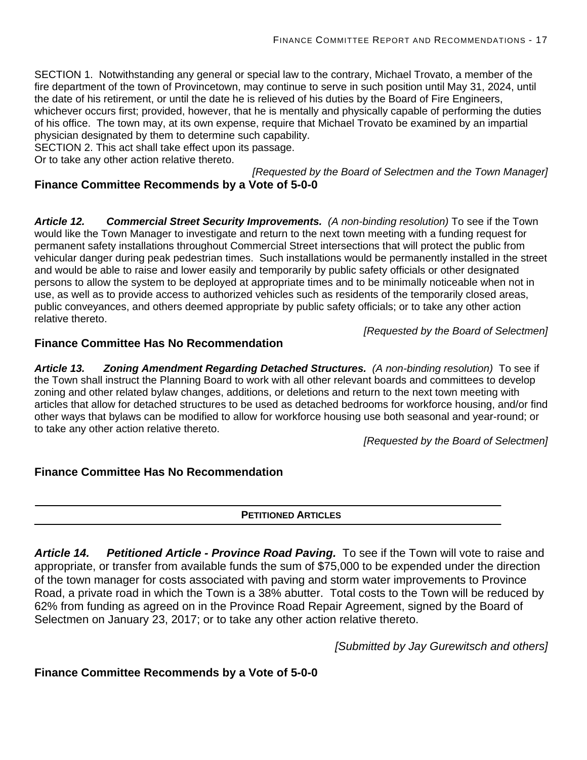SECTION 1. Notwithstanding any general or special law to the contrary, Michael Trovato, a member of the fire department of the town of Provincetown, may continue to serve in such position until May 31, 2024, until the date of his retirement, or until the date he is relieved of his duties by the Board of Fire Engineers, whichever occurs first; provided, however, that he is mentally and physically capable of performing the duties of his office. The town may, at its own expense, require that Michael Trovato be examined by an impartial physician designated by them to determine such capability.
SECTION 2. This act shall take effect upon its passage.
Or to take any other action relative thereto.

*[Requested by the Board of Selectmen and the Town Manager]*

**Finance Committee Recommends by a Vote of 5-0-0**

***Article 12. Commercial Street Security Improvements.*** *(A non-binding resolution)* To see if the Town would like the Town Manager to investigate and return to the next town meeting with a funding request for permanent safety installations throughout Commercial Street intersections that will protect the public from vehicular danger during peak pedestrian times. Such installations would be permanently installed in the street and would be able to raise and lower easily and temporarily by public safety officials or other designated persons to allow the system to be deployed at appropriate times and to be minimally noticeable when not in use, as well as to provide access to authorized vehicles such as residents of the temporarily closed areas, public conveyances, and others deemed appropriate by public safety officials; or to take any other action relative thereto.

*[Requested by the Board of Selectmen]*

**Finance Committee Has No Recommendation**

***Article 13. Zoning Amendment Regarding Detached Structures.*** *(A non-binding resolution)* To see if the Town shall instruct the Planning Board to work with all other relevant boards and committees to develop zoning and other related bylaw changes, additions, or deletions and return to the next town meeting with articles that allow for detached structures to be used as detached bedrooms for workforce housing, and/or find other ways that bylaws can be modified to allow for workforce housing use both seasonal and year-round; or to take any other action relative thereto.

*[Requested by the Board of Selectmen]*

**Finance Committee Has No Recommendation**

## PETITIONED ARTICLES

***Article 14. Petitioned Article - Province Road Paving.*** To see if the Town will vote to raise and appropriate, or transfer from available funds the sum of $75,000 to be expended under the direction of the town manager for costs associated with paving and storm water improvements to Province Road, a private road in which the Town is a 38% abutter. Total costs to the Town will be reduced by 62% from funding as agreed on in the Province Road Repair Agreement, signed by the Board of Selectmen on January 23, 2017; or to take any other action relative thereto.

*[Submitted by Jay Gurewitsch and others]*

**Finance Committee Recommends by a Vote of 5-0-0**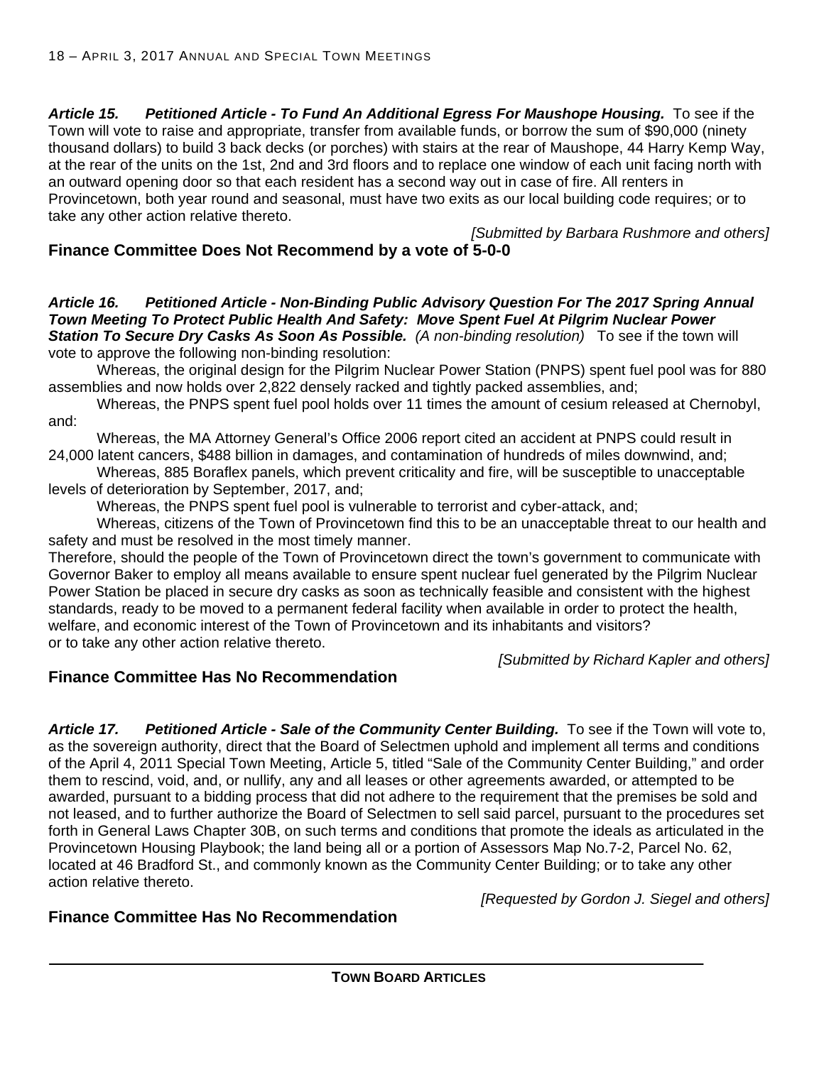***Article 15. Petitioned Article - To Fund An Additional Egress For Maushope Housing.*** To see if the Town will vote to raise and appropriate, transfer from available funds, or borrow the sum of $90,000 (ninety thousand dollars) to build 3 back decks (or porches) with stairs at the rear of Maushope, 44 Harry Kemp Way, at the rear of the units on the 1st, 2nd and 3rd floors and to replace one window of each unit facing north with an outward opening door so that each resident has a second way out in case of fire. All renters in Provincetown, both year round and seasonal, must have two exits as our local building code requires; or to take any other action relative thereto.

*[Submitted by Barbara Rushmore and others]*

**Finance Committee Does Not Recommend by a vote of 5-0-0**

***Article 16. Petitioned Article - Non-Binding Public Advisory Question For The 2017 Spring Annual Town Meeting To Protect Public Health And Safety: Move Spent Fuel At Pilgrim Nuclear Power Station To Secure Dry Casks As Soon As Possible.*** *(A non-binding resolution)* To see if the town will vote to approve the following non-binding resolution:

Whereas, the original design for the Pilgrim Nuclear Power Station (PNPS) spent fuel pool was for 880 assemblies and now holds over 2,822 densely racked and tightly packed assemblies, and;

Whereas, the PNPS spent fuel pool holds over 11 times the amount of cesium released at Chernobyl, and:

Whereas, the MA Attorney General's Office 2006 report cited an accident at PNPS could result in 24,000 latent cancers, $488 billion in damages, and contamination of hundreds of miles downwind, and;

Whereas, 885 Boraflex panels, which prevent criticality and fire, will be susceptible to unacceptable levels of deterioration by September, 2017, and;

Whereas, the PNPS spent fuel pool is vulnerable to terrorist and cyber-attack, and;

Whereas, citizens of the Town of Provincetown find this to be an unacceptable threat to our health and safety and must be resolved in the most timely manner.

Therefore, should the people of the Town of Provincetown direct the town's government to communicate with Governor Baker to employ all means available to ensure spent nuclear fuel generated by the Pilgrim Nuclear Power Station be placed in secure dry casks as soon as technically feasible and consistent with the highest standards, ready to be moved to a permanent federal facility when available in order to protect the health, welfare, and economic interest of the Town of Provincetown and its inhabitants and visitors?
or to take any other action relative thereto.

*[Submitted by Richard Kapler and others]*

**Finance Committee Has No Recommendation**

***Article 17. Petitioned Article - Sale of the Community Center Building.*** To see if the Town will vote to, as the sovereign authority, direct that the Board of Selectmen uphold and implement all terms and conditions of the April 4, 2011 Special Town Meeting, Article 5, titled "Sale of the Community Center Building," and order them to rescind, void, and, or nullify, any and all leases or other agreements awarded, or attempted to be awarded, pursuant to a bidding process that did not adhere to the requirement that the premises be sold and not leased, and to further authorize the Board of Selectmen to sell said parcel, pursuant to the procedures set forth in General Laws Chapter 30B, on such terms and conditions that promote the ideals as articulated in the Provincetown Housing Playbook; the land being all or a portion of Assessors Map No.7-2, Parcel No. 62, located at 46 Bradford St., and commonly known as the Community Center Building; or to take any other action relative thereto.

*[Requested by Gordon J. Siegel and others]*

**Finance Committee Has No Recommendation**

---

**TOWN BOARD ARTICLES**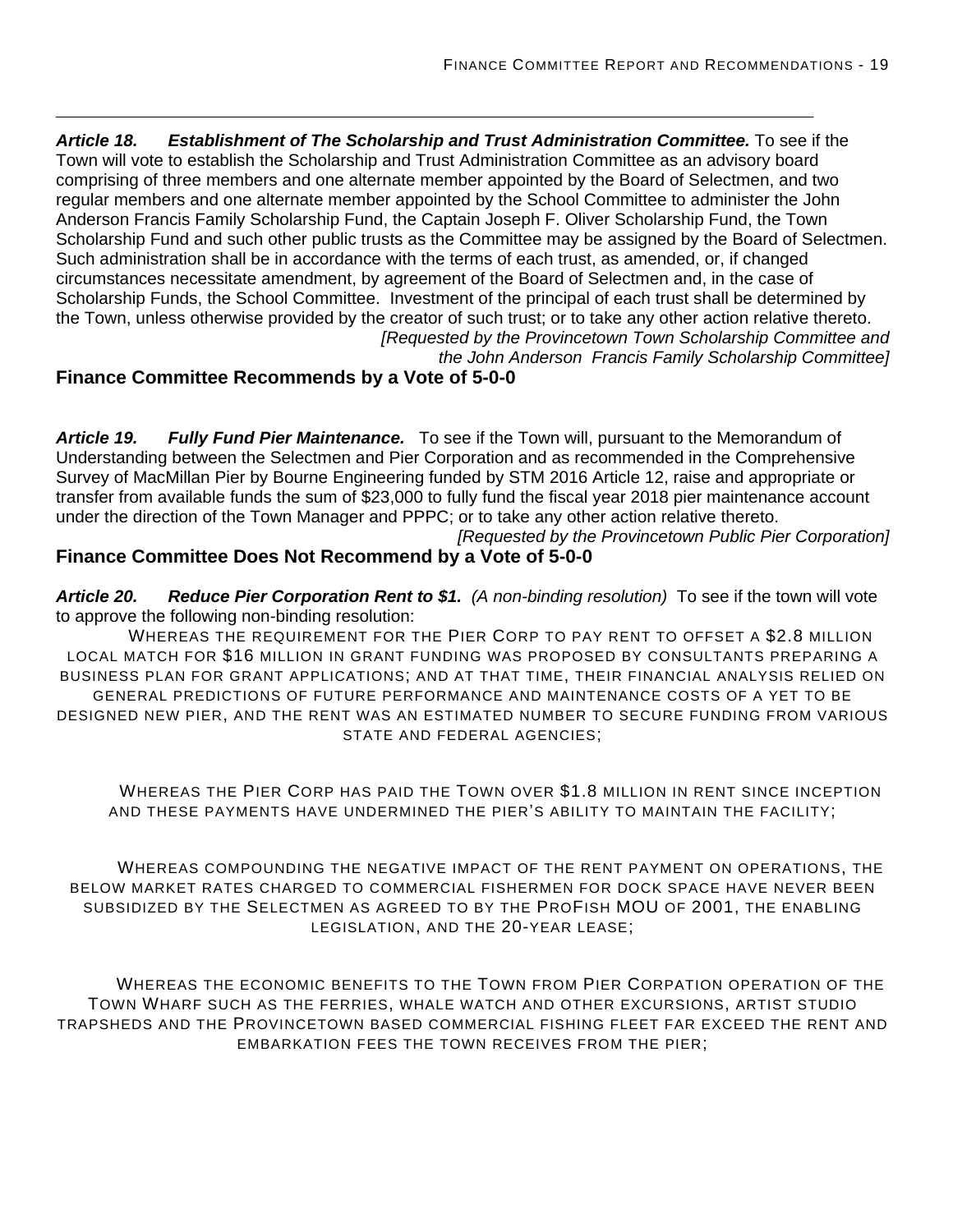***Article 18. Establishment of The Scholarship and Trust Administration Committee.*** To see if the Town will vote to establish the Scholarship and Trust Administration Committee as an advisory board comprising of three members and one alternate member appointed by the Board of Selectmen, and two regular members and one alternate member appointed by the School Committee to administer the John Anderson Francis Family Scholarship Fund, the Captain Joseph F. Oliver Scholarship Fund, the Town Scholarship Fund and such other public trusts as the Committee may be assigned by the Board of Selectmen. Such administration shall be in accordance with the terms of each trust, as amended, or, if changed circumstances necessitate amendment, by agreement of the Board of Selectmen and, in the case of Scholarship Funds, the School Committee. Investment of the principal of each trust shall be determined by the Town, unless otherwise provided by the creator of such trust; or to take any other action relative thereto.

*[Requested by the Provincetown Town Scholarship Committee and the John Anderson Francis Family Scholarship Committee]*

**Finance Committee Recommends by a Vote of 5-0-0**

***Article 19. Fully Fund Pier Maintenance.*** To see if the Town will, pursuant to the Memorandum of Understanding between the Selectmen and Pier Corporation and as recommended in the Comprehensive Survey of MacMillan Pier by Bourne Engineering funded by STM 2016 Article 12, raise and appropriate or transfer from available funds the sum of $23,000 to fully fund the fiscal year 2018 pier maintenance account under the direction of the Town Manager and PPPC; or to take any other action relative thereto.

*[Requested by the Provincetown Public Pier Corporation]*

**Finance Committee Does Not Recommend by a Vote of 5-0-0**

***Article 20. Reduce Pier Corporation Rent to $1.*** *(A non-binding resolution)* To see if the town will vote to approve the following non-binding resolution:

WHEREAS THE REQUIREMENT FOR THE PIER CORP TO PAY RENT TO OFFSET A $2.8 MILLION LOCAL MATCH FOR $16 MILLION IN GRANT FUNDING WAS PROPOSED BY CONSULTANTS PREPARING A BUSINESS PLAN FOR GRANT APPLICATIONS; AND AT THAT TIME, THEIR FINANCIAL ANALYSIS RELIED ON GENERAL PREDICTIONS OF FUTURE PERFORMANCE AND MAINTENANCE COSTS OF A YET TO BE DESIGNED NEW PIER, AND THE RENT WAS AN ESTIMATED NUMBER TO SECURE FUNDING FROM VARIOUS STATE AND FEDERAL AGENCIES;

WHEREAS THE PIER CORP HAS PAID THE TOWN OVER $1.8 MILLION IN RENT SINCE INCEPTION AND THESE PAYMENTS HAVE UNDERMINED THE PIER'S ABILITY TO MAINTAIN THE FACILITY;

WHEREAS COMPOUNDING THE NEGATIVE IMPACT OF THE RENT PAYMENT ON OPERATIONS, THE BELOW MARKET RATES CHARGED TO COMMERCIAL FISHERMEN FOR DOCK SPACE HAVE NEVER BEEN SUBSIDIZED BY THE SELECTMEN AS AGREED TO BY THE PROFISH MOU OF 2001, THE ENABLING LEGISLATION, AND THE 20-YEAR LEASE;

WHEREAS THE ECONOMIC BENEFITS TO THE TOWN FROM PIER CORPATION OPERATION OF THE TOWN WHARF SUCH AS THE FERRIES, WHALE WATCH AND OTHER EXCURSIONS, ARTIST STUDIO TRAPSHEDS AND THE PROVINCETOWN BASED COMMERCIAL FISHING FLEET FAR EXCEED THE RENT AND EMBARKATION FEES THE TOWN RECEIVES FROM THE PIER;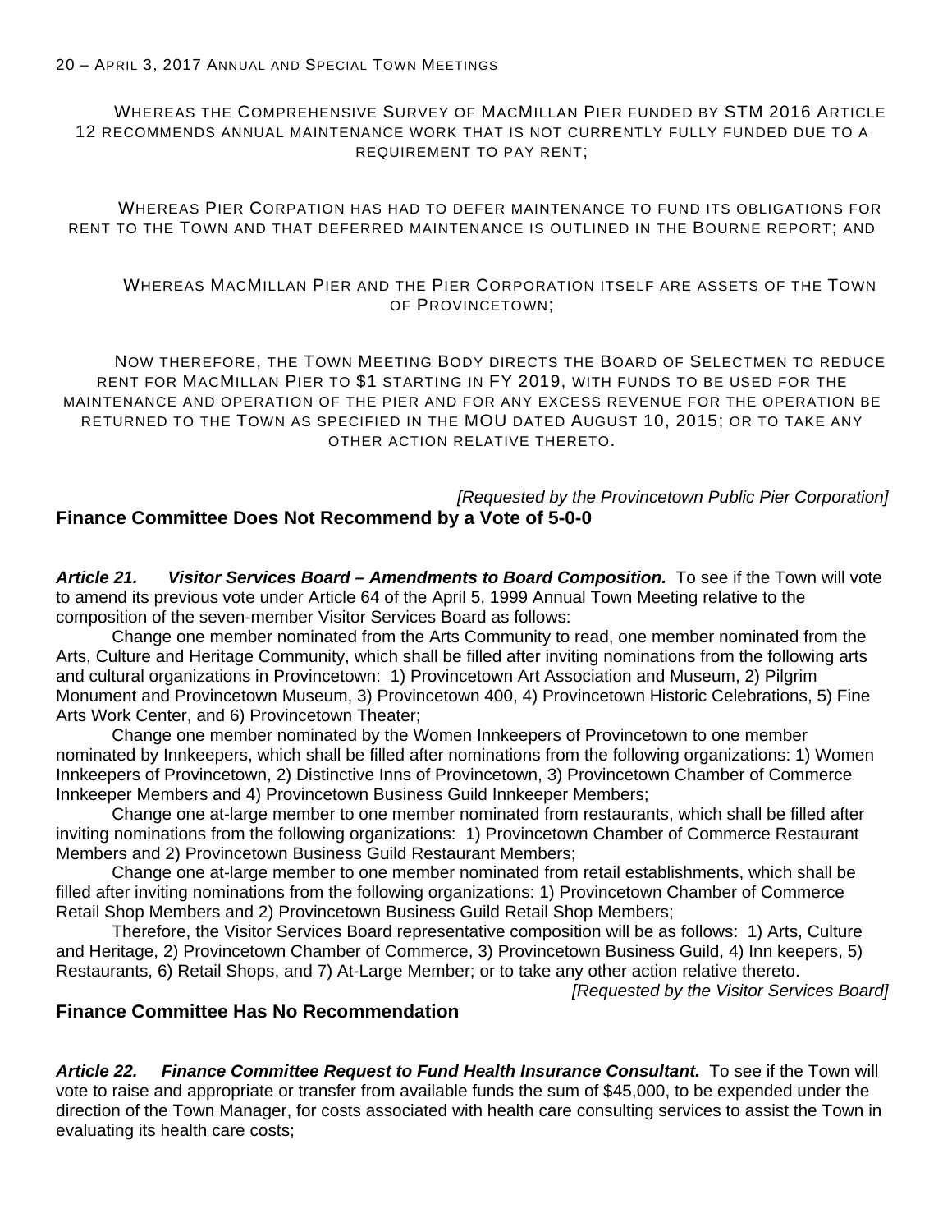WHEREAS THE COMPREHENSIVE SURVEY OF MACMILLAN PIER FUNDED BY STM 2016 ARTICLE 12 RECOMMENDS ANNUAL MAINTENANCE WORK THAT IS NOT CURRENTLY FULLY FUNDED DUE TO A REQUIREMENT TO PAY RENT;

WHEREAS PIER CORPATION HAS HAD TO DEFER MAINTENANCE TO FUND ITS OBLIGATIONS FOR RENT TO THE TOWN AND THAT DEFERRED MAINTENANCE IS OUTLINED IN THE BOURNE REPORT; AND

WHEREAS MACMILLAN PIER AND THE PIER CORPORATION ITSELF ARE ASSETS OF THE TOWN OF PROVINCETOWN;

NOW THEREFORE, THE TOWN MEETING BODY DIRECTS THE BOARD OF SELECTMEN TO REDUCE RENT FOR MACMILLAN PIER TO $1 STARTING IN FY 2019, WITH FUNDS TO BE USED FOR THE MAINTENANCE AND OPERATION OF THE PIER AND FOR ANY EXCESS REVENUE FOR THE OPERATION BE RETURNED TO THE TOWN AS SPECIFIED IN THE MOU DATED AUGUST 10, 2015; OR TO TAKE ANY OTHER ACTION RELATIVE THERETO.

*[Requested by the Provincetown Public Pier Corporation]*

**Finance Committee Does Not Recommend by a Vote of 5-0-0**

***Article 21. Visitor Services Board – Amendments to Board Composition.*** To see if the Town will vote to amend its previous vote under Article 64 of the April 5, 1999 Annual Town Meeting relative to the composition of the seven-member Visitor Services Board as follows:

Change one member nominated from the Arts Community to read, one member nominated from the Arts, Culture and Heritage Community, which shall be filled after inviting nominations from the following arts and cultural organizations in Provincetown: 1) Provincetown Art Association and Museum, 2) Pilgrim Monument and Provincetown Museum, 3) Provincetown 400, 4) Provincetown Historic Celebrations, 5) Fine Arts Work Center, and 6) Provincetown Theater;

Change one member nominated by the Women Innkeepers of Provincetown to one member nominated by Innkeepers, which shall be filled after nominations from the following organizations: 1) Women Innkeepers of Provincetown, 2) Distinctive Inns of Provincetown, 3) Provincetown Chamber of Commerce Innkeeper Members and 4) Provincetown Business Guild Innkeeper Members;

Change one at-large member to one member nominated from restaurants, which shall be filled after inviting nominations from the following organizations: 1) Provincetown Chamber of Commerce Restaurant Members and 2) Provincetown Business Guild Restaurant Members;

Change one at-large member to one member nominated from retail establishments, which shall be filled after inviting nominations from the following organizations: 1) Provincetown Chamber of Commerce Retail Shop Members and 2) Provincetown Business Guild Retail Shop Members;

Therefore, the Visitor Services Board representative composition will be as follows: 1) Arts, Culture and Heritage, 2) Provincetown Chamber of Commerce, 3) Provincetown Business Guild, 4) Inn keepers, 5) Restaurants, 6) Retail Shops, and 7) At-Large Member; or to take any other action relative thereto.

*[Requested by the Visitor Services Board]*

**Finance Committee Has No Recommendation**

***Article 22. Finance Committee Request to Fund Health Insurance Consultant.*** To see if the Town will vote to raise and appropriate or transfer from available funds the sum of $45,000, to be expended under the direction of the Town Manager, for costs associated with health care consulting services to assist the Town in evaluating its health care costs;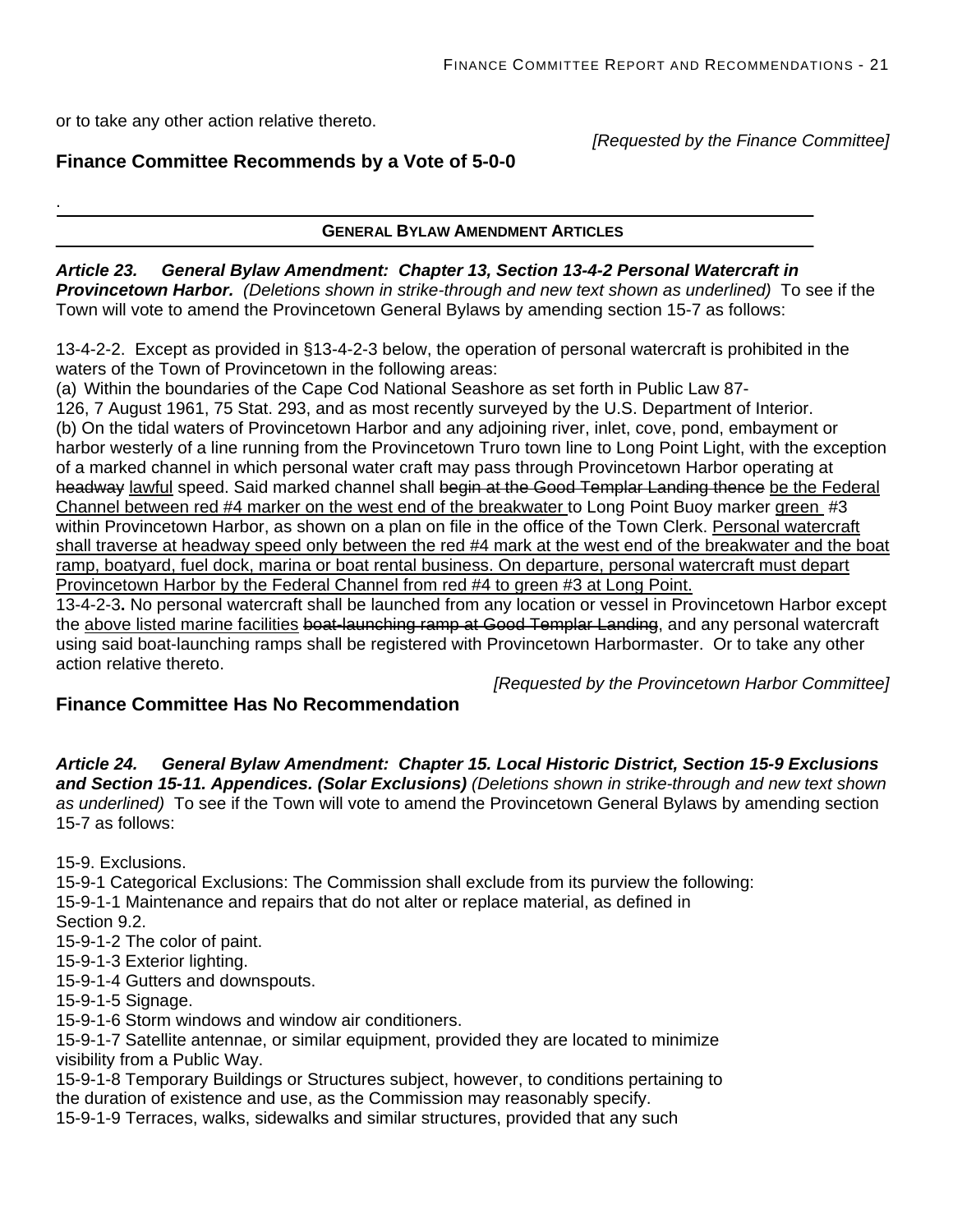or to take any other action relative thereto.

*[Requested by the Finance Committee]*

**Finance Committee Recommends by a Vote of 5-0-0**

.

---

**GENERAL BYLAW AMENDMENT ARTICLES**

---

***Article 23. General Bylaw Amendment: Chapter 13, Section 13-4-2 Personal Watercraft in Provincetown Harbor.*** *(Deletions shown in strike-through and new text shown as underlined)* To see if the Town will vote to amend the Provincetown General Bylaws by amending section 15-7 as follows:

13-4-2-2. Except as provided in §13-4-2-3 below, the operation of personal watercraft is prohibited in the waters of the Town of Provincetown in the following areas:
(a) Within the boundaries of the Cape Cod National Seashore as set forth in Public Law 87-126, 7 August 1961, 75 Stat. 293, and as most recently surveyed by the U.S. Department of Interior.
(b) On the tidal waters of Provincetown Harbor and any adjoining river, inlet, cove, pond, embayment or harbor westerly of a line running from the Provincetown Truro town line to Long Point Light, with the exception of a marked channel in which personal water craft may pass through Provincetown Harbor operating at ~~headway~~ <u>lawful</u> speed. Said marked channel shall ~~begin at the Good Templar Landing thence~~ <u>be the Federal Channel between red #4 marker on the west end of the breakwater</u> to Long Point Buoy marker <u>green</u> #3 within Provincetown Harbor, as shown on a plan on file in the office of the Town Clerk. <u>Personal watercraft shall traverse at headway speed only between the red #4 mark at the west end of the breakwater and the boat ramp, boatyard, fuel dock, marina or boat rental business. On departure, personal watercraft must depart Provincetown Harbor by the Federal Channel from red #4 to green #3 at Long Point.</u>
13-4-2-3**.** No personal watercraft shall be launched from any location or vessel in Provincetown Harbor except the <u>above listed marine facilities</u> ~~boat-launching ramp at Good Templar Landing~~, and any personal watercraft using said boat-launching ramps shall be registered with Provincetown Harbormaster. Or to take any other action relative thereto.

*[Requested by the Provincetown Harbor Committee]*

**Finance Committee Has No Recommendation**

***Article 24. General Bylaw Amendment: Chapter 15. Local Historic District, Section 15-9 Exclusions and Section 15-11. Appendices. (Solar Exclusions)*** *(Deletions shown in strike-through and new text shown as underlined)* To see if the Town will vote to amend the Provincetown General Bylaws by amending section 15-7 as follows:

15-9. Exclusions.
15-9-1 Categorical Exclusions: The Commission shall exclude from its purview the following:
15-9-1-1 Maintenance and repairs that do not alter or replace material, as defined in Section 9.2.
15-9-1-2 The color of paint.
15-9-1-3 Exterior lighting.
15-9-1-4 Gutters and downspouts.
15-9-1-5 Signage.
15-9-1-6 Storm windows and window air conditioners.
15-9-1-7 Satellite antennae, or similar equipment, provided they are located to minimize visibility from a Public Way.
15-9-1-8 Temporary Buildings or Structures subject, however, to conditions pertaining to the duration of existence and use, as the Commission may reasonably specify.
15-9-1-9 Terraces, walks, sidewalks and similar structures, provided that any such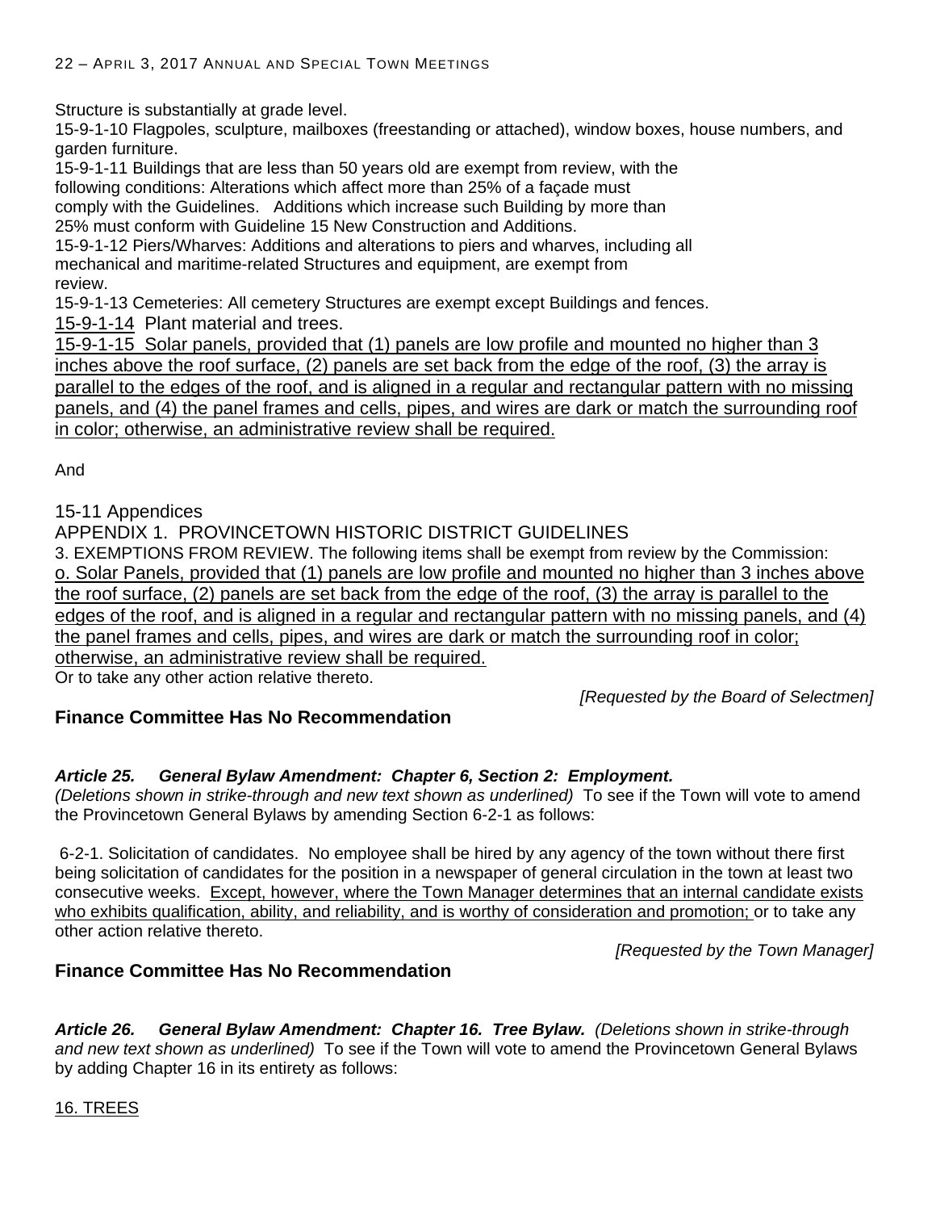Structure is substantially at grade level.

15-9-1-10 Flagpoles, sculpture, mailboxes (freestanding or attached), window boxes, house numbers, and garden furniture.

15-9-1-11 Buildings that are less than 50 years old are exempt from review, with the following conditions: Alterations which affect more than 25% of a façade must comply with the Guidelines. Additions which increase such Building by more than 25% must conform with Guideline 15 New Construction and Additions.

15-9-1-12 Piers/Wharves: Additions and alterations to piers and wharves, including all mechanical and maritime-related Structures and equipment, are exempt from review.

15-9-1-13 Cemeteries: All cemetery Structures are exempt except Buildings and fences.

<u>15-9-1-14</u> Plant material and trees.

<u>15-9-1-15 Solar panels, provided that (1) panels are low profile and mounted no higher than 3 inches above the roof surface, (2) panels are set back from the edge of the roof, (3) the array is parallel to the edges of the roof, and is aligned in a regular and rectangular pattern with no missing panels, and (4) the panel frames and cells, pipes, and wires are dark or match the surrounding roof in color; otherwise, an administrative review shall be required.</u>

And

15-11 Appendices

APPENDIX 1. PROVINCETOWN HISTORIC DISTRICT GUIDELINES

3. EXEMPTIONS FROM REVIEW. The following items shall be exempt from review by the Commission:

<u>o. Solar Panels, provided that (1) panels are low profile and mounted no higher than 3 inches above the roof surface, (2) panels are set back from the edge of the roof, (3) the array is parallel to the edges of the roof, and is aligned in a regular and rectangular pattern with no missing panels, and (4) the panel frames and cells, pipes, and wires are dark or match the surrounding roof in color; otherwise, an administrative review shall be required.</u>

Or to take any other action relative thereto.

*[Requested by the Board of Selectmen]*

**Finance Committee Has No Recommendation**

***Article 25. General Bylaw Amendment: Chapter 6, Section 2: Employment.***

*(Deletions shown in strike-through and new text shown as underlined)* To see if the Town will vote to amend the Provincetown General Bylaws by amending Section 6-2-1 as follows:

6-2-1. Solicitation of candidates. No employee shall be hired by any agency of the town without there first being solicitation of candidates for the position in a newspaper of general circulation in the town at least two consecutive weeks. <u>Except, however, where the Town Manager determines that an internal candidate exists who exhibits qualification, ability, and reliability, and is worthy of consideration and promotion;</u> or to take any other action relative thereto.

*[Requested by the Town Manager]*

**Finance Committee Has No Recommendation**

***Article 26. General Bylaw Amendment: Chapter 16. Tree Bylaw.*** *(Deletions shown in strike-through and new text shown as underlined)* To see if the Town will vote to amend the Provincetown General Bylaws by adding Chapter 16 in its entirety as follows:

<u>16. TREES</u>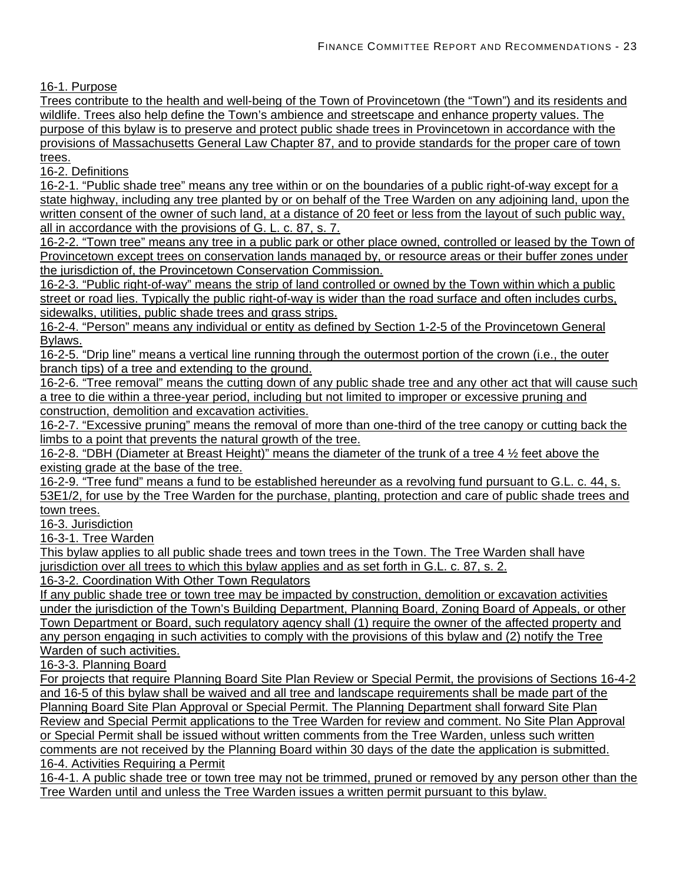16-1. Purpose

Trees contribute to the health and well-being of the Town of Provincetown (the "Town") and its residents and wildlife. Trees also help define the Town's ambience and streetscape and enhance property values. The purpose of this bylaw is to preserve and protect public shade trees in Provincetown in accordance with the provisions of Massachusetts General Law Chapter 87, and to provide standards for the proper care of town trees.

16-2. Definitions

16-2-1. "Public shade tree" means any tree within or on the boundaries of a public right-of-way except for a state highway, including any tree planted by or on behalf of the Tree Warden on any adjoining land, upon the written consent of the owner of such land, at a distance of 20 feet or less from the layout of such public way, all in accordance with the provisions of G. L. c. 87, s. 7.

16-2-2. "Town tree" means any tree in a public park or other place owned, controlled or leased by the Town of Provincetown except trees on conservation lands managed by, or resource areas or their buffer zones under the jurisdiction of, the Provincetown Conservation Commission.

16-2-3. "Public right-of-way" means the strip of land controlled or owned by the Town within which a public street or road lies. Typically the public right-of-way is wider than the road surface and often includes curbs, sidewalks, utilities, public shade trees and grass strips.

16-2-4. "Person" means any individual or entity as defined by Section 1-2-5 of the Provincetown General Bylaws.

16-2-5. "Drip line" means a vertical line running through the outermost portion of the crown (i.e., the outer branch tips) of a tree and extending to the ground.

16-2-6. "Tree removal" means the cutting down of any public shade tree and any other act that will cause such a tree to die within a three-year period, including but not limited to improper or excessive pruning and construction, demolition and excavation activities.

16-2-7. "Excessive pruning" means the removal of more than one-third of the tree canopy or cutting back the limbs to a point that prevents the natural growth of the tree.

16-2-8. "DBH (Diameter at Breast Height)" means the diameter of the trunk of a tree 4 ½ feet above the existing grade at the base of the tree.

16-2-9. "Tree fund" means a fund to be established hereunder as a revolving fund pursuant to G.L. c. 44, s. 53E1/2, for use by the Tree Warden for the purchase, planting, protection and care of public shade trees and town trees.

16-3. Jurisdiction

16-3-1. Tree Warden

This bylaw applies to all public shade trees and town trees in the Town. The Tree Warden shall have jurisdiction over all trees to which this bylaw applies and as set forth in G.L. c. 87, s. 2.

16-3-2. Coordination With Other Town Regulators

If any public shade tree or town tree may be impacted by construction, demolition or excavation activities under the jurisdiction of the Town's Building Department, Planning Board, Zoning Board of Appeals, or other Town Department or Board, such regulatory agency shall (1) require the owner of the affected property and any person engaging in such activities to comply with the provisions of this bylaw and (2) notify the Tree Warden of such activities.

16-3-3. Planning Board

For projects that require Planning Board Site Plan Review or Special Permit, the provisions of Sections 16-4-2 and 16-5 of this bylaw shall be waived and all tree and landscape requirements shall be made part of the Planning Board Site Plan Approval or Special Permit. The Planning Department shall forward Site Plan Review and Special Permit applications to the Tree Warden for review and comment. No Site Plan Approval or Special Permit shall be issued without written comments from the Tree Warden, unless such written comments are not received by the Planning Board within 30 days of the date the application is submitted.

16-4. Activities Requiring a Permit

16-4-1. A public shade tree or town tree may not be trimmed, pruned or removed by any person other than the Tree Warden until and unless the Tree Warden issues a written permit pursuant to this bylaw.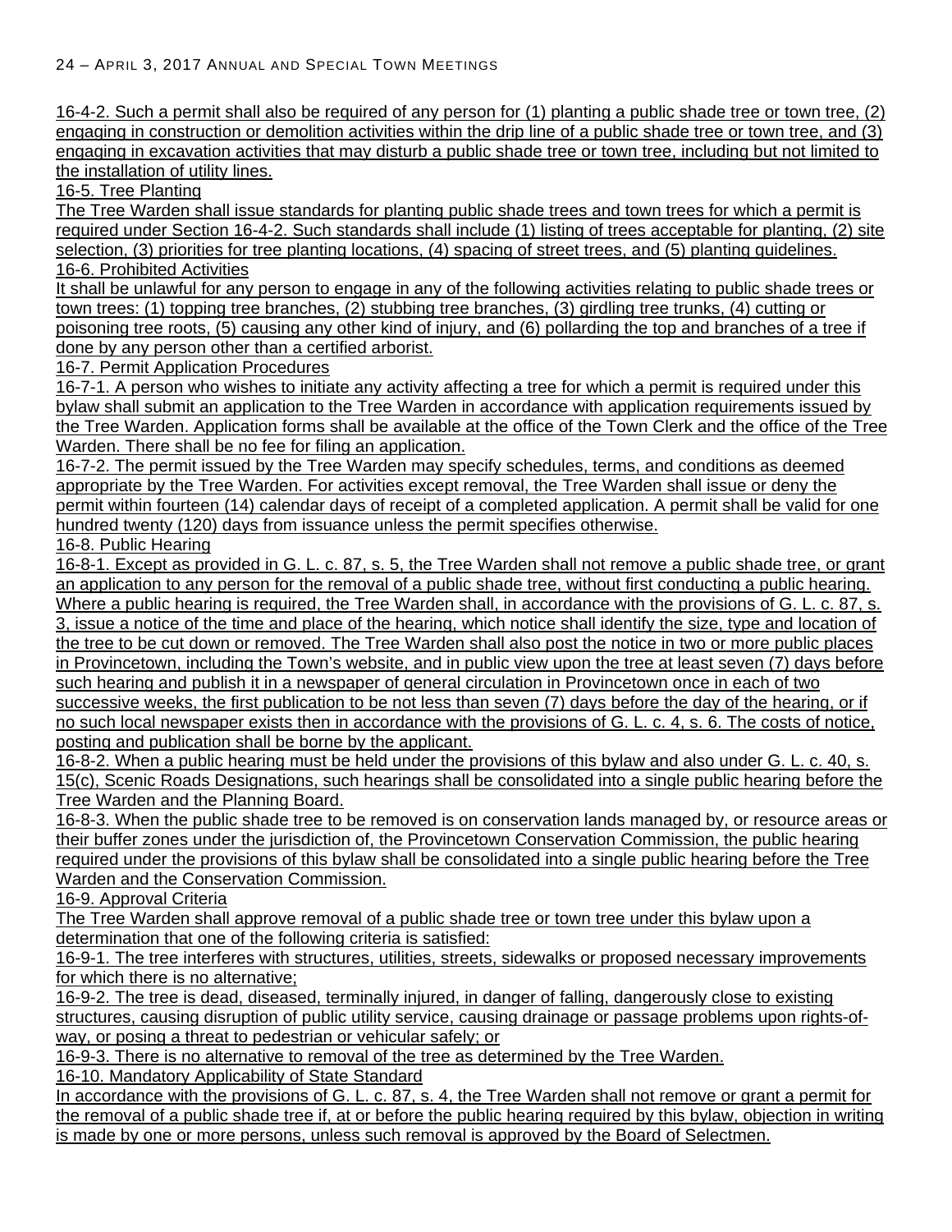16-4-2. Such a permit shall also be required of any person for (1) planting a public shade tree or town tree, (2) engaging in construction or demolition activities within the drip line of a public shade tree or town tree, and (3) engaging in excavation activities that may disturb a public shade tree or town tree, including but not limited to the installation of utility lines.

16-5. Tree Planting

The Tree Warden shall issue standards for planting public shade trees and town trees for which a permit is required under Section 16-4-2. Such standards shall include (1) listing of trees acceptable for planting, (2) site selection, (3) priorities for tree planting locations, (4) spacing of street trees, and (5) planting guidelines.

16-6. Prohibited Activities

It shall be unlawful for any person to engage in any of the following activities relating to public shade trees or town trees: (1) topping tree branches, (2) stubbing tree branches, (3) girdling tree trunks, (4) cutting or poisoning tree roots, (5) causing any other kind of injury, and (6) pollarding the top and branches of a tree if done by any person other than a certified arborist.

16-7. Permit Application Procedures

16-7-1. A person who wishes to initiate any activity affecting a tree for which a permit is required under this bylaw shall submit an application to the Tree Warden in accordance with application requirements issued by the Tree Warden. Application forms shall be available at the office of the Town Clerk and the office of the Tree Warden. There shall be no fee for filing an application.

16-7-2. The permit issued by the Tree Warden may specify schedules, terms, and conditions as deemed appropriate by the Tree Warden. For activities except removal, the Tree Warden shall issue or deny the permit within fourteen (14) calendar days of receipt of a completed application. A permit shall be valid for one hundred twenty (120) days from issuance unless the permit specifies otherwise.

16-8. Public Hearing

16-8-1. Except as provided in G. L. c. 87, s. 5, the Tree Warden shall not remove a public shade tree, or grant an application to any person for the removal of a public shade tree, without first conducting a public hearing. Where a public hearing is required, the Tree Warden shall, in accordance with the provisions of G. L. c. 87, s. 3, issue a notice of the time and place of the hearing, which notice shall identify the size, type and location of the tree to be cut down or removed. The Tree Warden shall also post the notice in two or more public places in Provincetown, including the Town's website, and in public view upon the tree at least seven (7) days before such hearing and publish it in a newspaper of general circulation in Provincetown once in each of two successive weeks, the first publication to be not less than seven (7) days before the day of the hearing, or if no such local newspaper exists then in accordance with the provisions of G. L. c. 4, s. 6. The costs of notice, posting and publication shall be borne by the applicant.

16-8-2. When a public hearing must be held under the provisions of this bylaw and also under G. L. c. 40, s. 15(c), Scenic Roads Designations, such hearings shall be consolidated into a single public hearing before the Tree Warden and the Planning Board.

16-8-3. When the public shade tree to be removed is on conservation lands managed by, or resource areas or their buffer zones under the jurisdiction of, the Provincetown Conservation Commission, the public hearing required under the provisions of this bylaw shall be consolidated into a single public hearing before the Tree Warden and the Conservation Commission.

16-9. Approval Criteria

The Tree Warden shall approve removal of a public shade tree or town tree under this bylaw upon a determination that one of the following criteria is satisfied:

16-9-1. The tree interferes with structures, utilities, streets, sidewalks or proposed necessary improvements for which there is no alternative;

16-9-2. The tree is dead, diseased, terminally injured, in danger of falling, dangerously close to existing structures, causing disruption of public utility service, causing drainage or passage problems upon rights-of-way, or posing a threat to pedestrian or vehicular safely; or

16-9-3. There is no alternative to removal of the tree as determined by the Tree Warden.

16-10. Mandatory Applicability of State Standard

In accordance with the provisions of G. L. c. 87, s. 4, the Tree Warden shall not remove or grant a permit for the removal of a public shade tree if, at or before the public hearing required by this bylaw, objection in writing is made by one or more persons, unless such removal is approved by the Board of Selectmen.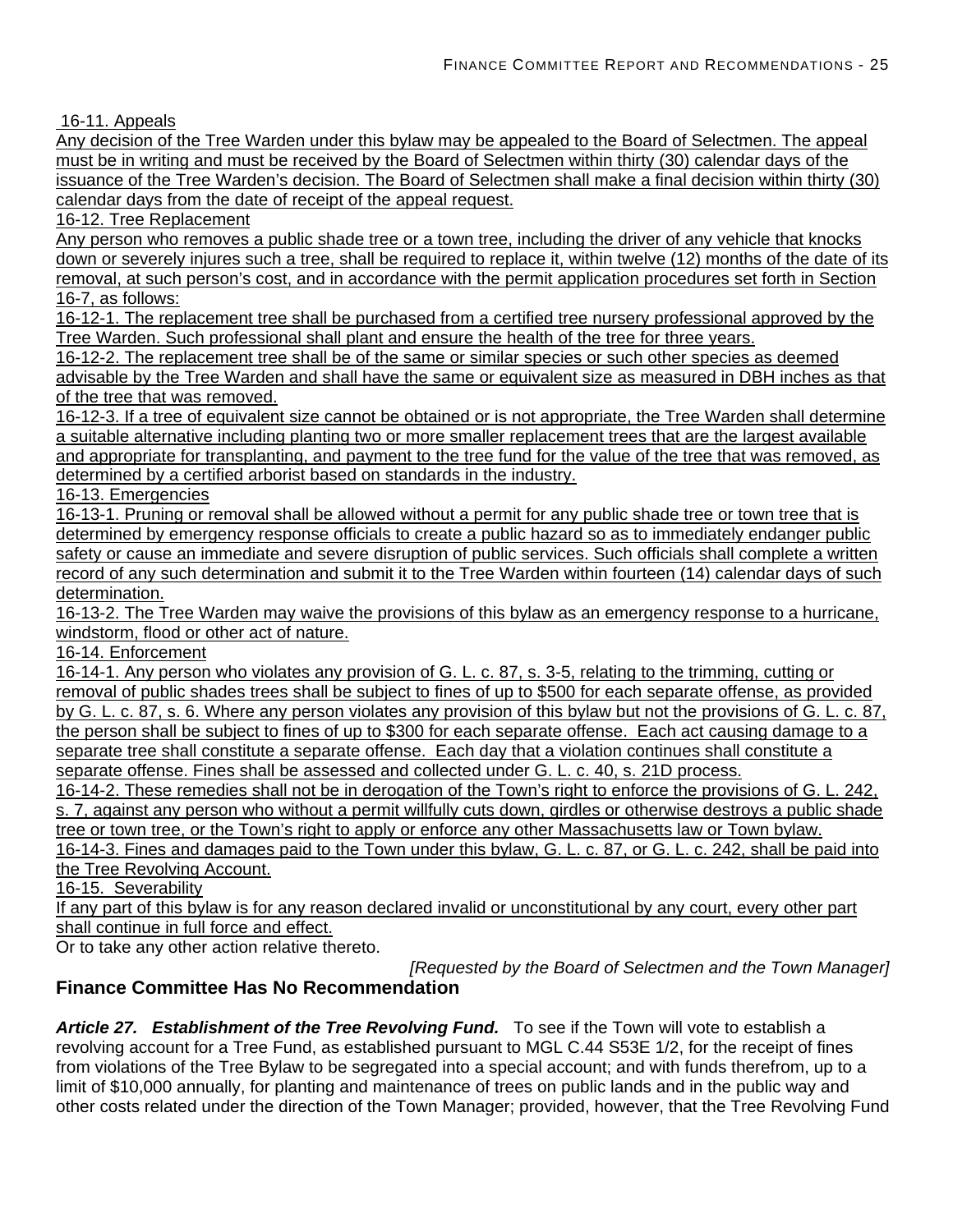16-11. Appeals

Any decision of the Tree Warden under this bylaw may be appealed to the Board of Selectmen. The appeal must be in writing and must be received by the Board of Selectmen within thirty (30) calendar days of the issuance of the Tree Warden's decision. The Board of Selectmen shall make a final decision within thirty (30) calendar days from the date of receipt of the appeal request.

16-12. Tree Replacement

Any person who removes a public shade tree or a town tree, including the driver of any vehicle that knocks down or severely injures such a tree, shall be required to replace it, within twelve (12) months of the date of its removal, at such person's cost, and in accordance with the permit application procedures set forth in Section 16-7, as follows:

16-12-1. The replacement tree shall be purchased from a certified tree nursery professional approved by the Tree Warden. Such professional shall plant and ensure the health of the tree for three years.

16-12-2. The replacement tree shall be of the same or similar species or such other species as deemed advisable by the Tree Warden and shall have the same or equivalent size as measured in DBH inches as that of the tree that was removed.

16-12-3. If a tree of equivalent size cannot be obtained or is not appropriate, the Tree Warden shall determine a suitable alternative including planting two or more smaller replacement trees that are the largest available and appropriate for transplanting, and payment to the tree fund for the value of the tree that was removed, as determined by a certified arborist based on standards in the industry.

16-13. Emergencies

16-13-1. Pruning or removal shall be allowed without a permit for any public shade tree or town tree that is determined by emergency response officials to create a public hazard so as to immediately endanger public safety or cause an immediate and severe disruption of public services. Such officials shall complete a written record of any such determination and submit it to the Tree Warden within fourteen (14) calendar days of such determination.

16-13-2. The Tree Warden may waive the provisions of this bylaw as an emergency response to a hurricane, windstorm, flood or other act of nature.

16-14. Enforcement

16-14-1. Any person who violates any provision of G. L. c. 87, s. 3-5, relating to the trimming, cutting or removal of public shades trees shall be subject to fines of up to $500 for each separate offense, as provided by G. L. c. 87, s. 6. Where any person violates any provision of this bylaw but not the provisions of G. L. c. 87, the person shall be subject to fines of up to $300 for each separate offense. Each act causing damage to a separate tree shall constitute a separate offense. Each day that a violation continues shall constitute a separate offense. Fines shall be assessed and collected under G. L. c. 40, s. 21D process.

16-14-2. These remedies shall not be in derogation of the Town's right to enforce the provisions of G. L. 242, s. 7, against any person who without a permit willfully cuts down, girdles or otherwise destroys a public shade tree or town tree, or the Town's right to apply or enforce any other Massachusetts law or Town bylaw.

16-14-3. Fines and damages paid to the Town under this bylaw, G. L. c. 87, or G. L. c. 242, shall be paid into the Tree Revolving Account.

16-15. Severability

If any part of this bylaw is for any reason declared invalid or unconstitutional by any court, every other part shall continue in full force and effect.

Or to take any other action relative thereto.

*[Requested by the Board of Selectmen and the Town Manager]*

**Finance Committee Has No Recommendation**

***Article 27. Establishment of the Tree Revolving Fund.*** To see if the Town will vote to establish a revolving account for a Tree Fund, as established pursuant to MGL C.44 S53E 1/2, for the receipt of fines from violations of the Tree Bylaw to be segregated into a special account; and with funds therefrom, up to a limit of $10,000 annually, for planting and maintenance of trees on public lands and in the public way and other costs related under the direction of the Town Manager; provided, however, that the Tree Revolving Fund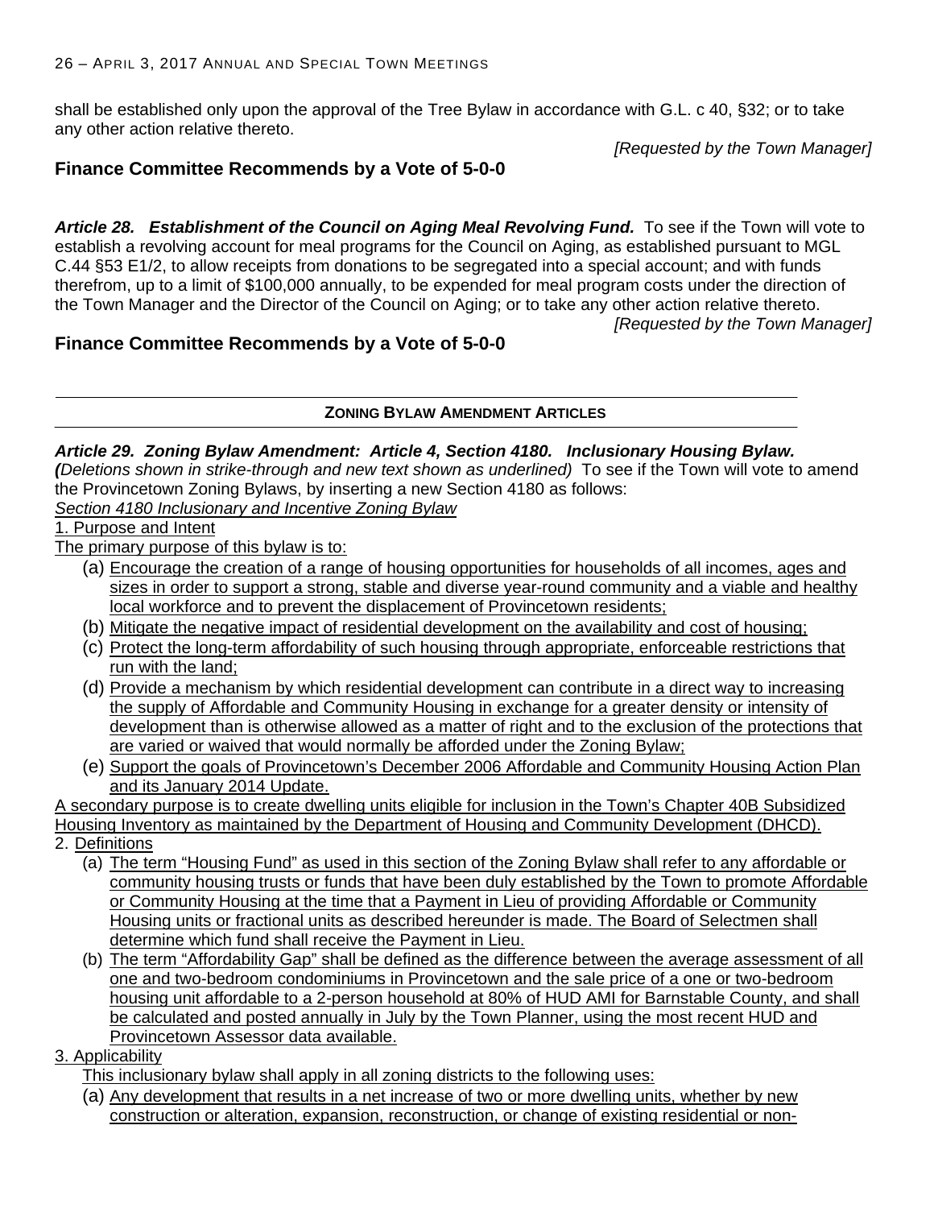shall be established only upon the approval of the Tree Bylaw in accordance with G.L. c 40, §32; or to take any other action relative thereto.

*[Requested by the Town Manager]*

**Finance Committee Recommends by a Vote of 5-0-0**

***Article 28. Establishment of the Council on Aging Meal Revolving Fund.*** To see if the Town will vote to establish a revolving account for meal programs for the Council on Aging, as established pursuant to MGL C.44 §53 E1/2, to allow receipts from donations to be segregated into a special account; and with funds therefrom, up to a limit of $100,000 annually, to be expended for meal program costs under the direction of the Town Manager and the Director of the Council on Aging; or to take any other action relative thereto.

*[Requested by the Town Manager]*

**Finance Committee Recommends by a Vote of 5-0-0**

---

**ZONING BYLAW AMENDMENT ARTICLES**

---

***Article 29. Zoning Bylaw Amendment: Article 4, Section 4180. Inclusionary Housing Bylaw.***
***(****Deletions shown in strike-through and new text shown as underlined)* To see if the Town will vote to amend the Provincetown Zoning Bylaws, by inserting a new Section 4180 as follows:

<u>*Section 4180 Inclusionary and Incentive Zoning Bylaw*</u>

<u>1. Purpose and Intent</u>

<u>The primary purpose of this bylaw is to:</u>

(a) <u>Encourage the creation of a range of housing opportunities for households of all incomes, ages and sizes in order to support a strong, stable and diverse year-round community and a viable and healthy local workforce and to prevent the displacement of Provincetown residents;</u>
(b) <u>Mitigate the negative impact of residential development on the availability and cost of housing;</u>
(c) <u>Protect the long-term affordability of such housing through appropriate, enforceable restrictions that run with the land;</u>
(d) <u>Provide a mechanism by which residential development can contribute in a direct way to increasing the supply of Affordable and Community Housing in exchange for a greater density or intensity of development than is otherwise allowed as a matter of right and to the exclusion of the protections that are varied or waived that would normally be afforded under the Zoning Bylaw;</u>
(e) <u>Support the goals of Provincetown's December 2006 Affordable and Community Housing Action Plan and its January 2014 Update.</u>

<u>A secondary purpose is to create dwelling units eligible for inclusion in the Town's Chapter 40B Subsidized Housing Inventory as maintained by the Department of Housing and Community Development (DHCD).</u>

2. <u>Definitions</u>

(a) <u>The term "Housing Fund" as used in this section of the Zoning Bylaw shall refer to any affordable or community housing trusts or funds that have been duly established by the Town to promote Affordable or Community Housing at the time that a Payment in Lieu of providing Affordable or Community Housing units or fractional units as described hereunder is made. The Board of Selectmen shall determine which fund shall receive the Payment in Lieu.</u>
(b) <u>The term "Affordability Gap" shall be defined as the difference between the average assessment of all one and two-bedroom condominiums in Provincetown and the sale price of a one or two-bedroom housing unit affordable to a 2-person household at 80% of HUD AMI for Barnstable County, and shall be calculated and posted annually in July by the Town Planner, using the most recent HUD and Provincetown Assessor data available.</u>

<u>3. Applicability</u>

<u>This inclusionary bylaw shall apply in all zoning districts to the following uses:</u>

(a) <u>Any development that results in a net increase of two or more dwelling units, whether by new construction or alteration, expansion, reconstruction, or change of existing residential or non-</u>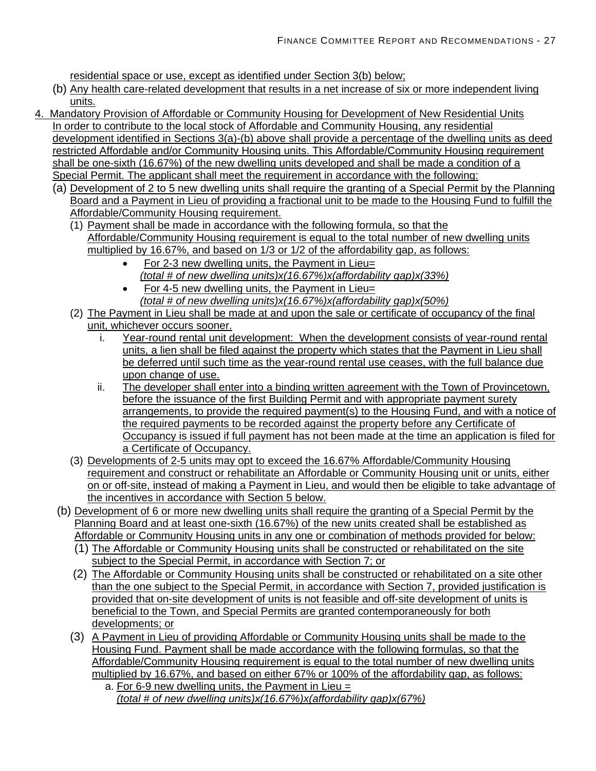residential space or use, except as identified under Section 3(b) below;

(b) Any health care-related development that results in a net increase of six or more independent living units.

4. Mandatory Provision of Affordable or Community Housing for Development of New Residential Units

In order to contribute to the local stock of Affordable and Community Housing, any residential development identified in Sections 3(a)-(b) above shall provide a percentage of the dwelling units as deed restricted Affordable and/or Community Housing units. This Affordable/Community Housing requirement shall be one-sixth (16.67%) of the new dwelling units developed and shall be made a condition of a Special Permit. The applicant shall meet the requirement in accordance with the following:

(a) Development of 2 to 5 new dwelling units shall require the granting of a Special Permit by the Planning Board and a Payment in Lieu of providing a fractional unit to be made to the Housing Fund to fulfill the Affordable/Community Housing requirement.

(1) Payment shall be made in accordance with the following formula, so that the Affordable/Community Housing requirement is equal to the total number of new dwelling units multiplied by 16.67%, and based on 1/3 or 1/2 of the affordability gap, as follows:

- For 2-3 new dwelling units, the Payment in Lieu= *(total # of new dwelling units)x(16.67%)x(affordability gap)x(33%)*
- For 4-5 new dwelling units, the Payment in Lieu= *(total # of new dwelling units)x(16.67%)x(affordability gap)x(50%)*

(2) The Payment in Lieu shall be made at and upon the sale or certificate of occupancy of the final unit, whichever occurs sooner.

i. Year-round rental unit development: When the development consists of year-round rental units, a lien shall be filed against the property which states that the Payment in Lieu shall be deferred until such time as the year-round rental use ceases, with the full balance due upon change of use.

ii. The developer shall enter into a binding written agreement with the Town of Provincetown, before the issuance of the first Building Permit and with appropriate payment surety arrangements, to provide the required payment(s) to the Housing Fund, and with a notice of the required payments to be recorded against the property before any Certificate of Occupancy is issued if full payment has not been made at the time an application is filed for a Certificate of Occupancy.

(3) Developments of 2-5 units may opt to exceed the 16.67% Affordable/Community Housing requirement and construct or rehabilitate an Affordable or Community Housing unit or units, either on or off-site, instead of making a Payment in Lieu, and would then be eligible to take advantage of the incentives in accordance with Section 5 below.

(b) Development of 6 or more new dwelling units shall require the granting of a Special Permit by the Planning Board and at least one-sixth (16.67%) of the new units created shall be established as Affordable or Community Housing units in any one or combination of methods provided for below:

(1) The Affordable or Community Housing units shall be constructed or rehabilitated on the site subject to the Special Permit, in accordance with Section 7; or

(2) The Affordable or Community Housing units shall be constructed or rehabilitated on a site other than the one subject to the Special Permit, in accordance with Section 7, provided justification is provided that on-site development of units is not feasible and off-site development of units is beneficial to the Town, and Special Permits are granted contemporaneously for both developments; or

(3) A Payment in Lieu of providing Affordable or Community Housing units shall be made to the Housing Fund. Payment shall be made accordance with the following formulas, so that the Affordable/Community Housing requirement is equal to the total number of new dwelling units multiplied by 16.67%, and based on either 67% or 100% of the affordability gap, as follows:

a. For 6-9 new dwelling units, the Payment in Lieu = *(total # of new dwelling units)x(16.67%)x(affordability gap)x(67%)*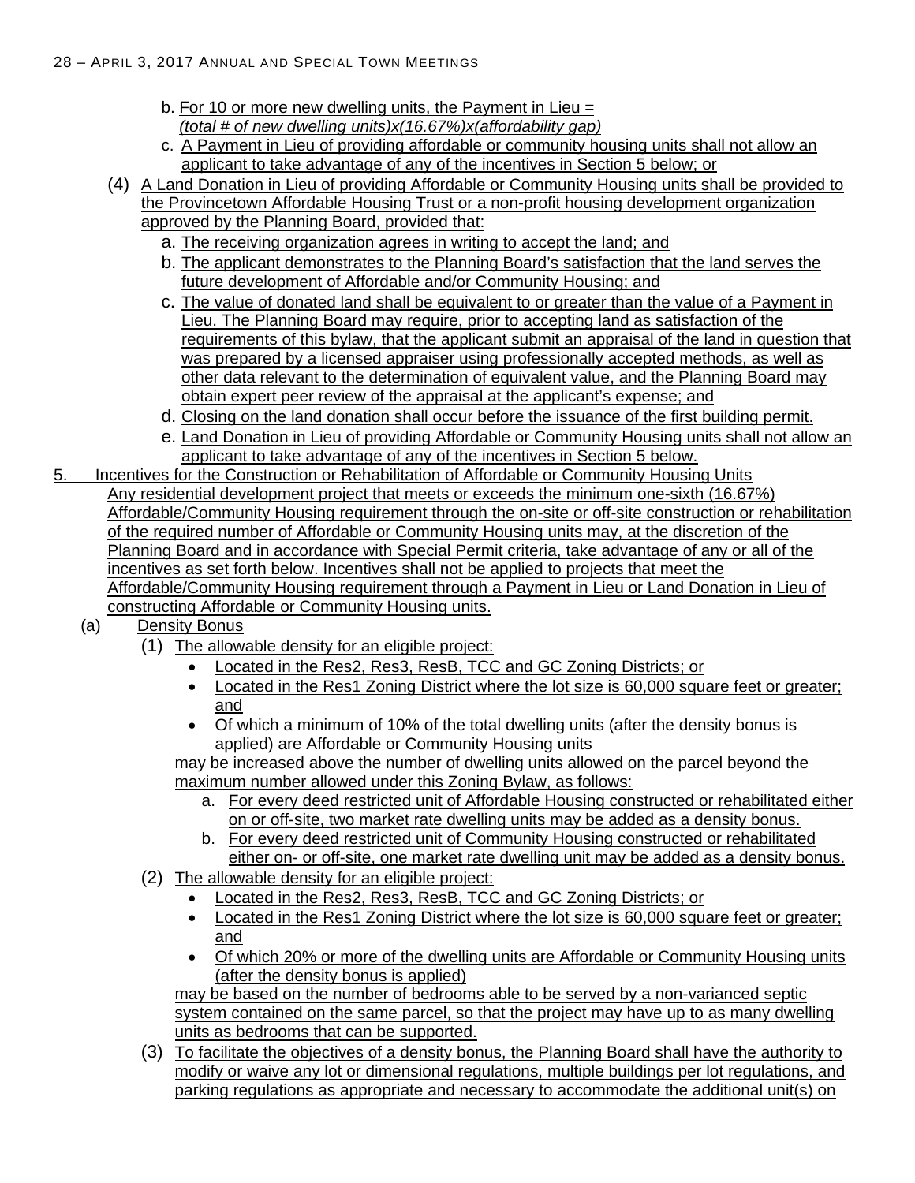b. For 10 or more new dwelling units, the Payment in Lieu = *(total # of new dwelling units)x(16.67%)x(affordability gap)*

c. A Payment in Lieu of providing affordable or community housing units shall not allow an applicant to take advantage of any of the incentives in Section 5 below; or

(4) A Land Donation in Lieu of providing Affordable or Community Housing units shall be provided to the Provincetown Affordable Housing Trust or a non-profit housing development organization approved by the Planning Board, provided that:

a. The receiving organization agrees in writing to accept the land; and

b. The applicant demonstrates to the Planning Board's satisfaction that the land serves the future development of Affordable and/or Community Housing; and

c. The value of donated land shall be equivalent to or greater than the value of a Payment in Lieu. The Planning Board may require, prior to accepting land as satisfaction of the requirements of this bylaw, that the applicant submit an appraisal of the land in question that was prepared by a licensed appraiser using professionally accepted methods, as well as other data relevant to the determination of equivalent value, and the Planning Board may obtain expert peer review of the appraisal at the applicant's expense; and

d. Closing on the land donation shall occur before the issuance of the first building permit.

e. Land Donation in Lieu of providing Affordable or Community Housing units shall not allow an applicant to take advantage of any of the incentives in Section 5 below.

5. Incentives for the Construction or Rehabilitation of Affordable or Community Housing Units

Any residential development project that meets or exceeds the minimum one-sixth (16.67%) Affordable/Community Housing requirement through the on-site or off-site construction or rehabilitation of the required number of Affordable or Community Housing units may, at the discretion of the Planning Board and in accordance with Special Permit criteria, take advantage of any or all of the incentives as set forth below. Incentives shall not be applied to projects that meet the Affordable/Community Housing requirement through a Payment in Lieu or Land Donation in Lieu of constructing Affordable or Community Housing units.

(a) Density Bonus

(1) The allowable density for an eligible project:

- Located in the Res2, Res3, ResB, TCC and GC Zoning Districts; or
- Located in the Res1 Zoning District where the lot size is 60,000 square feet or greater; and
- Of which a minimum of 10% of the total dwelling units (after the density bonus is applied) are Affordable or Community Housing units

may be increased above the number of dwelling units allowed on the parcel beyond the maximum number allowed under this Zoning Bylaw, as follows:

a. For every deed restricted unit of Affordable Housing constructed or rehabilitated either on or off-site, two market rate dwelling units may be added as a density bonus.

b. For every deed restricted unit of Community Housing constructed or rehabilitated either on- or off-site, one market rate dwelling unit may be added as a density bonus.

(2) The allowable density for an eligible project:

- Located in the Res2, Res3, ResB, TCC and GC Zoning Districts; or
- Located in the Res1 Zoning District where the lot size is 60,000 square feet or greater; and
- Of which 20% or more of the dwelling units are Affordable or Community Housing units (after the density bonus is applied)

may be based on the number of bedrooms able to be served by a non-varianced septic system contained on the same parcel, so that the project may have up to as many dwelling units as bedrooms that can be supported.

(3) To facilitate the objectives of a density bonus, the Planning Board shall have the authority to modify or waive any lot or dimensional regulations, multiple buildings per lot regulations, and parking regulations as appropriate and necessary to accommodate the additional unit(s) on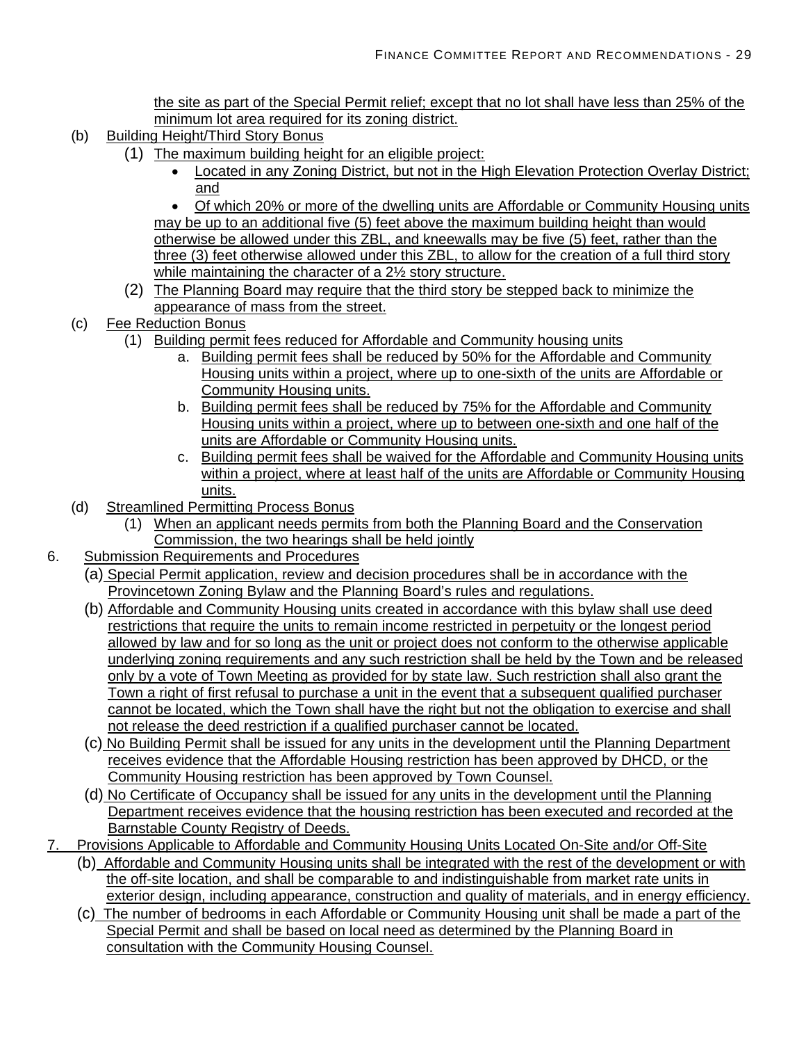the site as part of the Special Permit relief; except that no lot shall have less than 25% of the minimum lot area required for its zoning district.

(b) Building Height/Third Story Bonus

(1) The maximum building height for an eligible project:

- Located in any Zoning District, but not in the High Elevation Protection Overlay District; and
- Of which 20% or more of the dwelling units are Affordable or Community Housing units

may be up to an additional five (5) feet above the maximum building height than would otherwise be allowed under this ZBL, and kneewalls may be five (5) feet, rather than the three (3) feet otherwise allowed under this ZBL, to allow for the creation of a full third story while maintaining the character of a 2½ story structure.

(2) The Planning Board may require that the third story be stepped back to minimize the appearance of mass from the street.

(c) Fee Reduction Bonus

(1) Building permit fees reduced for Affordable and Community housing units

a. Building permit fees shall be reduced by 50% for the Affordable and Community Housing units within a project, where up to one-sixth of the units are Affordable or Community Housing units.

b. Building permit fees shall be reduced by 75% for the Affordable and Community Housing units within a project, where up to between one-sixth and one half of the units are Affordable or Community Housing units.

c. Building permit fees shall be waived for the Affordable and Community Housing units within a project, where at least half of the units are Affordable or Community Housing units.

(d) Streamlined Permitting Process Bonus

(1) When an applicant needs permits from both the Planning Board and the Conservation Commission, the two hearings shall be held jointly

6. Submission Requirements and Procedures

(a) Special Permit application, review and decision procedures shall be in accordance with the Provincetown Zoning Bylaw and the Planning Board's rules and regulations.

(b) Affordable and Community Housing units created in accordance with this bylaw shall use deed restrictions that require the units to remain income restricted in perpetuity or the longest period allowed by law and for so long as the unit or project does not conform to the otherwise applicable underlying zoning requirements and any such restriction shall be held by the Town and be released only by a vote of Town Meeting as provided for by state law. Such restriction shall also grant the Town a right of first refusal to purchase a unit in the event that a subsequent qualified purchaser cannot be located, which the Town shall have the right but not the obligation to exercise and shall not release the deed restriction if a qualified purchaser cannot be located.

(c) No Building Permit shall be issued for any units in the development until the Planning Department receives evidence that the Affordable Housing restriction has been approved by DHCD, or the Community Housing restriction has been approved by Town Counsel.

(d) No Certificate of Occupancy shall be issued for any units in the development until the Planning Department receives evidence that the housing restriction has been executed and recorded at the Barnstable County Registry of Deeds.

7. Provisions Applicable to Affordable and Community Housing Units Located On-Site and/or Off-Site

(b) Affordable and Community Housing units shall be integrated with the rest of the development or with the off-site location, and shall be comparable to and indistinguishable from market rate units in exterior design, including appearance, construction and quality of materials, and in energy efficiency.

(c) The number of bedrooms in each Affordable or Community Housing unit shall be made a part of the Special Permit and shall be based on local need as determined by the Planning Board in consultation with the Community Housing Counsel.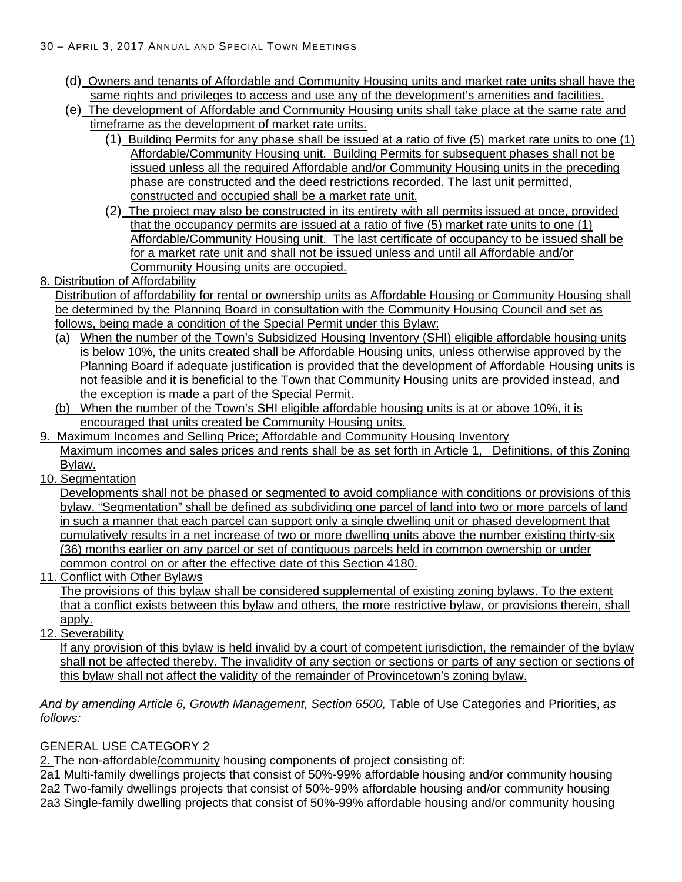(d) Owners and tenants of Affordable and Community Housing units and market rate units shall have the same rights and privileges to access and use any of the development's amenities and facilities.

(e) The development of Affordable and Community Housing units shall take place at the same rate and timeframe as the development of market rate units.

(1) Building Permits for any phase shall be issued at a ratio of five (5) market rate units to one (1) Affordable/Community Housing unit. Building Permits for subsequent phases shall not be issued unless all the required Affordable and/or Community Housing units in the preceding phase are constructed and the deed restrictions recorded. The last unit permitted, constructed and occupied shall be a market rate unit.

(2) The project may also be constructed in its entirety with all permits issued at once, provided that the occupancy permits are issued at a ratio of five (5) market rate units to one (1) Affordable/Community Housing unit. The last certificate of occupancy to be issued shall be for a market rate unit and shall not be issued unless and until all Affordable and/or Community Housing units are occupied.

8. Distribution of Affordability

Distribution of affordability for rental or ownership units as Affordable Housing or Community Housing shall be determined by the Planning Board in consultation with the Community Housing Council and set as follows, being made a condition of the Special Permit under this Bylaw:

(a) When the number of the Town's Subsidized Housing Inventory (SHI) eligible affordable housing units is below 10%, the units created shall be Affordable Housing units, unless otherwise approved by the Planning Board if adequate justification is provided that the development of Affordable Housing units is not feasible and it is beneficial to the Town that Community Housing units are provided instead, and the exception is made a part of the Special Permit.

(b) When the number of the Town's SHI eligible affordable housing units is at or above 10%, it is encouraged that units created be Community Housing units.

9. Maximum Incomes and Selling Price; Affordable and Community Housing Inventory

Maximum incomes and sales prices and rents shall be as set forth in Article 1, Definitions, of this Zoning Bylaw.

10. Segmentation

Developments shall not be phased or segmented to avoid compliance with conditions or provisions of this bylaw. "Segmentation" shall be defined as subdividing one parcel of land into two or more parcels of land in such a manner that each parcel can support only a single dwelling unit or phased development that cumulatively results in a net increase of two or more dwelling units above the number existing thirty-six (36) months earlier on any parcel or set of contiguous parcels held in common ownership or under common control on or after the effective date of this Section 4180.

11. Conflict with Other Bylaws

The provisions of this bylaw shall be considered supplemental of existing zoning bylaws. To the extent that a conflict exists between this bylaw and others, the more restrictive bylaw, or provisions therein, shall apply.

12. Severability

If any provision of this bylaw is held invalid by a court of competent jurisdiction, the remainder of the bylaw shall not be affected thereby. The invalidity of any section or sections or parts of any section or sections of this bylaw shall not affect the validity of the remainder of Provincetown's zoning bylaw.

*And by amending Article 6, Growth Management, Section 6500,* Table of Use Categories and Priorities, *as follows:*

GENERAL USE CATEGORY 2

2. The non-affordable/community housing components of project consisting of:

2a1 Multi-family dwellings projects that consist of 50%-99% affordable housing and/or community housing

2a2 Two-family dwellings projects that consist of 50%-99% affordable housing and/or community housing

2a3 Single-family dwelling projects that consist of 50%-99% affordable housing and/or community housing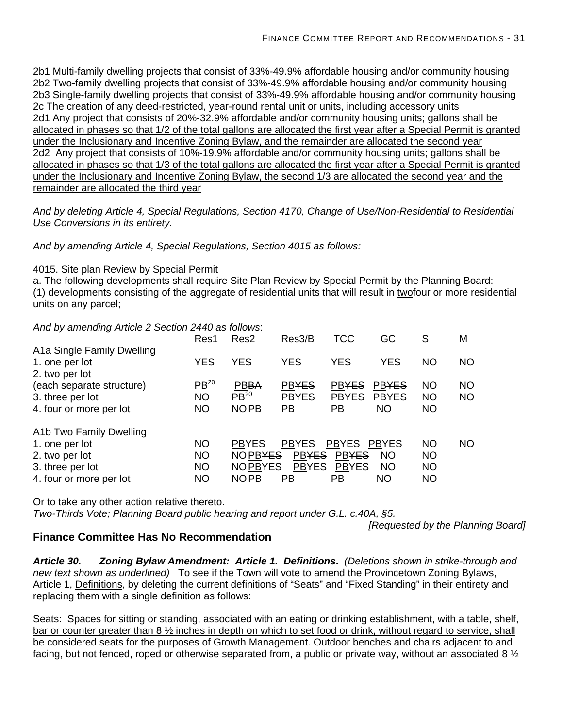2b1 Multi-family dwelling projects that consist of 33%-49.9% affordable housing and/or community housing
2b2 Two-family dwelling projects that consist of 33%-49.9% affordable housing and/or community housing
2b3 Single-family dwelling projects that consist of 33%-49.9% affordable housing and/or community housing
2c The creation of any deed-restricted, year-round rental unit or units, including accessory units
<u>2d1 Any project that consists of 20%-32.9% affordable and/or community housing units; gallons shall be allocated in phases so that 1/2 of the total gallons are allocated the first year after a Special Permit is granted under the Inclusionary and Incentive Zoning Bylaw, and the remainder are allocated the second year</u>
<u>2d2 Any project that consists of 10%-19.9% affordable and/or community housing units; gallons shall be allocated in phases so that 1/3 of the total gallons are allocated the first year after a Special Permit is granted under the Inclusionary and Incentive Zoning Bylaw, the second 1/3 are allocated the second year and the remainder are allocated the third year</u>

*And by deleting Article 4, Special Regulations, Section 4170, Change of Use/Non-Residential to Residential Use Conversions in its entirety.*

*And by amending Article 4, Special Regulations, Section 4015 as follows:*

4015. Site plan Review by Special Permit
a. The following developments shall require Site Plan Review by Special Permit by the Planning Board:
(1) developments consisting of the aggregate of residential units that will result in <u>two</u>~~four~~ or more residential units on any parcel;

*And by amending Article 2 Section 2440 as follows*:

| | Res1 | Res2 | Res3/B | TCC | GC | S | M |
|---|---|---|---|---|---|---|---|
| A1a Single Family Dwelling | | | | | | | |
| 1. one per lot | YES | YES | YES | YES | YES | NO | NO |
| 2. two per lot (each separate structure) | PB[20] | <u>PB</u>~~BA~~ | <u>PB</u>~~YES~~ | <u>PB</u>~~YES~~ | <u>PB</u>~~YES~~ | NO | NO |
| 3. three per lot | NO | <u>PB[20]</u> | <u>PB</u>~~YES~~ | <u>PB</u>~~YES~~ | <u>PB</u>~~YES~~ | NO | NO |
| 4. four or more per lot | NO | NO PB | PB | PB | NO | NO | |
| A1b Two Family Dwelling | | | | | | | |
| 1. one per lot | NO | <u>PB</u>~~YES~~ | <u>PB</u>~~YES~~ | <u>PB</u>~~YES~~ | <u>PB</u>~~YES~~ | NO | NO |
| 2. two per lot | NO | NO <u>PB</u>~~YES~~ | <u>PB</u>~~YES~~ | <u>PB</u>~~YES~~ | NO | NO | |
| 3. three per lot | NO | NO <u>PB</u>~~YES~~ | <u>PB</u>~~YES~~ | <u>PB</u>~~YES~~ | NO | NO | |
| 4. four or more per lot | NO | NO PB | PB | PB | NO | NO | |

Or to take any other action relative thereto.
*Two-Thirds Vote; Planning Board public hearing and report under G.L. c.40A, §5.*

*[Requested by the Planning Board]*

## Finance Committee Has No Recommendation

***Article 30. Zoning Bylaw Amendment: Article 1. Definitions.*** *(Deletions shown in strike-through and new text shown as underlined)* To see if the Town will vote to amend the Provincetown Zoning Bylaws, Article 1, <u>Definitions</u>, by deleting the current definitions of "Seats" and "Fixed Standing" in their entirety and replacing them with a single definition as follows:

<u>Seats: Spaces for sitting or standing, associated with an eating or drinking establishment, with a table, shelf, bar or counter greater than 8 ½ inches in depth on which to set food or drink, without regard to service, shall be considered seats for the purposes of Growth Management. Outdoor benches and chairs adjacent to and facing, but not fenced, roped or otherwise separated from, a public or private way, without an associated 8 ½</u>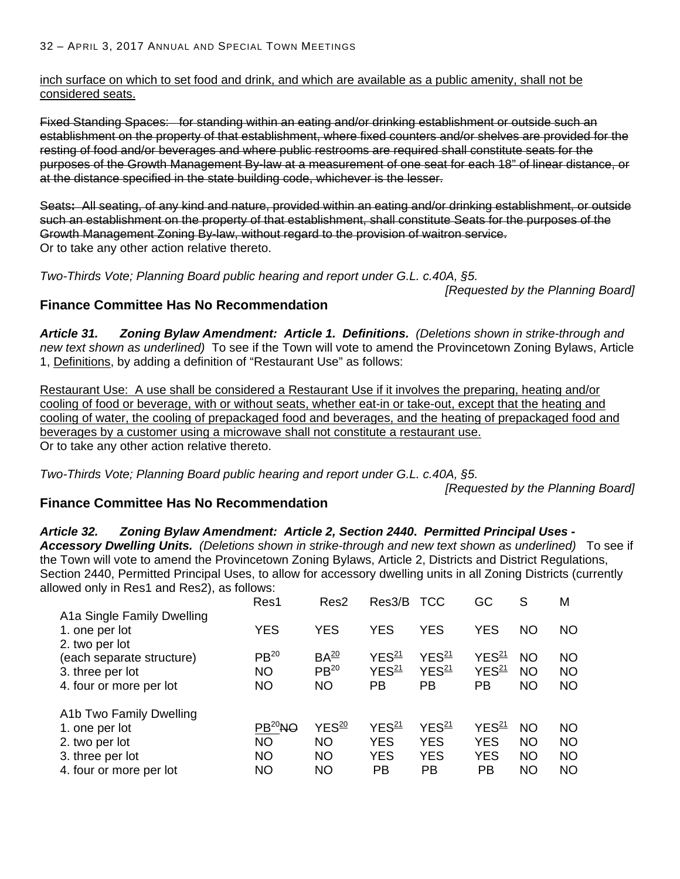<u>inch surface on which to set food and drink, and which are available as a public amenity, shall not be considered seats.</u>

~~Fixed Standing Spaces: for standing within an eating and/or drinking establishment or outside such an establishment on the property of that establishment, where fixed counters and/or shelves are provided for the resting of food and/or beverages and where public restrooms are required shall constitute seats for the purposes of the Growth Management By-law at a measurement of one seat for each 18" of linear distance, or at the distance specified in the state building code, whichever is the lesser.~~

~~Seats: All seating, of any kind and nature, provided within an eating and/or drinking establishment, or outside such an establishment on the property of that establishment, shall constitute Seats for the purposes of the Growth Management Zoning By-law, without regard to the provision of waitron service.~~
Or to take any other action relative thereto.

*Two-Thirds Vote; Planning Board public hearing and report under G.L. c.40A, §5.*

*[Requested by the Planning Board]*

### Finance Committee Has No Recommendation

***Article 31. Zoning Bylaw Amendment: Article 1. Definitions.*** *(Deletions shown in strike-through and new text shown as underlined)* To see if the Town will vote to amend the Provincetown Zoning Bylaws, Article 1, <u>Definitions</u>, by adding a definition of "Restaurant Use" as follows:

<u>Restaurant Use: A use shall be considered a Restaurant Use if it involves the preparing, heating and/or cooling of food or beverage, with or without seats, whether eat-in or take-out, except that the heating and cooling of water, the cooling of prepackaged food and beverages, and the heating of prepackaged food and beverages by a customer using a microwave shall not constitute a restaurant use.</u>
Or to take any other action relative thereto.

*Two-Thirds Vote; Planning Board public hearing and report under G.L. c.40A, §5.*

*[Requested by the Planning Board]*

### Finance Committee Has No Recommendation

***Article 32. Zoning Bylaw Amendment: Article 2, Section 2440. Permitted Principal Uses - Accessory Dwelling Units.*** *(Deletions shown in strike-through and new text shown as underlined)* To see if the Town will vote to amend the Provincetown Zoning Bylaws, Article 2, Districts and District Regulations, Section 2440, Permitted Principal Uses, to allow for accessory dwelling units in all Zoning Districts (currently allowed only in Res1 and Res2), as follows:

| | Res1 | Res2 | Res3/B | TCC | GC | S | M |
|---|---|---|---|---|---|---|---|
| A1a Single Family Dwelling | | | | | | | |
| 1. one per lot | YES | YES | YES | YES | YES | NO | NO |
| 2. two per lot (each separate structure) | PB[20] | BA[<u>20</u>] | YES[<u>21</u>] | YES[<u>21</u>] | YES[<u>21</u>] | NO | NO |
| 3. three per lot | NO | PB[20] | YES[<u>21</u>] | YES[<u>21</u>] | YES[<u>21</u>] | NO | NO |
| 4. four or more per lot | NO | NO | PB | PB | PB | NO | NO |
| A1b Two Family Dwelling | | | | | | | |
| 1. one per lot | <u>PB[20]</u>~~NO~~ | YES[<u>20</u>] | YES[<u>21</u>] | YES[<u>21</u>] | YES[<u>21</u>] | NO | NO |
| 2. two per lot | NO | NO | YES | YES | YES | NO | NO |
| 3. three per lot | NO | NO | YES | YES | YES | NO | NO |
| 4. four or more per lot | NO | NO | PB | PB | PB | NO | NO |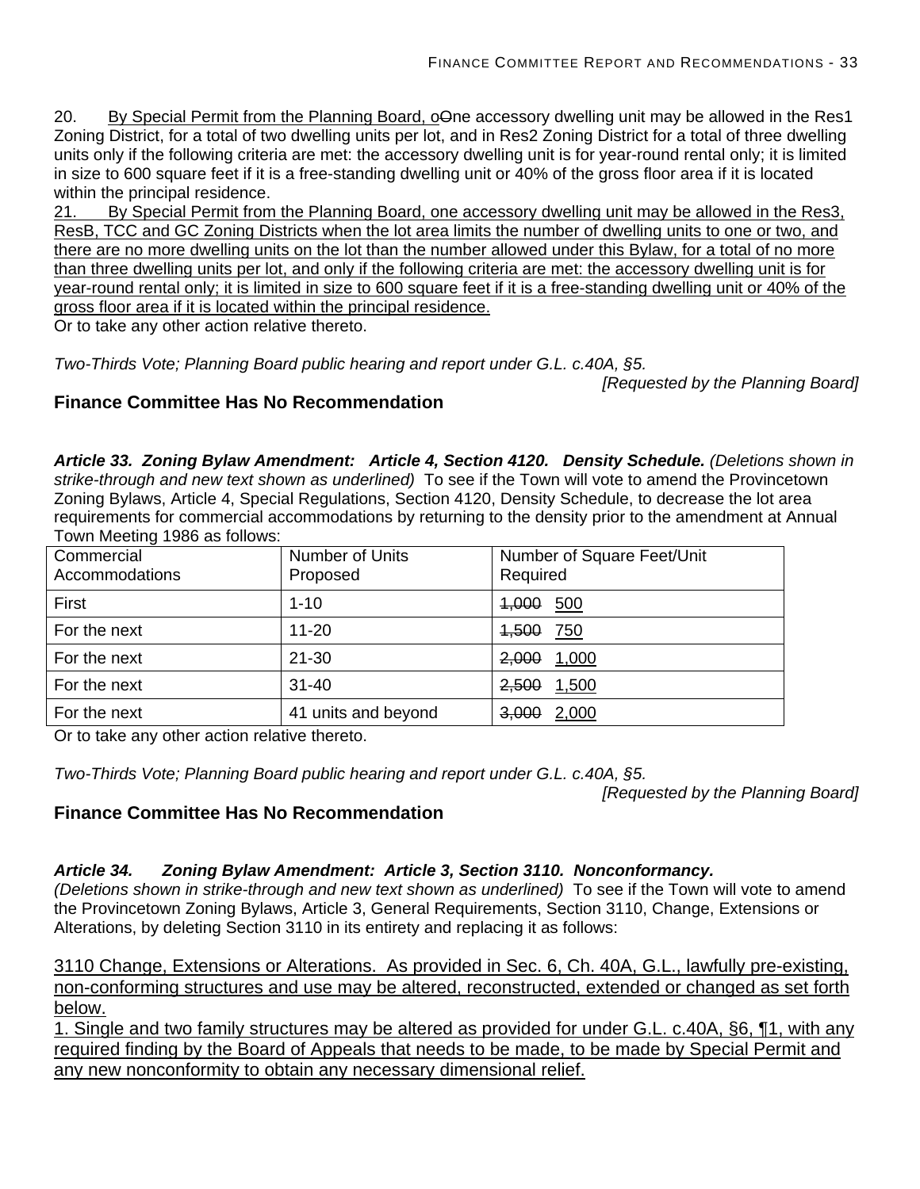20. <u>By Special Permit from the Planning Board, o</u>~~O~~ne accessory dwelling unit may be allowed in the Res1 Zoning District, for a total of two dwelling units per lot, and in Res2 Zoning District for a total of three dwelling units only if the following criteria are met: the accessory dwelling unit is for year-round rental only; it is limited in size to 600 square feet if it is a free-standing dwelling unit or 40% of the gross floor area if it is located within the principal residence.

<u>21. By Special Permit from the Planning Board, one accessory dwelling unit may be allowed in the Res3, ResB, TCC and GC Zoning Districts when the lot area limits the number of dwelling units to one or two, and there are no more dwelling units on the lot than the number allowed under this Bylaw, for a total of no more than three dwelling units per lot, and only if the following criteria are met: the accessory dwelling unit is for year-round rental only; it is limited in size to 600 square feet if it is a free-standing dwelling unit or 40% of the gross floor area if it is located within the principal residence.</u>

Or to take any other action relative thereto.

*Two-Thirds Vote; Planning Board public hearing and report under G.L. c.40A, §5.*

*[Requested by the Planning Board]*

**Finance Committee Has No Recommendation**

***Article 33. Zoning Bylaw Amendment: Article 4, Section 4120. Density Schedule.*** *(Deletions shown in strike-through and new text shown as underlined)* To see if the Town will vote to amend the Provincetown Zoning Bylaws, Article 4, Special Regulations, Section 4120, Density Schedule, to decrease the lot area requirements for commercial accommodations by returning to the density prior to the amendment at Annual Town Meeting 1986 as follows:

| Commercial Accommodations | Number of Units Proposed | Number of Square Feet/Unit Required |
|---|---|---|
| First | 1-10 | ~~1,000~~ <u>500</u> |
| For the next | 11-20 | ~~1,500~~ <u>750</u> |
| For the next | 21-30 | ~~2,000~~ <u>1,000</u> |
| For the next | 31-40 | ~~2,500~~ <u>1,500</u> |
| For the next | 41 units and beyond | ~~3,000~~ <u>2,000</u> |

Or to take any other action relative thereto.

*Two-Thirds Vote; Planning Board public hearing and report under G.L. c.40A, §5.*

*[Requested by the Planning Board]*

**Finance Committee Has No Recommendation**

***Article 34. Zoning Bylaw Amendment: Article 3, Section 3110. Nonconformancy.***
*(Deletions shown in strike-through and new text shown as underlined)* To see if the Town will vote to amend the Provincetown Zoning Bylaws, Article 3, General Requirements, Section 3110, Change, Extensions or Alterations, by deleting Section 3110 in its entirety and replacing it as follows:

<u>3110 Change, Extensions or Alterations. As provided in Sec. 6, Ch. 40A, G.L., lawfully pre-existing, non-conforming structures and use may be altered, reconstructed, extended or changed as set forth below.</u>

<u>1. Single and two family structures may be altered as provided for under G.L. c.40A, §6, ¶1, with any required finding by the Board of Appeals that needs to be made, to be made by Special Permit and any new nonconformity to obtain any necessary dimensional relief.</u>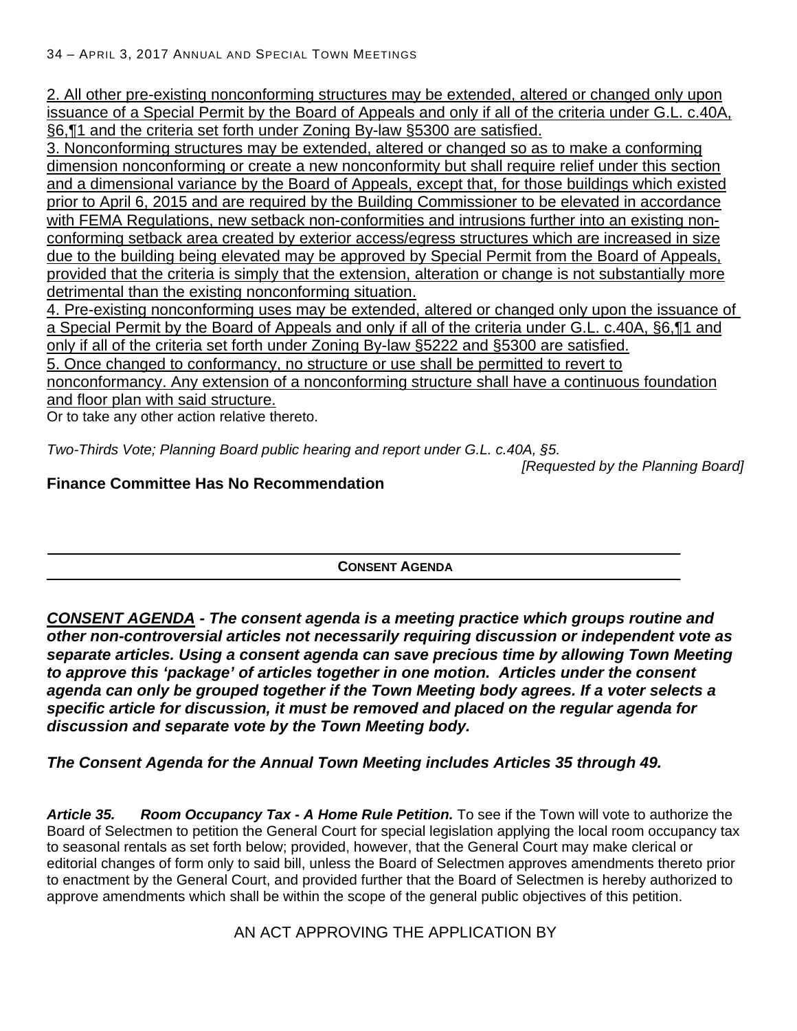<u>2. All other pre-existing nonconforming structures may be extended, altered or changed only upon issuance of a Special Permit by the Board of Appeals and only if all of the criteria under G.L. c.40A, §6,¶1 and the criteria set forth under Zoning By-law §5300 are satisfied.</u>
<u>3. Nonconforming structures may be extended, altered or changed so as to make a conforming dimension nonconforming or create a new nonconformity but shall require relief under this section and a dimensional variance by the Board of Appeals, except that, for those buildings which existed prior to April 6, 2015 and are required by the Building Commissioner to be elevated in accordance with FEMA Regulations, new setback non-conformities and intrusions further into an existing non-conforming setback area created by exterior access/egress structures which are increased in size due to the building being elevated may be approved by Special Permit from the Board of Appeals, provided that the criteria is simply that the extension, alteration or change is not substantially more detrimental than the existing nonconforming situation.</u>
<u>4. Pre-existing nonconforming uses may be extended, altered or changed only upon the issuance of a Special Permit by the Board of Appeals and only if all of the criteria under G.L. c.40A, §6,¶1 and only if all of the criteria set forth under Zoning By-law §5222 and §5300 are satisfied.</u>
<u>5. Once changed to conformancy, no structure or use shall be permitted to revert to nonconformancy. Any extension of a nonconforming structure shall have a continuous foundation and floor plan with said structure.</u>
Or to take any other action relative thereto.

*Two-Thirds Vote; Planning Board public hearing and report under G.L. c.40A, §5.*

*[Requested by the Planning Board]*

**Finance Committee Has No Recommendation**

---

**CONSENT AGENDA**

---

***<u>CONSENT AGENDA</u> - The consent agenda is a meeting practice which groups routine and other non-controversial articles not necessarily requiring discussion or independent vote as separate articles. Using a consent agenda can save precious time by allowing Town Meeting to approve this 'package' of articles together in one motion. Articles under the consent agenda can only be grouped together if the Town Meeting body agrees. If a voter selects a specific article for discussion, it must be removed and placed on the regular agenda for discussion and separate vote by the Town Meeting body.***

***The Consent Agenda for the Annual Town Meeting includes Articles 35 through 49.***

***Article 35. Room Occupancy Tax - A Home Rule Petition.*** To see if the Town will vote to authorize the Board of Selectmen to petition the General Court for special legislation applying the local room occupancy tax to seasonal rentals as set forth below; provided, however, that the General Court may make clerical or editorial changes of form only to said bill, unless the Board of Selectmen approves amendments thereto prior to enactment by the General Court, and provided further that the Board of Selectmen is hereby authorized to approve amendments which shall be within the scope of the general public objectives of this petition.

AN ACT APPROVING THE APPLICATION BY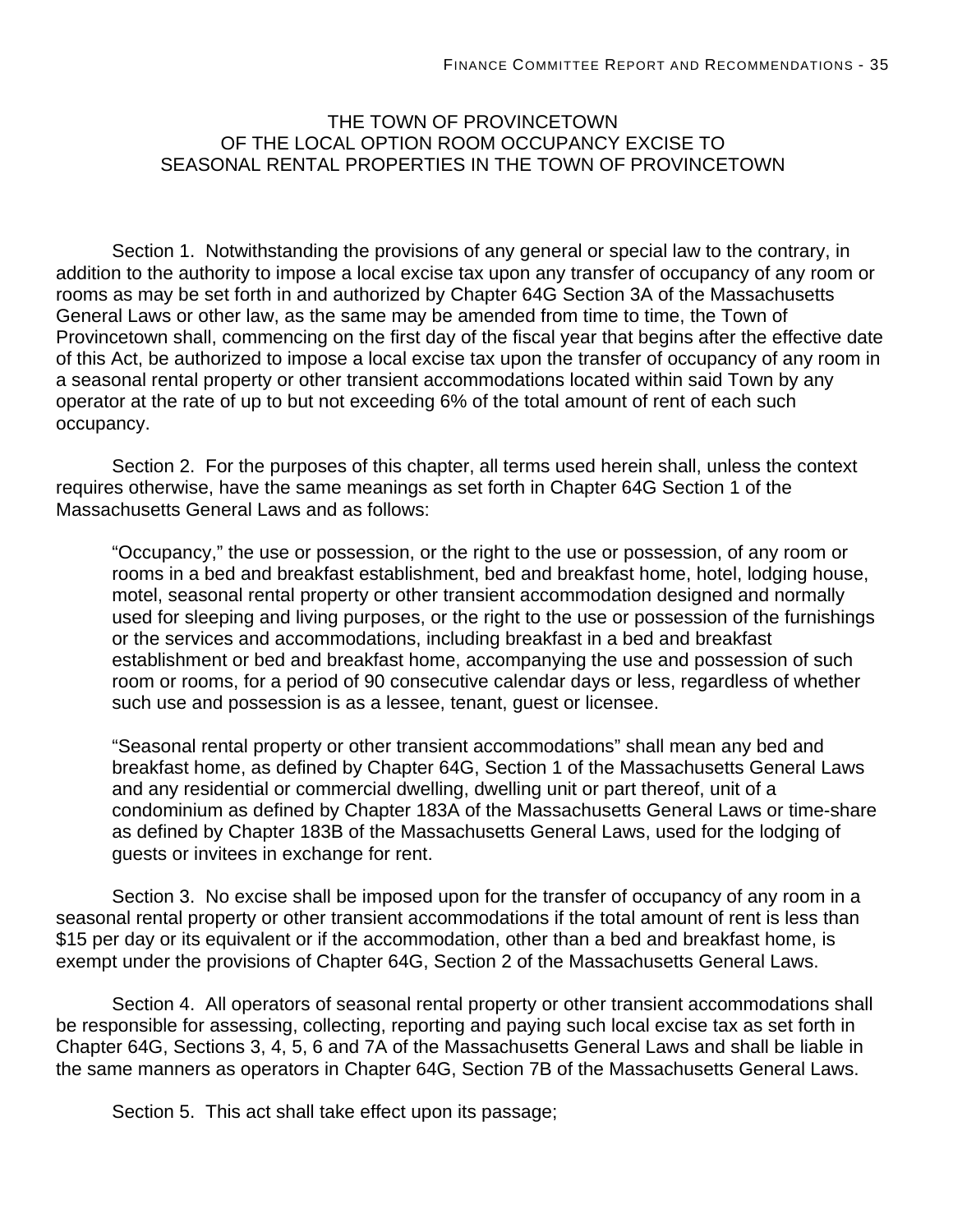THE TOWN OF PROVINCETOWN
OF THE LOCAL OPTION ROOM OCCUPANCY EXCISE TO
SEASONAL RENTAL PROPERTIES IN THE TOWN OF PROVINCETOWN

Section 1. Notwithstanding the provisions of any general or special law to the contrary, in addition to the authority to impose a local excise tax upon any transfer of occupancy of any room or rooms as may be set forth in and authorized by Chapter 64G Section 3A of the Massachusetts General Laws or other law, as the same may be amended from time to time, the Town of Provincetown shall, commencing on the first day of the fiscal year that begins after the effective date of this Act, be authorized to impose a local excise tax upon the transfer of occupancy of any room in a seasonal rental property or other transient accommodations located within said Town by any operator at the rate of up to but not exceeding 6% of the total amount of rent of each such occupancy.

Section 2. For the purposes of this chapter, all terms used herein shall, unless the context requires otherwise, have the same meanings as set forth in Chapter 64G Section 1 of the Massachusetts General Laws and as follows:

> "Occupancy," the use or possession, or the right to the use or possession, of any room or rooms in a bed and breakfast establishment, bed and breakfast home, hotel, lodging house, motel, seasonal rental property or other transient accommodation designed and normally used for sleeping and living purposes, or the right to the use or possession of the furnishings or the services and accommodations, including breakfast in a bed and breakfast establishment or bed and breakfast home, accompanying the use and possession of such room or rooms, for a period of 90 consecutive calendar days or less, regardless of whether such use and possession is as a lessee, tenant, guest or licensee.
>
> "Seasonal rental property or other transient accommodations" shall mean any bed and breakfast home, as defined by Chapter 64G, Section 1 of the Massachusetts General Laws and any residential or commercial dwelling, dwelling unit or part thereof, unit of a condominium as defined by Chapter 183A of the Massachusetts General Laws or time-share as defined by Chapter 183B of the Massachusetts General Laws, used for the lodging of guests or invitees in exchange for rent.

Section 3. No excise shall be imposed upon for the transfer of occupancy of any room in a seasonal rental property or other transient accommodations if the total amount of rent is less than $15 per day or its equivalent or if the accommodation, other than a bed and breakfast home, is exempt under the provisions of Chapter 64G, Section 2 of the Massachusetts General Laws.

Section 4. All operators of seasonal rental property or other transient accommodations shall be responsible for assessing, collecting, reporting and paying such local excise tax as set forth in Chapter 64G, Sections 3, 4, 5, 6 and 7A of the Massachusetts General Laws and shall be liable in the same manners as operators in Chapter 64G, Section 7B of the Massachusetts General Laws.

Section 5. This act shall take effect upon its passage;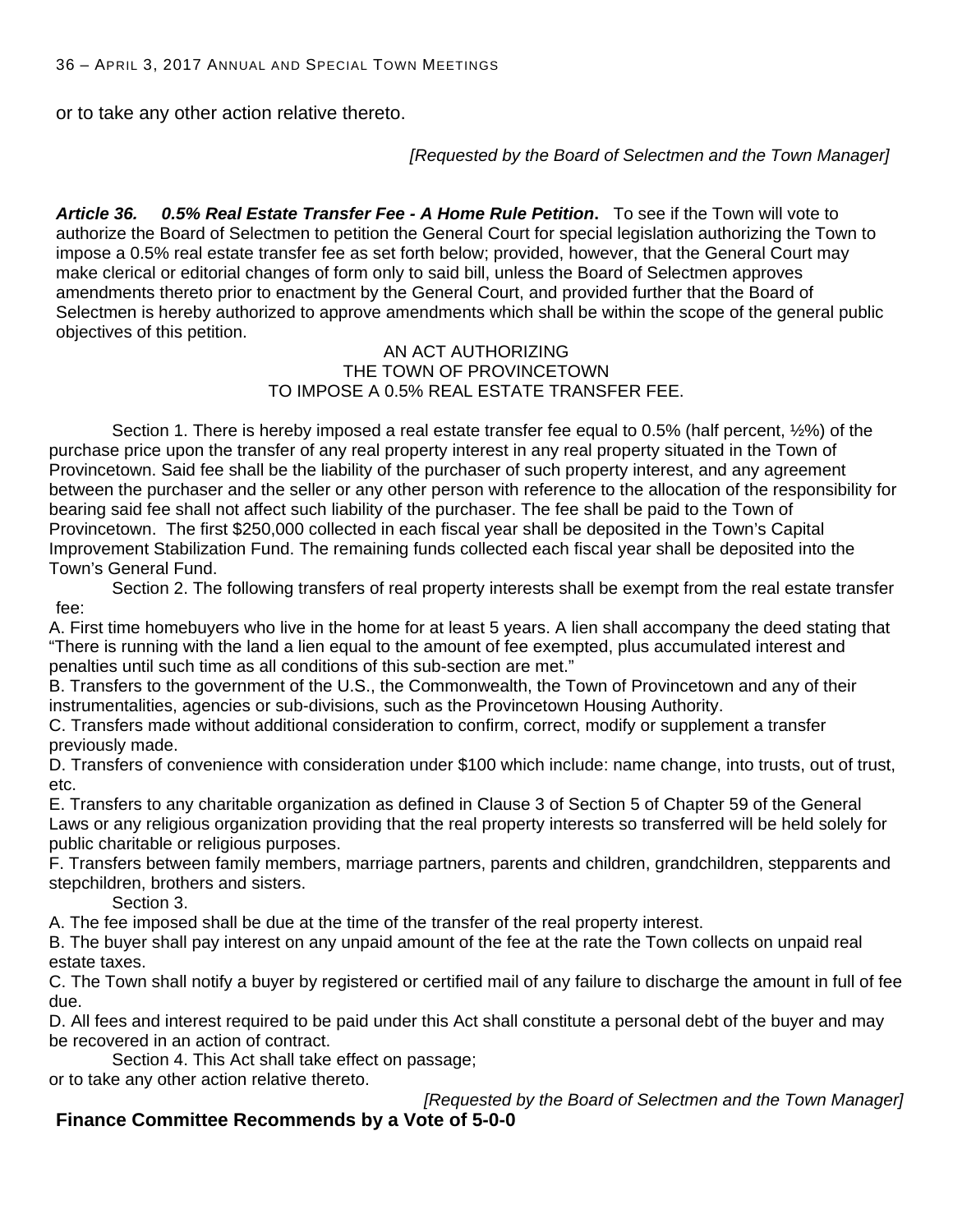or to take any other action relative thereto.

*[Requested by the Board of Selectmen and the Town Manager]*

***Article 36. 0.5% Real Estate Transfer Fee - A Home Rule Petition*.** To see if the Town will vote to authorize the Board of Selectmen to petition the General Court for special legislation authorizing the Town to impose a 0.5% real estate transfer fee as set forth below; provided, however, that the General Court may make clerical or editorial changes of form only to said bill, unless the Board of Selectmen approves amendments thereto prior to enactment by the General Court, and provided further that the Board of Selectmen is hereby authorized to approve amendments which shall be within the scope of the general public objectives of this petition.

AN ACT AUTHORIZING
THE TOWN OF PROVINCETOWN
TO IMPOSE A 0.5% REAL ESTATE TRANSFER FEE.

Section 1. There is hereby imposed a real estate transfer fee equal to 0.5% (half percent, ½%) of the purchase price upon the transfer of any real property interest in any real property situated in the Town of Provincetown. Said fee shall be the liability of the purchaser of such property interest, and any agreement between the purchaser and the seller or any other person with reference to the allocation of the responsibility for bearing said fee shall not affect such liability of the purchaser. The fee shall be paid to the Town of Provincetown. The first $250,000 collected in each fiscal year shall be deposited in the Town's Capital Improvement Stabilization Fund. The remaining funds collected each fiscal year shall be deposited into the Town's General Fund.

Section 2. The following transfers of real property interests shall be exempt from the real estate transfer fee:

A. First time homebuyers who live in the home for at least 5 years. A lien shall accompany the deed stating that "There is running with the land a lien equal to the amount of fee exempted, plus accumulated interest and penalties until such time as all conditions of this sub-section are met."
B. Transfers to the government of the U.S., the Commonwealth, the Town of Provincetown and any of their instrumentalities, agencies or sub-divisions, such as the Provincetown Housing Authority.
C. Transfers made without additional consideration to confirm, correct, modify or supplement a transfer previously made.
D. Transfers of convenience with consideration under $100 which include: name change, into trusts, out of trust, etc.
E. Transfers to any charitable organization as defined in Clause 3 of Section 5 of Chapter 59 of the General Laws or any religious organization providing that the real property interests so transferred will be held solely for public charitable or religious purposes.
F. Transfers between family members, marriage partners, parents and children, grandchildren, stepparents and stepchildren, brothers and sisters.

Section 3.

A. The fee imposed shall be due at the time of the transfer of the real property interest.
B. The buyer shall pay interest on any unpaid amount of the fee at the rate the Town collects on unpaid real estate taxes.
C. The Town shall notify a buyer by registered or certified mail of any failure to discharge the amount in full of fee due.
D. All fees and interest required to be paid under this Act shall constitute a personal debt of the buyer and may be recovered in an action of contract.

Section 4. This Act shall take effect on passage;

or to take any other action relative thereto.

*[Requested by the Board of Selectmen and the Town Manager]*

**Finance Committee Recommends by a Vote of 5-0-0**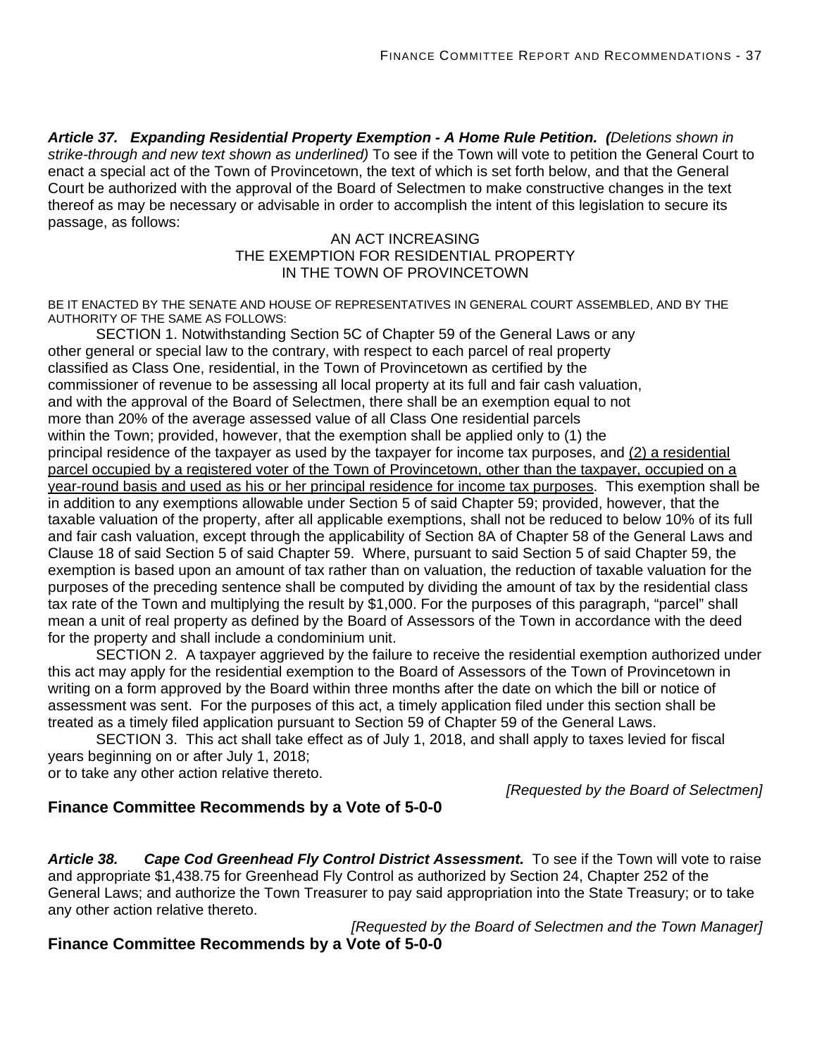***Article 37. Expanding Residential Property Exemption - A Home Rule Petition.*** *(Deletions shown in strike-through and new text shown as underlined)* To see if the Town will vote to petition the General Court to enact a special act of the Town of Provincetown, the text of which is set forth below, and that the General Court be authorized with the approval of the Board of Selectmen to make constructive changes in the text thereof as may be necessary or advisable in order to accomplish the intent of this legislation to secure its passage, as follows:

AN ACT INCREASING
THE EXEMPTION FOR RESIDENTIAL PROPERTY
IN THE TOWN OF PROVINCETOWN

BE IT ENACTED BY THE SENATE AND HOUSE OF REPRESENTATIVES IN GENERAL COURT ASSEMBLED, AND BY THE AUTHORITY OF THE SAME AS FOLLOWS:

SECTION 1. Notwithstanding Section 5C of Chapter 59 of the General Laws or any other general or special law to the contrary, with respect to each parcel of real property classified as Class One, residential, in the Town of Provincetown as certified by the commissioner of revenue to be assessing all local property at its full and fair cash valuation, and with the approval of the Board of Selectmen, there shall be an exemption equal to not more than 20% of the average assessed value of all Class One residential parcels within the Town; provided, however, that the exemption shall be applied only to (1) the principal residence of the taxpayer as used by the taxpayer for income tax purposes, and <u>(2) a residential parcel occupied by a registered voter of the Town of Provincetown, other than the taxpayer, occupied on a year-round basis and used as his or her principal residence for income tax purposes</u>. This exemption shall be in addition to any exemptions allowable under Section 5 of said Chapter 59; provided, however, that the taxable valuation of the property, after all applicable exemptions, shall not be reduced to below 10% of its full and fair cash valuation, except through the applicability of Section 8A of Chapter 58 of the General Laws and Clause 18 of said Section 5 of said Chapter 59. Where, pursuant to said Section 5 of said Chapter 59, the exemption is based upon an amount of tax rather than on valuation, the reduction of taxable valuation for the purposes of the preceding sentence shall be computed by dividing the amount of tax by the residential class tax rate of the Town and multiplying the result by $1,000. For the purposes of this paragraph, "parcel" shall mean a unit of real property as defined by the Board of Assessors of the Town in accordance with the deed for the property and shall include a condominium unit.

SECTION 2. A taxpayer aggrieved by the failure to receive the residential exemption authorized under this act may apply for the residential exemption to the Board of Assessors of the Town of Provincetown in writing on a form approved by the Board within three months after the date on which the bill or notice of assessment was sent. For the purposes of this act, a timely application filed under this section shall be treated as a timely filed application pursuant to Section 59 of Chapter 59 of the General Laws.

SECTION 3. This act shall take effect as of July 1, 2018, and shall apply to taxes levied for fiscal years beginning on or after July 1, 2018;

or to take any other action relative thereto.

*[Requested by the Board of Selectmen]*

**Finance Committee Recommends by a Vote of 5-0-0**

***Article 38. Cape Cod Greenhead Fly Control District Assessment.*** To see if the Town will vote to raise and appropriate $1,438.75 for Greenhead Fly Control as authorized by Section 24, Chapter 252 of the General Laws; and authorize the Town Treasurer to pay said appropriation into the State Treasury; or to take any other action relative thereto.

*[Requested by the Board of Selectmen and the Town Manager]*

**Finance Committee Recommends by a Vote of 5-0-0**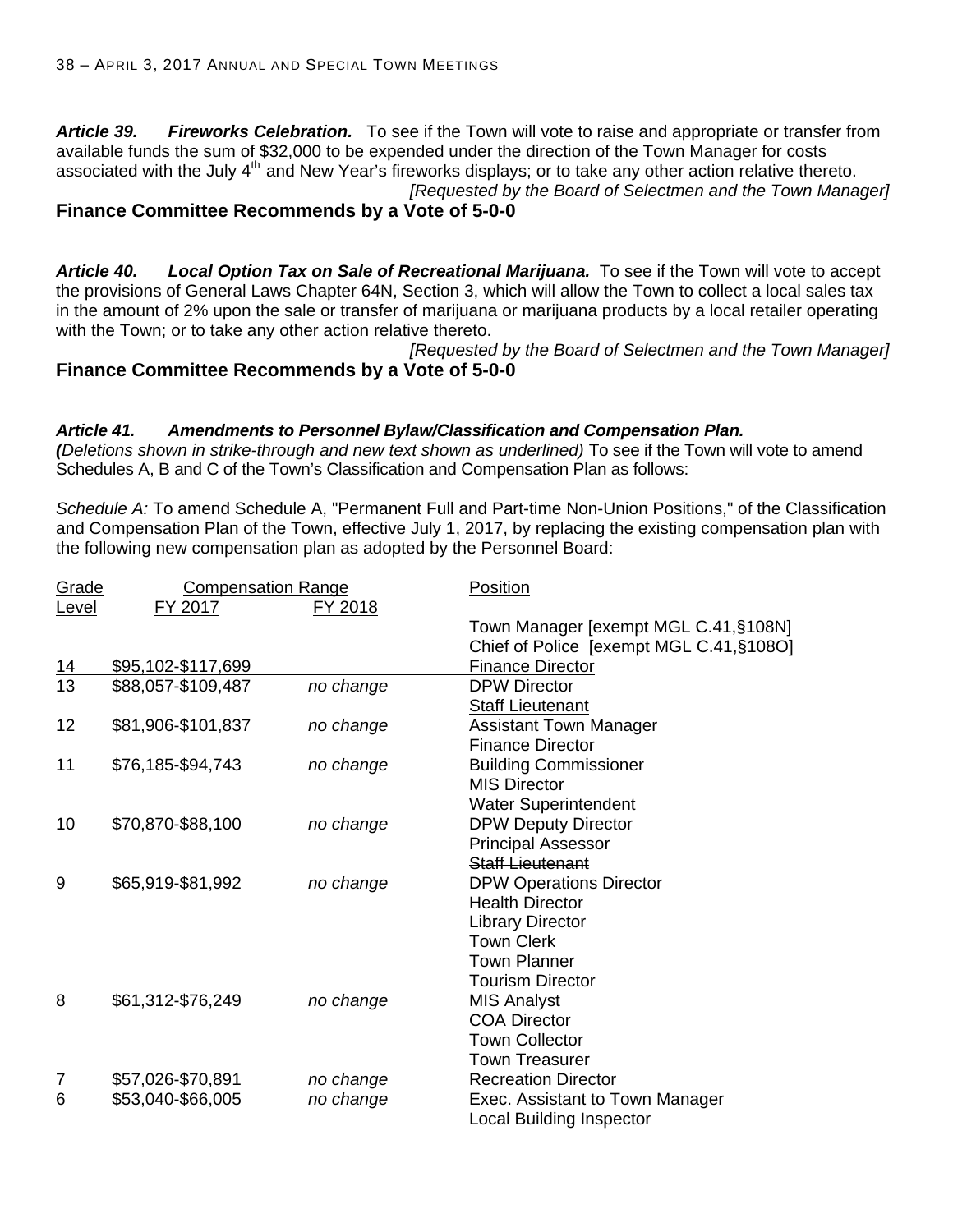***Article 39. Fireworks Celebration.*** To see if the Town will vote to raise and appropriate or transfer from available funds the sum of $32,000 to be expended under the direction of the Town Manager for costs associated with the July 4th and New Year's fireworks displays; or to take any other action relative thereto.

*[Requested by the Board of Selectmen and the Town Manager]*

**Finance Committee Recommends by a Vote of 5-0-0**

***Article 40. Local Option Tax on Sale of Recreational Marijuana.*** To see if the Town will vote to accept the provisions of General Laws Chapter 64N, Section 3, which will allow the Town to collect a local sales tax in the amount of 2% upon the sale or transfer of marijuana or marijuana products by a local retailer operating with the Town; or to take any other action relative thereto.

*[Requested by the Board of Selectmen and the Town Manager]*

**Finance Committee Recommends by a Vote of 5-0-0**

***Article 41. Amendments to Personnel Bylaw/Classification and Compensation Plan.***
***(****Deletions shown in strike-through and new text shown as underlined)* To see if the Town will vote to amend Schedules A, B and C of the Town's Classification and Compensation Plan as follows:

*Schedule A:* To amend Schedule A, "Permanent Full and Part-time Non-Union Positions," of the Classification and Compensation Plan of the Town, effective July 1, 2017, by replacing the existing compensation plan with the following new compensation plan as adopted by the Personnel Board:

| Grade Level | Compensation Range FY 2017 | FY 2018 | Position |
|---|---|---|---|
| | | | Town Manager [exempt MGL C.41,§108N] |
| | | | Chief of Police [exempt MGL C.41,§108O] |
| <u>14</u> | <u>$95,102-$117,699</u> | | <u>Finance Director</u> |
| 13 | $88,057-$109,487 | *no change* | DPW Director |
| | | | <u>Staff Lieutenant</u> |
| 12 | $81,906-$101,837 | *no change* | Assistant Town Manager |
| | | | ~~Finance Director~~ |
| 11 | $76,185-$94,743 | *no change* | Building Commissioner |
| | | | MIS Director |
| | | | Water Superintendent |
| 10 | $70,870-$88,100 | *no change* | DPW Deputy Director |
| | | | Principal Assessor |
| | | | ~~Staff Lieutenant~~ |
| 9 | $65,919-$81,992 | *no change* | DPW Operations Director |
| | | | Health Director |
| | | | Library Director |
| | | | Town Clerk |
| | | | Town Planner |
| | | | Tourism Director |
| 8 | $61,312-$76,249 | *no change* | MIS Analyst |
| | | | COA Director |
| | | | Town Collector |
| | | | Town Treasurer |
| 7 | $57,026-$70,891 | *no change* | Recreation Director |
| 6 | $53,040-$66,005 | *no change* | Exec. Assistant to Town Manager |
| | | | Local Building Inspector |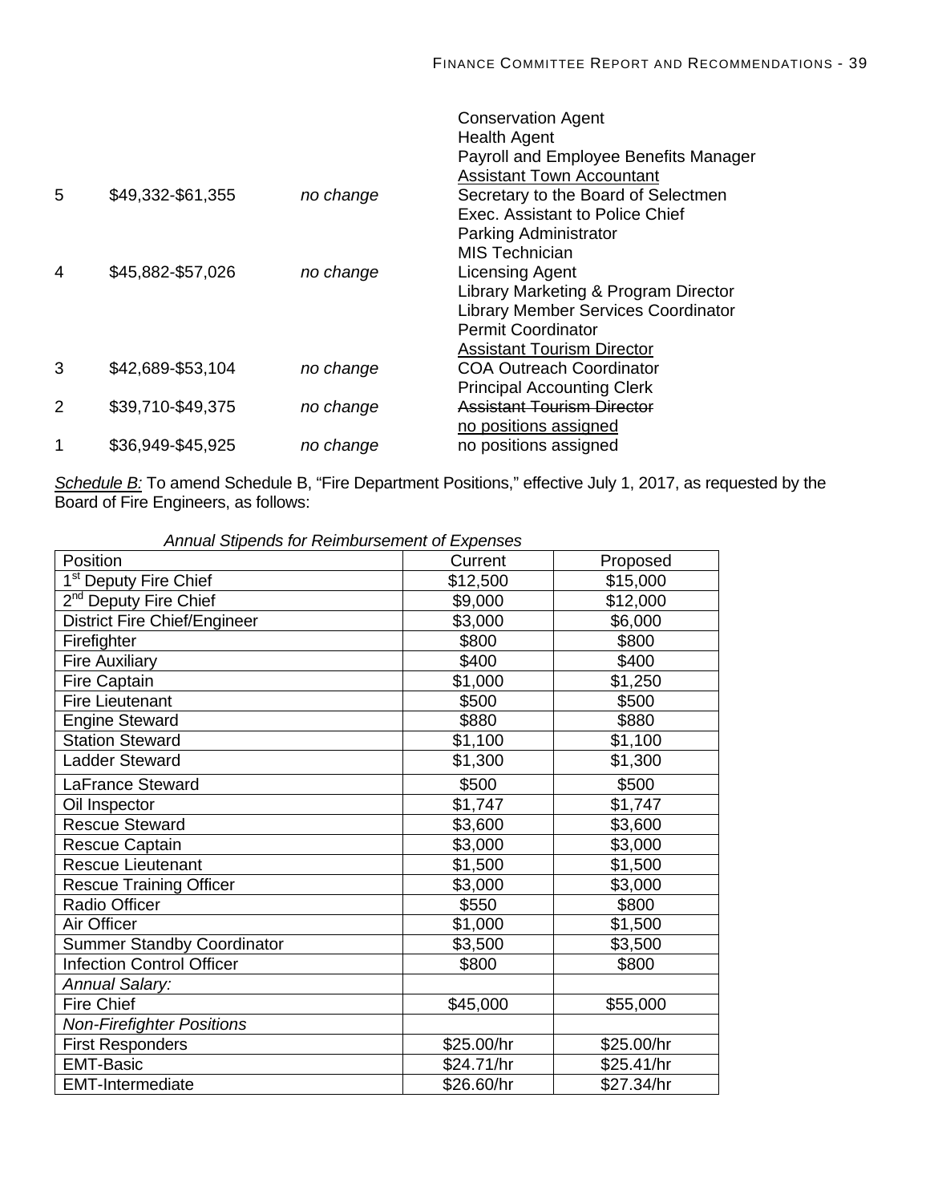| | | | |
|---|---|---|---|
| | | | Conservation Agent<br>Health Agent<br>Payroll and Employee Benefits Manager<br>Assistant Town Accountant |
| 5 | $49,332-$61,355 | *no change* | Secretary to the Board of Selectmen<br>Exec. Assistant to Police Chief<br>Parking Administrator<br>MIS Technician |
| 4 | $45,882-$57,026 | *no change* | Licensing Agent<br>Library Marketing & Program Director<br>Library Member Services Coordinator<br>Permit Coordinator<br>Assistant Tourism Director |
| 3 | $42,689-$53,104 | *no change* | COA Outreach Coordinator<br>Principal Accounting Clerk |
| 2 | $39,710-$49,375 | *no change* | ~~Assistant Tourism Director~~<br>no positions assigned |
| 1 | $36,949-$45,925 | *no change* | no positions assigned |

*Schedule B:* To amend Schedule B, "Fire Department Positions," effective July 1, 2017, as requested by the Board of Fire Engineers, as follows:

*Annual Stipends for Reimbursement of Expenses*

| Position | Current | Proposed |
|---|---|---|
| 1st Deputy Fire Chief | $12,500 | $15,000 |
| 2nd Deputy Fire Chief | $9,000 | $12,000 |
| District Fire Chief/Engineer | $3,000 | $6,000 |
| Firefighter | $800 | $800 |
| Fire Auxiliary | $400 | $400 |
| Fire Captain | $1,000 | $1,250 |
| Fire Lieutenant | $500 | $500 |
| Engine Steward | $880 | $880 |
| Station Steward | $1,100 | $1,100 |
| Ladder Steward | $1,300 | $1,300 |
| LaFrance Steward | $500 | $500 |
| Oil Inspector | $1,747 | $1,747 |
| Rescue Steward | $3,600 | $3,600 |
| Rescue Captain | $3,000 | $3,000 |
| Rescue Lieutenant | $1,500 | $1,500 |
| Rescue Training Officer | $3,000 | $3,000 |
| Radio Officer | $550 | $800 |
| Air Officer | $1,000 | $1,500 |
| Summer Standby Coordinator | $3,500 | $3,500 |
| Infection Control Officer | $800 | $800 |
| *Annual Salary:* | | |
| Fire Chief | $45,000 | $55,000 |
| *Non-Firefighter Positions* | | |
| First Responders | $25.00/hr | $25.00/hr |
| EMT-Basic | $24.71/hr | $25.41/hr |
| EMT-Intermediate | $26.60/hr | $27.34/hr |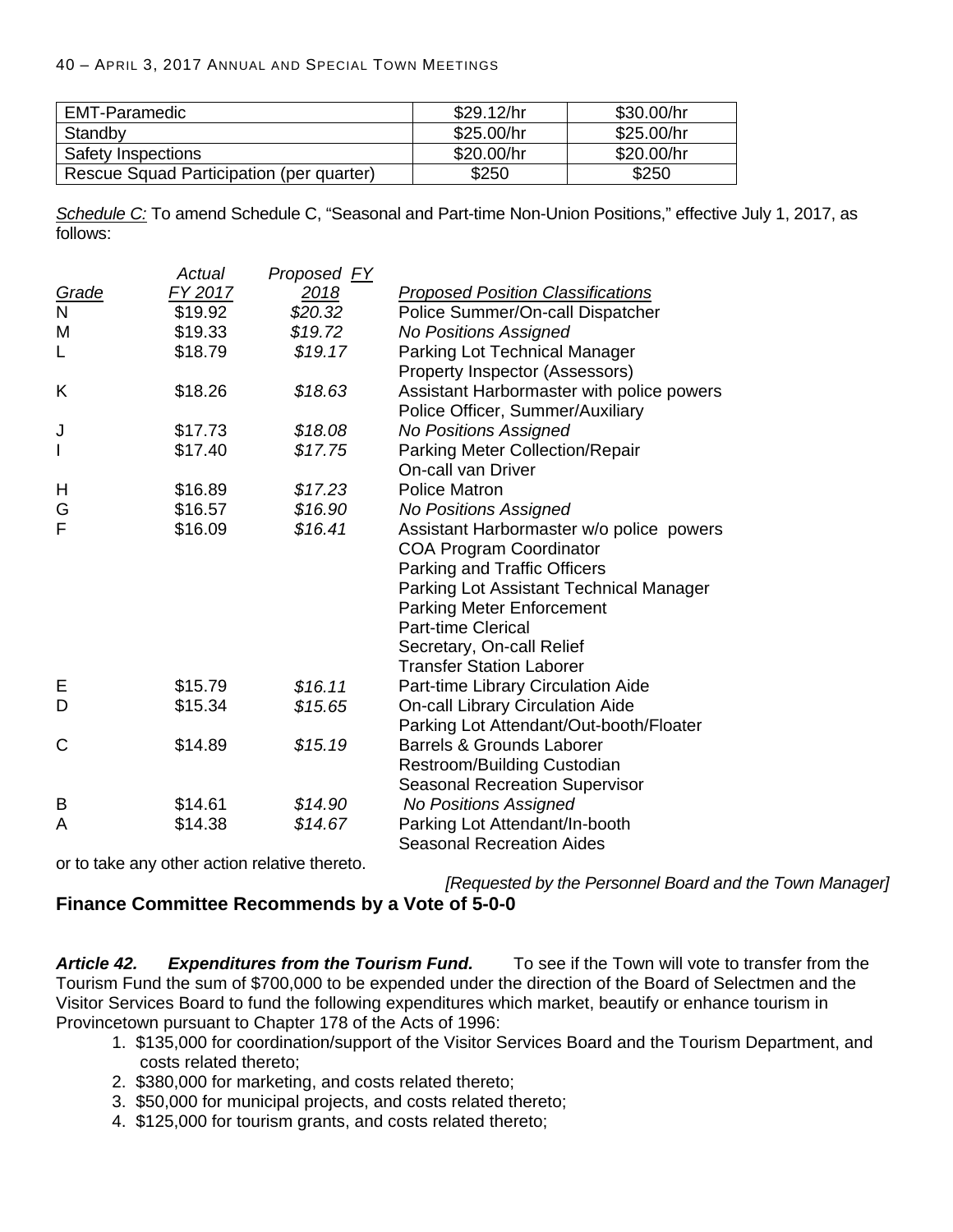| | | |
|---|---|---|
| EMT-Paramedic | $29.12/hr | $30.00/hr |
| Standby | $25.00/hr | $25.00/hr |
| Safety Inspections | $20.00/hr | $20.00/hr |
| Rescue Squad Participation (per quarter) | $250 | $250 |

*Schedule C:* To amend Schedule C, "Seasonal and Part-time Non-Union Positions," effective July 1, 2017, as follows:

| Grade | Actual FY 2017 | Proposed FY 2018 | Proposed Position Classifications |
|---|---|---|---|
| N | $19.92 | *$20.32* | Police Summer/On-call Dispatcher |
| M | $19.33 | *$19.72* | *No Positions Assigned* |
| L | $18.79 | *$19.17* | Parking Lot Technical Manager<br>Property Inspector (Assessors) |
| K | $18.26 | *$18.63* | Assistant Harbormaster with police powers<br>Police Officer, Summer/Auxiliary |
| J | $17.73 | *$18.08* | *No Positions Assigned* |
| I | $17.40 | *$17.75* | Parking Meter Collection/Repair<br>On-call van Driver |
| H | $16.89 | *$17.23* | Police Matron |
| G | $16.57 | *$16.90* | *No Positions Assigned* |
| F | $16.09 | *$16.41* | Assistant Harbormaster w/o police powers<br>COA Program Coordinator<br>Parking and Traffic Officers<br>Parking Lot Assistant Technical Manager<br>Parking Meter Enforcement<br>Part-time Clerical<br>Secretary, On-call Relief<br>Transfer Station Laborer |
| E | $15.79 | *$16.11* | Part-time Library Circulation Aide |
| D | $15.34 | *$15.65* | On-call Library Circulation Aide<br>Parking Lot Attendant/Out-booth/Floater |
| C | $14.89 | *$15.19* | Barrels & Grounds Laborer<br>Restroom/Building Custodian<br>Seasonal Recreation Supervisor |
| B | $14.61 | *$14.90* | *No Positions Assigned* |
| A | $14.38 | *$14.67* | Parking Lot Attendant/In-booth<br>Seasonal Recreation Aides |

or to take any other action relative thereto.

*[Requested by the Personnel Board and the Town Manager]*

**Finance Committee Recommends by a Vote of 5-0-0**

***Article 42. Expenditures from the Tourism Fund.*** To see if the Town will vote to transfer from the Tourism Fund the sum of $700,000 to be expended under the direction of the Board of Selectmen and the Visitor Services Board to fund the following expenditures which market, beautify or enhance tourism in Provincetown pursuant to Chapter 178 of the Acts of 1996:

1. $135,000 for coordination/support of the Visitor Services Board and the Tourism Department, and costs related thereto;
2. $380,000 for marketing, and costs related thereto;
3. $50,000 for municipal projects, and costs related thereto;
4. $125,000 for tourism grants, and costs related thereto;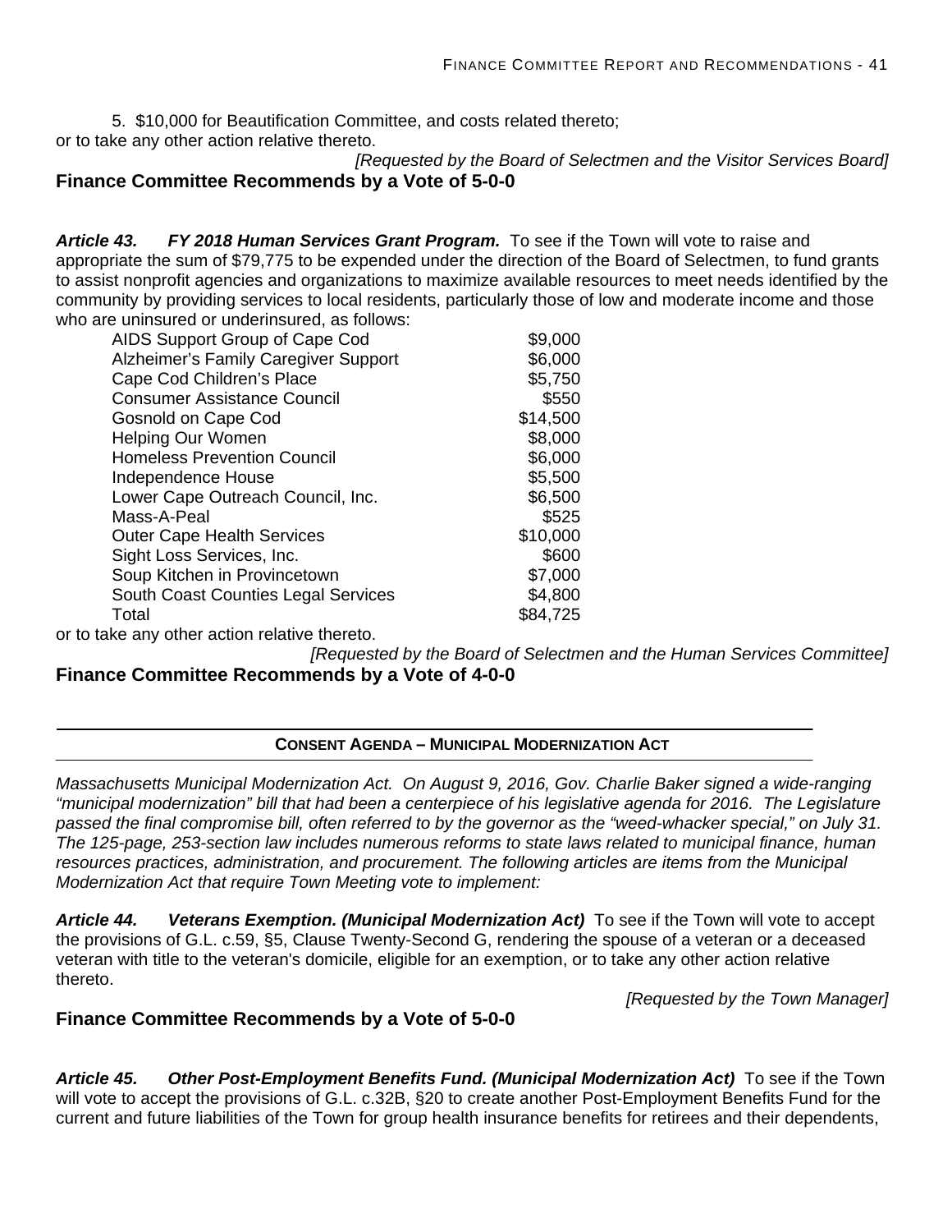5. $10,000 for Beautification Committee, and costs related thereto;

or to take any other action relative thereto.

*[Requested by the Board of Selectmen and the Visitor Services Board]*

**Finance Committee Recommends by a Vote of 5-0-0**

***Article 43. FY 2018 Human Services Grant Program.*** To see if the Town will vote to raise and appropriate the sum of $79,775 to be expended under the direction of the Board of Selectmen, to fund grants to assist nonprofit agencies and organizations to maximize available resources to meet needs identified by the community by providing services to local residents, particularly those of low and moderate income and those who are uninsured or underinsured, as follows:

| | |
|---|---|
| AIDS Support Group of Cape Cod | $9,000 |
| Alzheimer's Family Caregiver Support | $6,000 |
| Cape Cod Children's Place | $5,750 |
| Consumer Assistance Council | $550 |
| Gosnold on Cape Cod | $14,500 |
| Helping Our Women | $8,000 |
| Homeless Prevention Council | $6,000 |
| Independence House | $5,500 |
| Lower Cape Outreach Council, Inc. | $6,500 |
| Mass-A-Peal | $525 |
| Outer Cape Health Services | $10,000 |
| Sight Loss Services, Inc. | $600 |
| Soup Kitchen in Provincetown | $7,000 |
| South Coast Counties Legal Services | $4,800 |
| Total | $84,725 |

or to take any other action relative thereto.

*[Requested by the Board of Selectmen and the Human Services Committee]*

**Finance Committee Recommends by a Vote of 4-0-0**

---

**CONSENT AGENDA – MUNICIPAL MODERNIZATION ACT**

---

*Massachusetts Municipal Modernization Act. On August 9, 2016, Gov. Charlie Baker signed a wide-ranging "municipal modernization" bill that had been a centerpiece of his legislative agenda for 2016. The Legislature passed the final compromise bill, often referred to by the governor as the "weed-whacker special," on July 31. The 125-page, 253-section law includes numerous reforms to state laws related to municipal finance, human resources practices, administration, and procurement. The following articles are items from the Municipal Modernization Act that require Town Meeting vote to implement:*

***Article 44. Veterans Exemption. (Municipal Modernization Act)*** To see if the Town will vote to accept the provisions of G.L. c.59, §5, Clause Twenty-Second G, rendering the spouse of a veteran or a deceased veteran with title to the veteran's domicile, eligible for an exemption, or to take any other action relative thereto.

*[Requested by the Town Manager]*

**Finance Committee Recommends by a Vote of 5-0-0**

***Article 45. Other Post-Employment Benefits Fund. (Municipal Modernization Act)*** To see if the Town will vote to accept the provisions of G.L. c.32B, §20 to create another Post-Employment Benefits Fund for the current and future liabilities of the Town for group health insurance benefits for retirees and their dependents,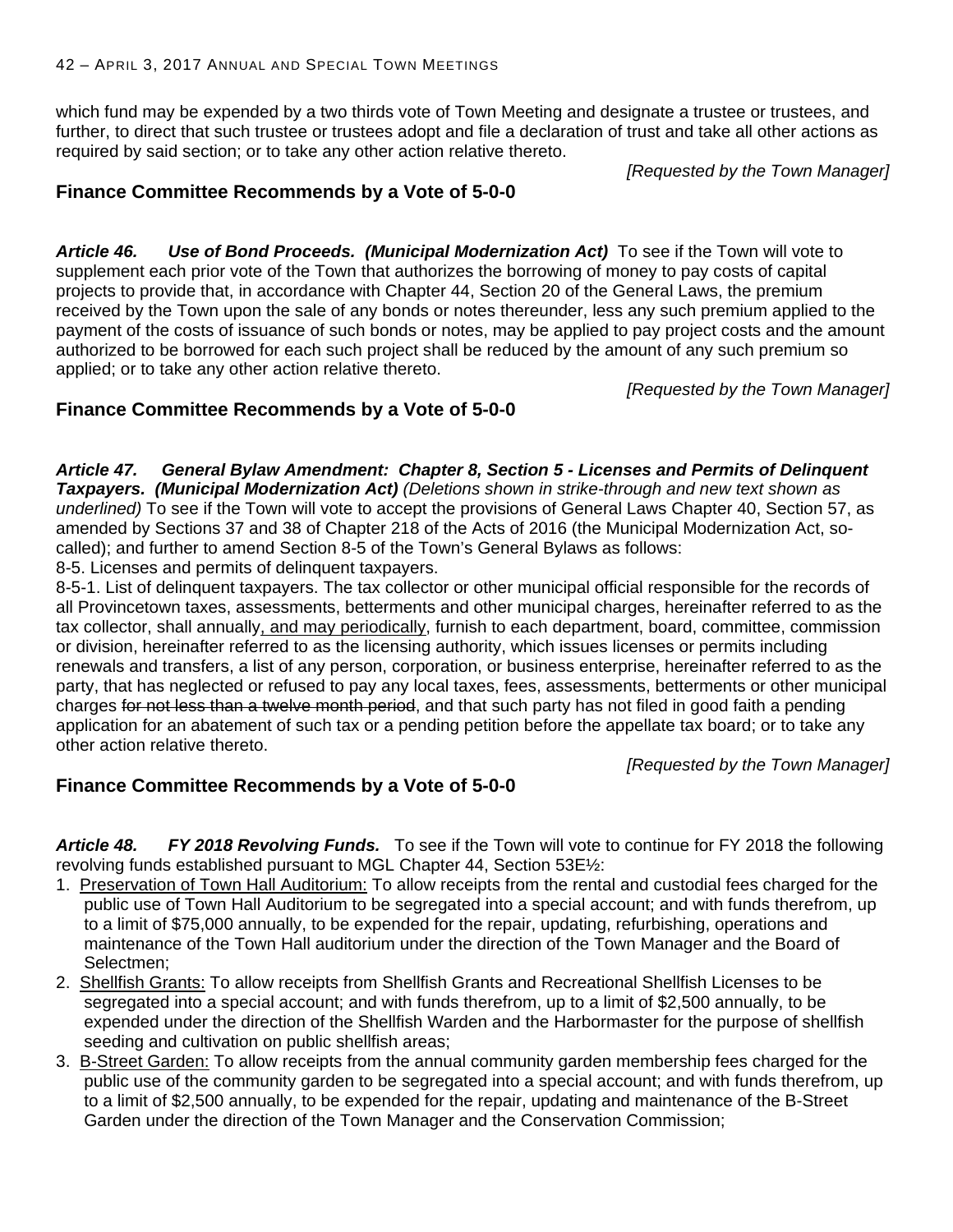which fund may be expended by a two thirds vote of Town Meeting and designate a trustee or trustees, and further, to direct that such trustee or trustees adopt and file a declaration of trust and take all other actions as required by said section; or to take any other action relative thereto.

*[Requested by the Town Manager]*

**Finance Committee Recommends by a Vote of 5-0-0**

***Article 46. Use of Bond Proceeds. (Municipal Modernization Act)*** To see if the Town will vote to supplement each prior vote of the Town that authorizes the borrowing of money to pay costs of capital projects to provide that, in accordance with Chapter 44, Section 20 of the General Laws, the premium received by the Town upon the sale of any bonds or notes thereunder, less any such premium applied to the payment of the costs of issuance of such bonds or notes, may be applied to pay project costs and the amount authorized to be borrowed for each such project shall be reduced by the amount of any such premium so applied; or to take any other action relative thereto.

*[Requested by the Town Manager]*

**Finance Committee Recommends by a Vote of 5-0-0**

***Article 47. General Bylaw Amendment: Chapter 8, Section 5 - Licenses and Permits of Delinquent Taxpayers. (Municipal Modernization Act)*** *(Deletions shown in strike-through and new text shown as underlined)* To see if the Town will vote to accept the provisions of General Laws Chapter 40, Section 57, as amended by Sections 37 and 38 of Chapter 218 of the Acts of 2016 (the Municipal Modernization Act, so-called); and further to amend Section 8-5 of the Town's General Bylaws as follows:

8-5. Licenses and permits of delinquent taxpayers.

8-5-1. List of delinquent taxpayers. The tax collector or other municipal official responsible for the records of all Provincetown taxes, assessments, betterments and other municipal charges, hereinafter referred to as the tax collector, shall annually<u>, and may periodically</u>, furnish to each department, board, committee, commission or division, hereinafter referred to as the licensing authority, which issues licenses or permits including renewals and transfers, a list of any person, corporation, or business enterprise, hereinafter referred to as the party, that has neglected or refused to pay any local taxes, fees, assessments, betterments or other municipal charges ~~for not less than a twelve month period~~, and that such party has not filed in good faith a pending application for an abatement of such tax or a pending petition before the appellate tax board; or to take any other action relative thereto.

*[Requested by the Town Manager]*

**Finance Committee Recommends by a Vote of 5-0-0**

***Article 48. FY 2018 Revolving Funds.*** To see if the Town will vote to continue for FY 2018 the following revolving funds established pursuant to MGL Chapter 44, Section 53E½:

1. <u>Preservation of Town Hall Auditorium:</u> To allow receipts from the rental and custodial fees charged for the public use of Town Hall Auditorium to be segregated into a special account; and with funds therefrom, up to a limit of $75,000 annually, to be expended for the repair, updating, refurbishing, operations and maintenance of the Town Hall auditorium under the direction of the Town Manager and the Board of Selectmen;
2. <u>Shellfish Grants:</u> To allow receipts from Shellfish Grants and Recreational Shellfish Licenses to be segregated into a special account; and with funds therefrom, up to a limit of $2,500 annually, to be expended under the direction of the Shellfish Warden and the Harbormaster for the purpose of shellfish seeding and cultivation on public shellfish areas;
3. <u>B-Street Garden:</u> To allow receipts from the annual community garden membership fees charged for the public use of the community garden to be segregated into a special account; and with funds therefrom, up to a limit of $2,500 annually, to be expended for the repair, updating and maintenance of the B-Street Garden under the direction of the Town Manager and the Conservation Commission;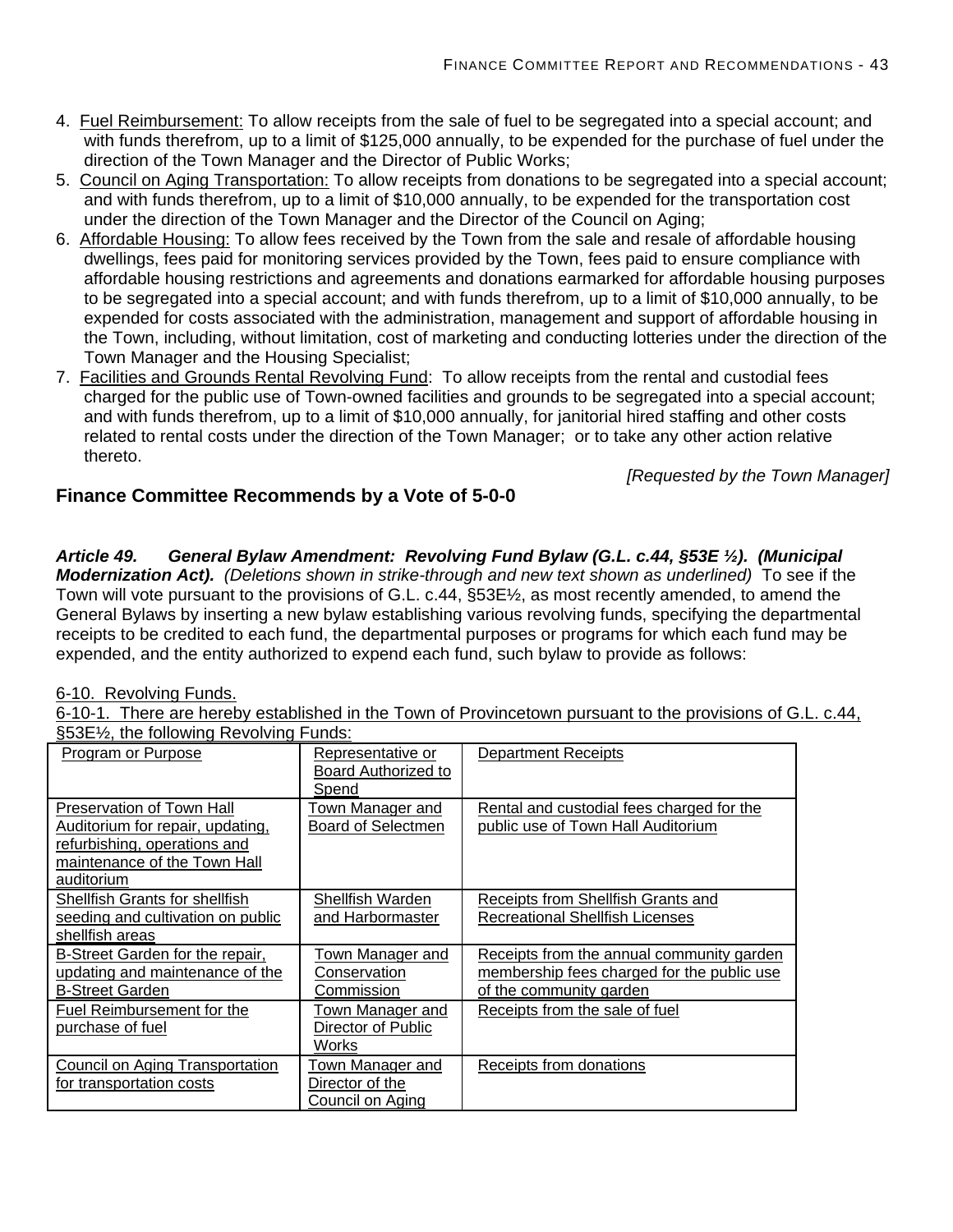4. <u>Fuel Reimbursement:</u> To allow receipts from the sale of fuel to be segregated into a special account; and with funds therefrom, up to a limit of $125,000 annually, to be expended for the purchase of fuel under the direction of the Town Manager and the Director of Public Works;
5. <u>Council on Aging Transportation:</u> To allow receipts from donations to be segregated into a special account; and with funds therefrom, up to a limit of $10,000 annually, to be expended for the transportation cost under the direction of the Town Manager and the Director of the Council on Aging;
6. <u>Affordable Housing:</u> To allow fees received by the Town from the sale and resale of affordable housing dwellings, fees paid for monitoring services provided by the Town, fees paid to ensure compliance with affordable housing restrictions and agreements and donations earmarked for affordable housing purposes to be segregated into a special account; and with funds therefrom, up to a limit of $10,000 annually, to be expended for costs associated with the administration, management and support of affordable housing in the Town, including, without limitation, cost of marketing and conducting lotteries under the direction of the Town Manager and the Housing Specialist;
7. <u>Facilities and Grounds Rental Revolving Fund</u>: To allow receipts from the rental and custodial fees charged for the public use of Town-owned facilities and grounds to be segregated into a special account; and with funds therefrom, up to a limit of $10,000 annually, for janitorial hired staffing and other costs related to rental costs under the direction of the Town Manager; or to take any other action relative thereto.

*[Requested by the Town Manager]*

**Finance Committee Recommends by a Vote of 5-0-0**

***Article 49. General Bylaw Amendment: Revolving Fund Bylaw (G.L. c.44, §53E ½). (Municipal Modernization Act).*** *(Deletions shown in strike-through and new text shown as underlined)* To see if the Town will vote pursuant to the provisions of G.L. c.44, §53E½, as most recently amended, to amend the General Bylaws by inserting a new bylaw establishing various revolving funds, specifying the departmental receipts to be credited to each fund, the departmental purposes or programs for which each fund may be expended, and the entity authorized to expend each fund, such bylaw to provide as follows:

<u>6-10. Revolving Funds.</u>

<u>6-10-1. There are hereby established in the Town of Provincetown pursuant to the provisions of G.L. c.44, §53E½, the following Revolving Funds:</u>

| Program or Purpose | Representative or Board Authorized to Spend | Department Receipts |
|---|---|---|
| Preservation of Town Hall Auditorium for repair, updating, refurbishing, operations and maintenance of the Town Hall auditorium | Town Manager and Board of Selectmen | Rental and custodial fees charged for the public use of Town Hall Auditorium |
| Shellfish Grants for shellfish seeding and cultivation on public shellfish areas | Shellfish Warden and Harbormaster | Receipts from Shellfish Grants and Recreational Shellfish Licenses |
| B-Street Garden for the repair, updating and maintenance of the B-Street Garden | Town Manager and Conservation Commission | Receipts from the annual community garden membership fees charged for the public use of the community garden |
| Fuel Reimbursement for the purchase of fuel | Town Manager and Director of Public Works | Receipts from the sale of fuel |
| Council on Aging Transportation for transportation costs | Town Manager and Director of the Council on Aging | Receipts from donations |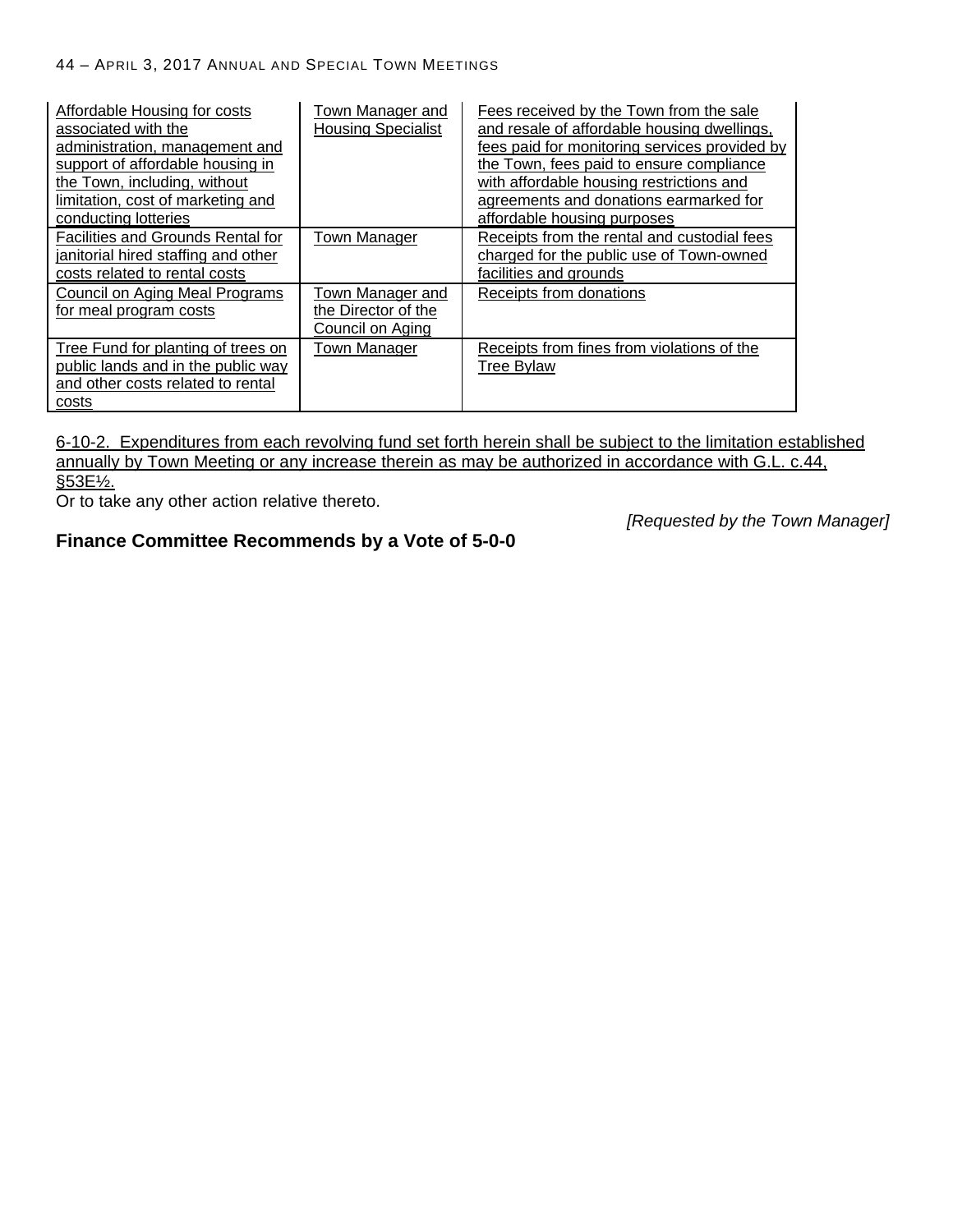| | | |
|---|---|---|
| Affordable Housing for costs associated with the administration, management and support of affordable housing in the Town, including, without limitation, cost of marketing and conducting lotteries | Town Manager and Housing Specialist | Fees received by the Town from the sale and resale of affordable housing dwellings, fees paid for monitoring services provided by the Town, fees paid to ensure compliance with affordable housing restrictions and agreements and donations earmarked for affordable housing purposes |
| Facilities and Grounds Rental for janitorial hired staffing and other costs related to rental costs | Town Manager | Receipts from the rental and custodial fees charged for the public use of Town-owned facilities and grounds |
| Council on Aging Meal Programs for meal program costs | Town Manager and the Director of the Council on Aging | Receipts from donations |
| Tree Fund for planting of trees on public lands and in the public way and other costs related to rental costs | Town Manager | Receipts from fines from violations of the Tree Bylaw |

6-10-2. Expenditures from each revolving fund set forth herein shall be subject to the limitation established annually by Town Meeting or any increase therein as may be authorized in accordance with G.L. c.44, §53E½.

Or to take any other action relative thereto.

*[Requested by the Town Manager]*

**Finance Committee Recommends by a Vote of 5-0-0**